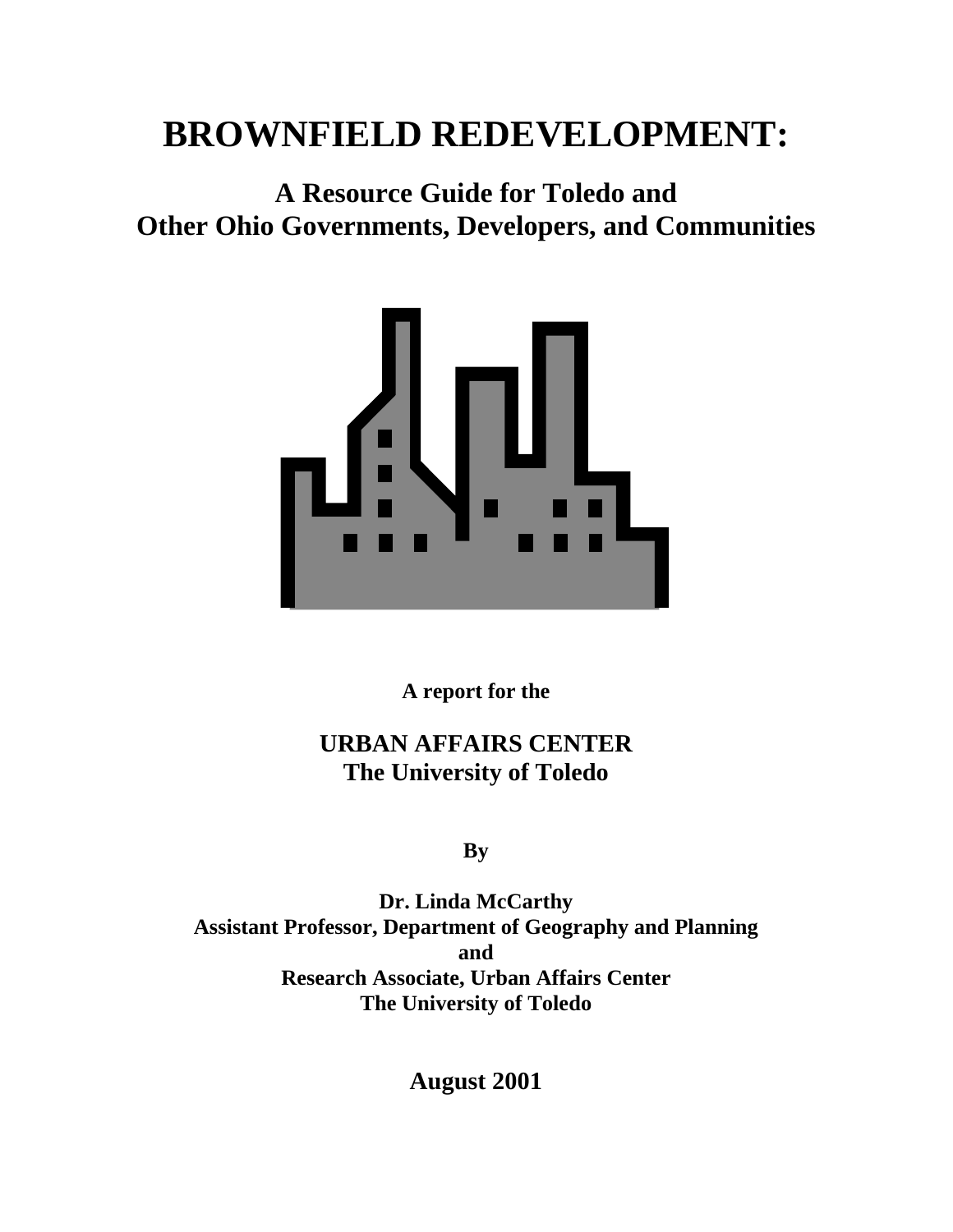# BROWNFIELD REDEVELOPMENT:

## A Resource Guide for Toledo and Other Ohio Governments, Developers, and Communities

**A report for the**

**URBAN AFFAIRS CENTER**
**The University of Toledo**

**By**

**Dr. Linda McCarthy**
**Assistant Professor, Department of Geography and Planning**
**and**
**Research Associate, Urban Affairs Center**
**The University of Toledo**

**August 2001**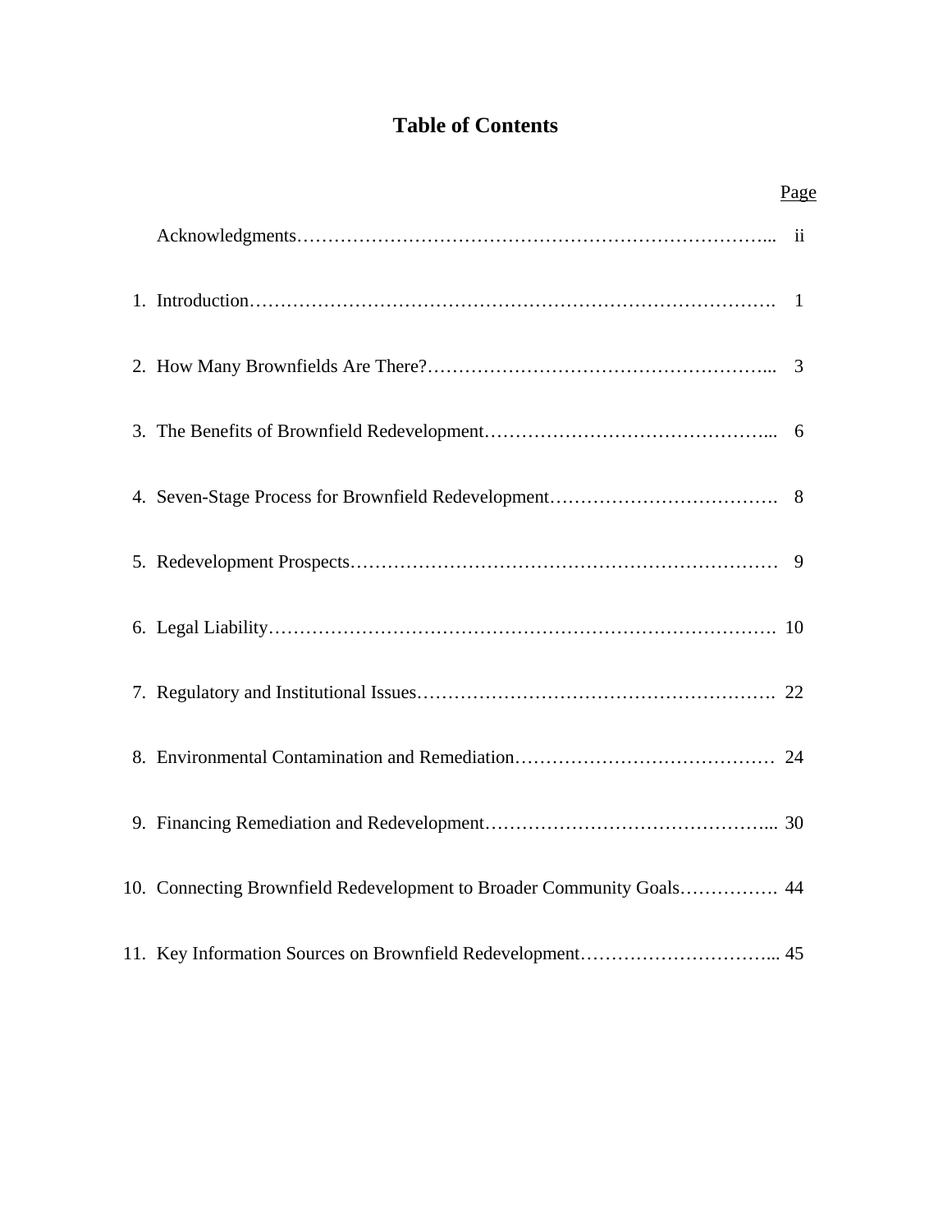# Table of Contents

| | | Page |
|---|---|---|
| | Acknowledgments | ii |
| 1. | Introduction | 1 |
| 2. | How Many Brownfields Are There? | 3 |
| 3. | The Benefits of Brownfield Redevelopment | 6 |
| 4. | Seven-Stage Process for Brownfield Redevelopment | 8 |
| 5. | Redevelopment Prospects | 9 |
| 6. | Legal Liability | 10 |
| 7. | Regulatory and Institutional Issues | 22 |
| 8. | Environmental Contamination and Remediation | 24 |
| 9. | Financing Remediation and Redevelopment | 30 |
| 10. | Connecting Brownfield Redevelopment to Broader Community Goals | 44 |
| 11. | Key Information Sources on Brownfield Redevelopment | 45 |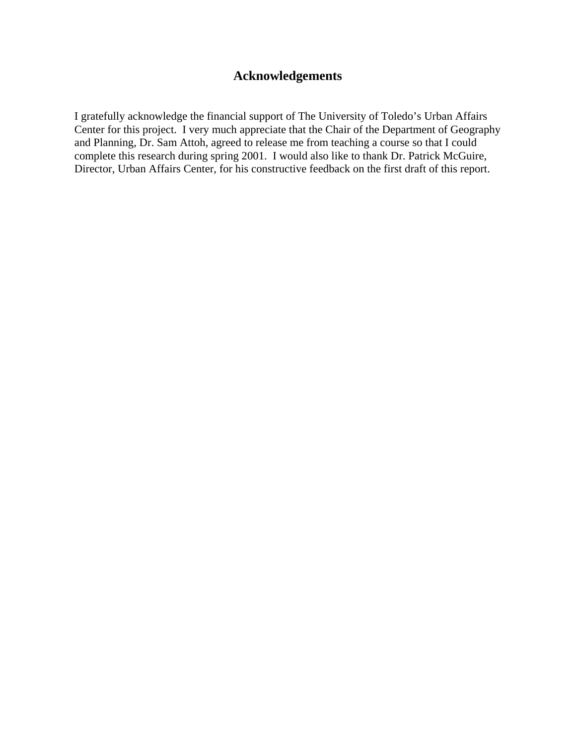# Acknowledgements

I gratefully acknowledge the financial support of The University of Toledo's Urban Affairs Center for this project. I very much appreciate that the Chair of the Department of Geography and Planning, Dr. Sam Attoh, agreed to release me from teaching a course so that I could complete this research during spring 2001. I would also like to thank Dr. Patrick McGuire, Director, Urban Affairs Center, for his constructive feedback on the first draft of this report.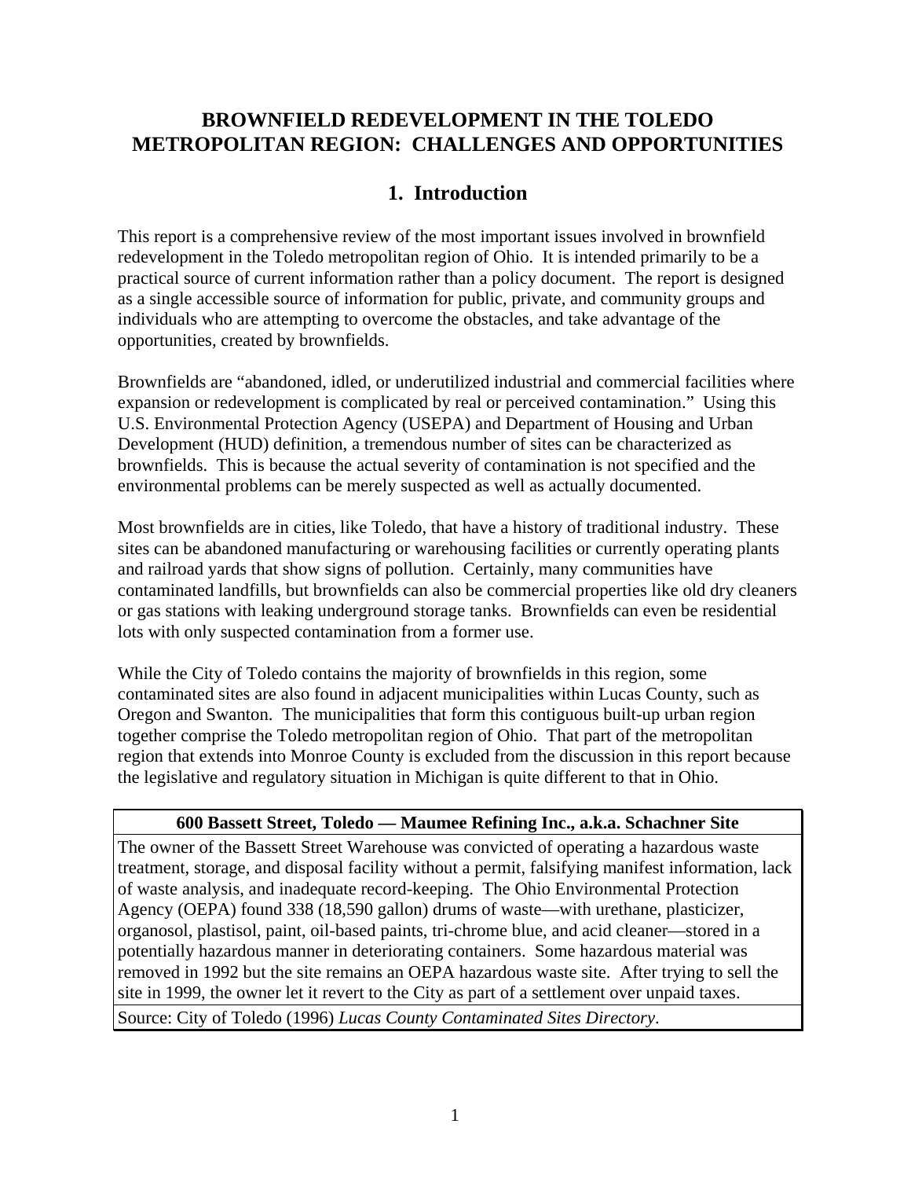# BROWNFIELD REDEVELOPMENT IN THE TOLEDO METROPOLITAN REGION: CHALLENGES AND OPPORTUNITIES

## 1. Introduction

This report is a comprehensive review of the most important issues involved in brownfield redevelopment in the Toledo metropolitan region of Ohio. It is intended primarily to be a practical source of current information rather than a policy document. The report is designed as a single accessible source of information for public, private, and community groups and individuals who are attempting to overcome the obstacles, and take advantage of the opportunities, created by brownfields.

Brownfields are "abandoned, idled, or underutilized industrial and commercial facilities where expansion or redevelopment is complicated by real or perceived contamination." Using this U.S. Environmental Protection Agency (USEPA) and Department of Housing and Urban Development (HUD) definition, a tremendous number of sites can be characterized as brownfields. This is because the actual severity of contamination is not specified and the environmental problems can be merely suspected as well as actually documented.

Most brownfields are in cities, like Toledo, that have a history of traditional industry. These sites can be abandoned manufacturing or warehousing facilities or currently operating plants and railroad yards that show signs of pollution. Certainly, many communities have contaminated landfills, but brownfields can also be commercial properties like old dry cleaners or gas stations with leaking underground storage tanks. Brownfields can even be residential lots with only suspected contamination from a former use.

While the City of Toledo contains the majority of brownfields in this region, some contaminated sites are also found in adjacent municipalities within Lucas County, such as Oregon and Swanton. The municipalities that form this contiguous built-up urban region together comprise the Toledo metropolitan region of Ohio. That part of the metropolitan region that extends into Monroe County is excluded from the discussion in this report because the legislative and regulatory situation in Michigan is quite different to that in Ohio.

| **600 Bassett Street, Toledo — Maumee Refining Inc., a.k.a. Schachner Site** |
|---|
| The owner of the Bassett Street Warehouse was convicted of operating a hazardous waste treatment, storage, and disposal facility without a permit, falsifying manifest information, lack of waste analysis, and inadequate record-keeping. The Ohio Environmental Protection Agency (OEPA) found 338 (18,590 gallon) drums of waste—with urethane, plasticizer, organosol, plastisol, paint, oil-based paints, tri-chrome blue, and acid cleaner—stored in a potentially hazardous manner in deteriorating containers. Some hazardous material was removed in 1992 but the site remains an OEPA hazardous waste site. After trying to sell the site in 1999, the owner let it revert to the City as part of a settlement over unpaid taxes. |
| Source: City of Toledo (1996) *Lucas County Contaminated Sites Directory*. |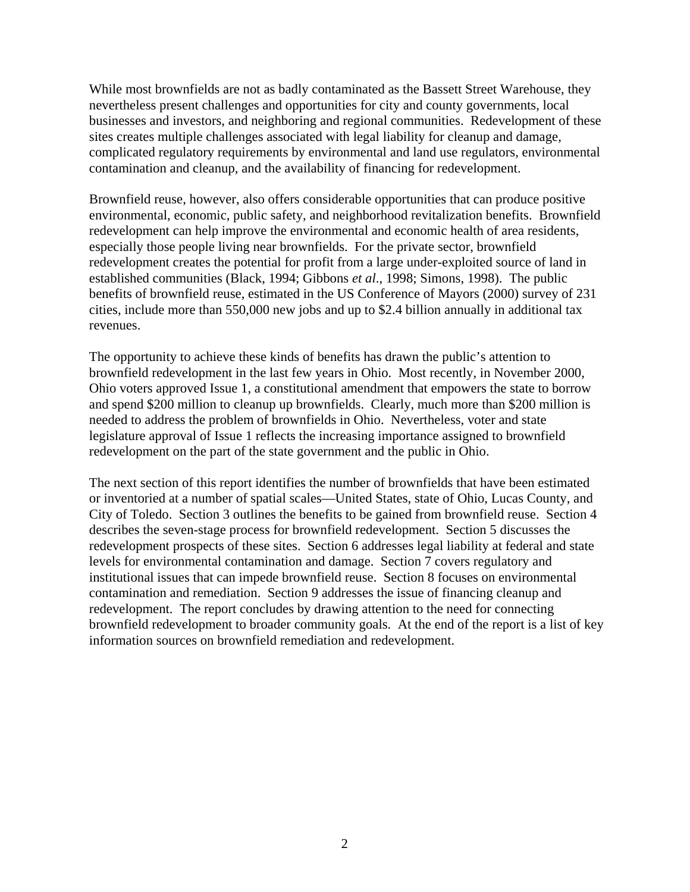While most brownfields are not as badly contaminated as the Bassett Street Warehouse, they nevertheless present challenges and opportunities for city and county governments, local businesses and investors, and neighboring and regional communities. Redevelopment of these sites creates multiple challenges associated with legal liability for cleanup and damage, complicated regulatory requirements by environmental and land use regulators, environmental contamination and cleanup, and the availability of financing for redevelopment.

Brownfield reuse, however, also offers considerable opportunities that can produce positive environmental, economic, public safety, and neighborhood revitalization benefits. Brownfield redevelopment can help improve the environmental and economic health of area residents, especially those people living near brownfields. For the private sector, brownfield redevelopment creates the potential for profit from a large under-exploited source of land in established communities (Black, 1994; Gibbons *et al.*, 1998; Simons, 1998). The public benefits of brownfield reuse, estimated in the US Conference of Mayors (2000) survey of 231 cities, include more than 550,000 new jobs and up to $2.4 billion annually in additional tax revenues.

The opportunity to achieve these kinds of benefits has drawn the public's attention to brownfield redevelopment in the last few years in Ohio. Most recently, in November 2000, Ohio voters approved Issue 1, a constitutional amendment that empowers the state to borrow and spend $200 million to cleanup up brownfields. Clearly, much more than $200 million is needed to address the problem of brownfields in Ohio. Nevertheless, voter and state legislature approval of Issue 1 reflects the increasing importance assigned to brownfield redevelopment on the part of the state government and the public in Ohio.

The next section of this report identifies the number of brownfields that have been estimated or inventoried at a number of spatial scales—United States, state of Ohio, Lucas County, and City of Toledo. Section 3 outlines the benefits to be gained from brownfield reuse. Section 4 describes the seven-stage process for brownfield redevelopment. Section 5 discusses the redevelopment prospects of these sites. Section 6 addresses legal liability at federal and state levels for environmental contamination and damage. Section 7 covers regulatory and institutional issues that can impede brownfield reuse. Section 8 focuses on environmental contamination and remediation. Section 9 addresses the issue of financing cleanup and redevelopment. The report concludes by drawing attention to the need for connecting brownfield redevelopment to broader community goals. At the end of the report is a list of key information sources on brownfield remediation and redevelopment.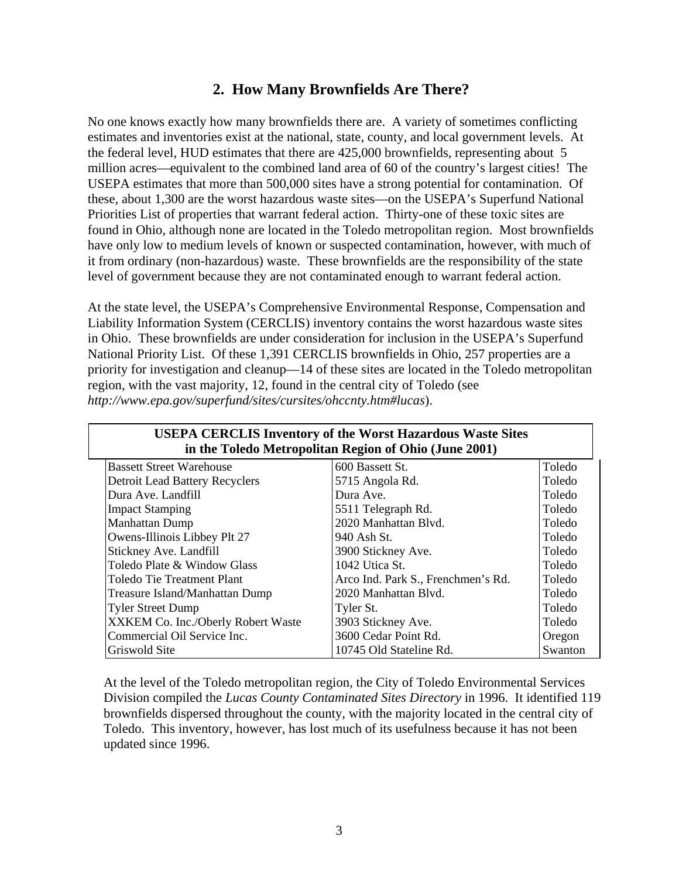## 2. How Many Brownfields Are There?

No one knows exactly how many brownfields there are. A variety of sometimes conflicting estimates and inventories exist at the national, state, county, and local government levels. At the federal level, HUD estimates that there are 425,000 brownfields, representing about 5 million acres—equivalent to the combined land area of 60 of the country's largest cities! The USEPA estimates that more than 500,000 sites have a strong potential for contamination. Of these, about 1,300 are the worst hazardous waste sites—on the USEPA's Superfund National Priorities List of properties that warrant federal action. Thirty-one of these toxic sites are found in Ohio, although none are located in the Toledo metropolitan region. Most brownfields have only low to medium levels of known or suspected contamination, however, with much of it from ordinary (non-hazardous) waste. These brownfields are the responsibility of the state level of government because they are not contaminated enough to warrant federal action.

At the state level, the USEPA's Comprehensive Environmental Response, Compensation and Liability Information System (CERCLIS) inventory contains the worst hazardous waste sites in Ohio. These brownfields are under consideration for inclusion in the USEPA's Superfund National Priority List. Of these 1,391 CERCLIS brownfields in Ohio, 257 properties are a priority for investigation and cleanup—14 of these sites are located in the Toledo metropolitan region, with the vast majority, 12, found in the central city of Toledo (see *http://www.epa.gov/superfund/sites/cursites/ohccnty.htm#lucas*).

| **USEPA CERCLIS Inventory of the Worst Hazardous Waste Sites in the Toledo Metropolitan Region of Ohio (June 2001)** | | |
|---|---|---|
| Bassett Street Warehouse | 600 Bassett St. | Toledo |
| Detroit Lead Battery Recyclers | 5715 Angola Rd. | Toledo |
| Dura Ave. Landfill | Dura Ave. | Toledo |
| Impact Stamping | 5511 Telegraph Rd. | Toledo |
| Manhattan Dump | 2020 Manhattan Blvd. | Toledo |
| Owens-Illinois Libbey Plt 27 | 940 Ash St. | Toledo |
| Stickney Ave. Landfill | 3900 Stickney Ave. | Toledo |
| Toledo Plate & Window Glass | 1042 Utica St. | Toledo |
| Toledo Tie Treatment Plant | Arco Ind. Park S., Frenchmen's Rd. | Toledo |
| Treasure Island/Manhattan Dump | 2020 Manhattan Blvd. | Toledo |
| Tyler Street Dump | Tyler St. | Toledo |
| XXKEM Co. Inc./Oberly Robert Waste | 3903 Stickney Ave. | Toledo |
| Commercial Oil Service Inc. | 3600 Cedar Point Rd. | Oregon |
| Griswold Site | 10745 Old Stateline Rd. | Swanton |

At the level of the Toledo metropolitan region, the City of Toledo Environmental Services Division compiled the *Lucas County Contaminated Sites Directory* in 1996. It identified 119 brownfields dispersed throughout the county, with the majority located in the central city of Toledo. This inventory, however, has lost much of its usefulness because it has not been updated since 1996.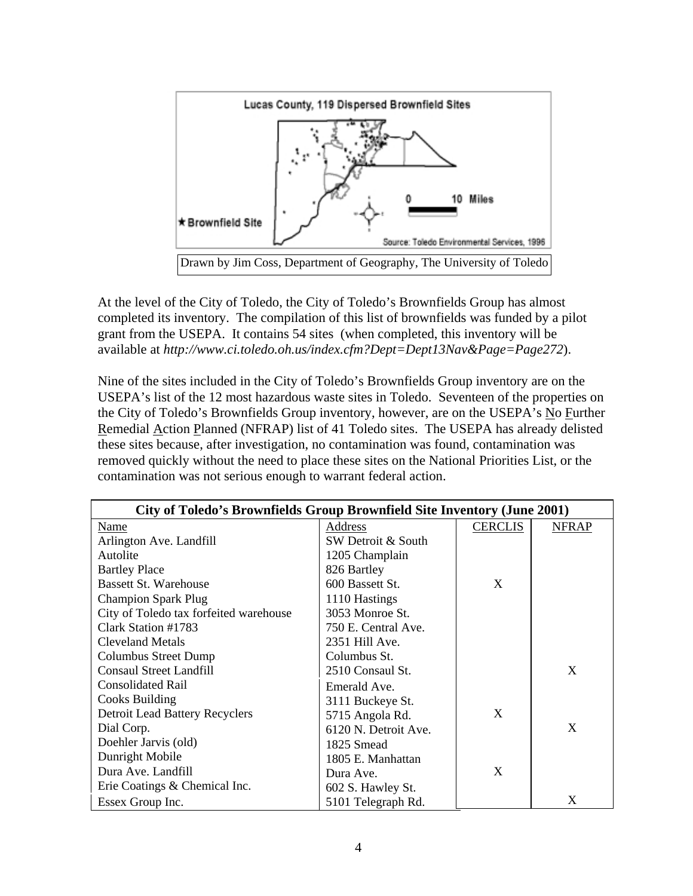Lucas County, 119 Dispersed Brownfield Sites

Drawn by Jim Coss, Department of Geography, The University of Toledo

At the level of the City of Toledo, the City of Toledo's Brownfields Group has almost completed its inventory. The compilation of this list of brownfields was funded by a pilot grant from the USEPA. It contains 54 sites (when completed, this inventory will be available at *http://www.ci.toledo.oh.us/index.cfm?Dept=Dept13Nav&Page=Page272*).

Nine of the sites included in the City of Toledo's Brownfields Group inventory are on the USEPA's list of the 12 most hazardous waste sites in Toledo. Seventeen of the properties on the City of Toledo's Brownfields Group inventory, however, are on the USEPA's No Further Remedial Action Planned (NFRAP) list of 41 Toledo sites. The USEPA has already delisted these sites because, after investigation, no contamination was found, contamination was removed quickly without the need to place these sites on the National Priorities List, or the contamination was not serious enough to warrant federal action.

| City of Toledo's Brownfields Group Brownfield Site Inventory (June 2001) | | | |
|---|---|---|---|
| Name | Address | CERCLIS | NFRAP |
| Arlington Ave. Landfill | SW Detroit & South | | |
| Autolite | 1205 Champlain | | |
| Bartley Place | 826 Bartley | | |
| Bassett St. Warehouse | 600 Bassett St. | X | |
| Champion Spark Plug | 1110 Hastings | | |
| City of Toledo tax forfeited warehouse | 3053 Monroe St. | | |
| Clark Station #1783 | 750 E. Central Ave. | | |
| Cleveland Metals | 2351 Hill Ave. | | |
| Columbus Street Dump | Columbus St. | | |
| Consaul Street Landfill | 2510 Consaul St. | | X |
| Consolidated Rail | Emerald Ave. | | |
| Cooks Building | 3111 Buckeye St. | | |
| Detroit Lead Battery Recyclers | 5715 Angola Rd. | X | |
| Dial Corp. | 6120 N. Detroit Ave. | | X |
| Doehler Jarvis (old) | 1825 Smead | | |
| Dunright Mobile | 1805 E. Manhattan | | |
| Dura Ave. Landfill | Dura Ave. | X | |
| Erie Coatings & Chemical Inc. | 602 S. Hawley St. | | |
| Essex Group Inc. | 5101 Telegraph Rd. | | X |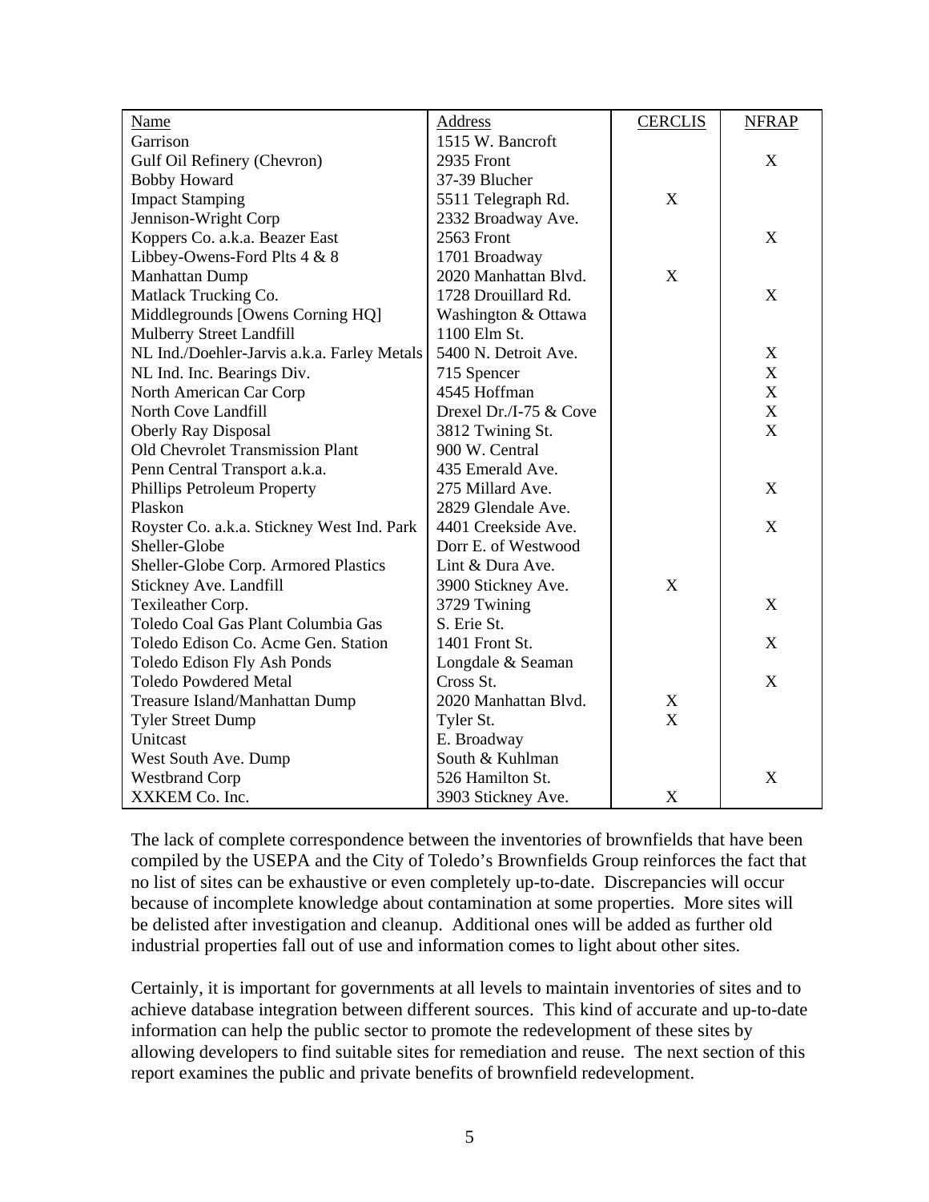| Name | Address | CERCLIS | NFRAP |
|---|---|---|---|
| Garrison | 1515 W. Bancroft | | |
| Gulf Oil Refinery (Chevron) | 2935 Front | | X |
| Bobby Howard | 37-39 Blucher | | |
| Impact Stamping | 5511 Telegraph Rd. | X | |
| Jennison-Wright Corp | 2332 Broadway Ave. | | |
| Koppers Co. a.k.a. Beazer East | 2563 Front | | X |
| Libbey-Owens-Ford Plts 4 & 8 | 1701 Broadway | | |
| Manhattan Dump | 2020 Manhattan Blvd. | X | |
| Matlack Trucking Co. | 1728 Drouillard Rd. | | X |
| Middlegrounds [Owens Corning HQ] | Washington & Ottawa | | |
| Mulberry Street Landfill | 1100 Elm St. | | |
| NL Ind./Doehler-Jarvis a.k.a. Farley Metals | 5400 N. Detroit Ave. | | X |
| NL Ind. Inc. Bearings Div. | 715 Spencer | | X |
| North American Car Corp | 4545 Hoffman | | X |
| North Cove Landfill | Drexel Dr./I-75 & Cove | | X |
| Oberly Ray Disposal | 3812 Twining St. | | X |
| Old Chevrolet Transmission Plant | 900 W. Central | | |
| Penn Central Transport a.k.a. | 435 Emerald Ave. | | |
| Phillips Petroleum Property | 275 Millard Ave. | | X |
| Plaskon | 2829 Glendale Ave. | | |
| Royster Co. a.k.a. Stickney West Ind. Park | 4401 Creekside Ave. | | X |
| Sheller-Globe | Dorr E. of Westwood | | |
| Sheller-Globe Corp. Armored Plastics | Lint & Dura Ave. | | |
| Stickney Ave. Landfill | 3900 Stickney Ave. | X | |
| Texileather Corp. | 3729 Twining | | X |
| Toledo Coal Gas Plant Columbia Gas | S. Erie St. | | |
| Toledo Edison Co. Acme Gen. Station | 1401 Front St. | | X |
| Toledo Edison Fly Ash Ponds | Longdale & Seaman | | |
| Toledo Powdered Metal | Cross St. | | X |
| Treasure Island/Manhattan Dump | 2020 Manhattan Blvd. | X | |
| Tyler Street Dump | Tyler St. | X | |
| Unitcast | E. Broadway | | |
| West South Ave. Dump | South & Kuhlman | | |
| Westbrand Corp | 526 Hamilton St. | | X |
| XXKEM Co. Inc. | 3903 Stickney Ave. | X | |

The lack of complete correspondence between the inventories of brownfields that have been compiled by the USEPA and the City of Toledo's Brownfields Group reinforces the fact that no list of sites can be exhaustive or even completely up-to-date. Discrepancies will occur because of incomplete knowledge about contamination at some properties. More sites will be delisted after investigation and cleanup. Additional ones will be added as further old industrial properties fall out of use and information comes to light about other sites.

Certainly, it is important for governments at all levels to maintain inventories of sites and to achieve database integration between different sources. This kind of accurate and up-to-date information can help the public sector to promote the redevelopment of these sites by allowing developers to find suitable sites for remediation and reuse. The next section of this report examines the public and private benefits of brownfield redevelopment.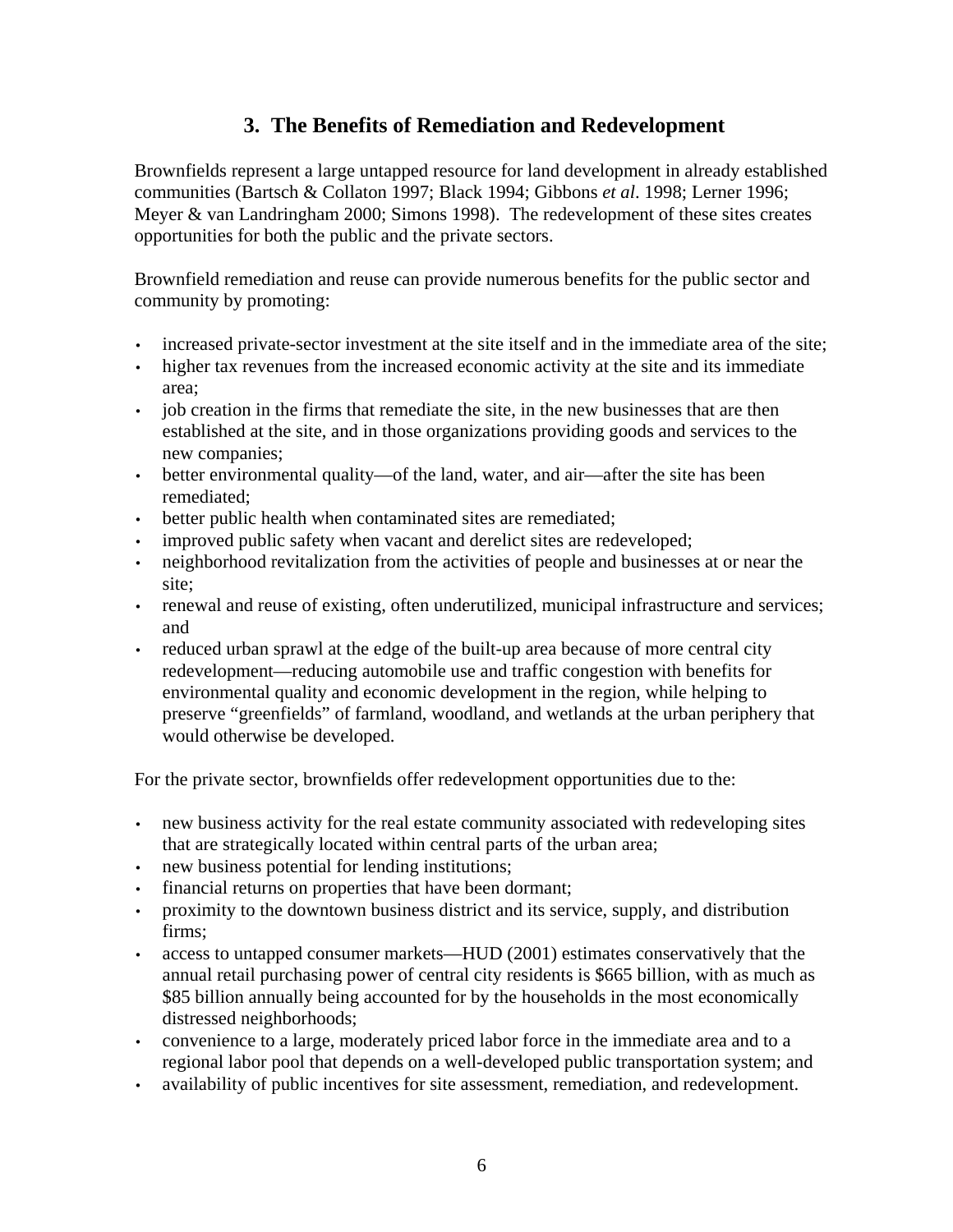## 3. The Benefits of Remediation and Redevelopment

Brownfields represent a large untapped resource for land development in already established communities (Bartsch & Collaton 1997; Black 1994; Gibbons *et al*. 1998; Lerner 1996; Meyer & van Landringham 2000; Simons 1998). The redevelopment of these sites creates opportunities for both the public and the private sectors.

Brownfield remediation and reuse can provide numerous benefits for the public sector and community by promoting:

- increased private-sector investment at the site itself and in the immediate area of the site;
- higher tax revenues from the increased economic activity at the site and its immediate area;
- job creation in the firms that remediate the site, in the new businesses that are then established at the site, and in those organizations providing goods and services to the new companies;
- better environmental quality—of the land, water, and air—after the site has been remediated;
- better public health when contaminated sites are remediated;
- improved public safety when vacant and derelict sites are redeveloped;
- neighborhood revitalization from the activities of people and businesses at or near the site;
- renewal and reuse of existing, often underutilized, municipal infrastructure and services; and
- reduced urban sprawl at the edge of the built-up area because of more central city redevelopment—reducing automobile use and traffic congestion with benefits for environmental quality and economic development in the region, while helping to preserve "greenfields" of farmland, woodland, and wetlands at the urban periphery that would otherwise be developed.

For the private sector, brownfields offer redevelopment opportunities due to the:

- new business activity for the real estate community associated with redeveloping sites that are strategically located within central parts of the urban area;
- new business potential for lending institutions;
- financial returns on properties that have been dormant;
- proximity to the downtown business district and its service, supply, and distribution firms;
- access to untapped consumer markets—HUD (2001) estimates conservatively that the annual retail purchasing power of central city residents is $665 billion, with as much as $85 billion annually being accounted for by the households in the most economically distressed neighborhoods;
- convenience to a large, moderately priced labor force in the immediate area and to a regional labor pool that depends on a well-developed public transportation system; and
- availability of public incentives for site assessment, remediation, and redevelopment.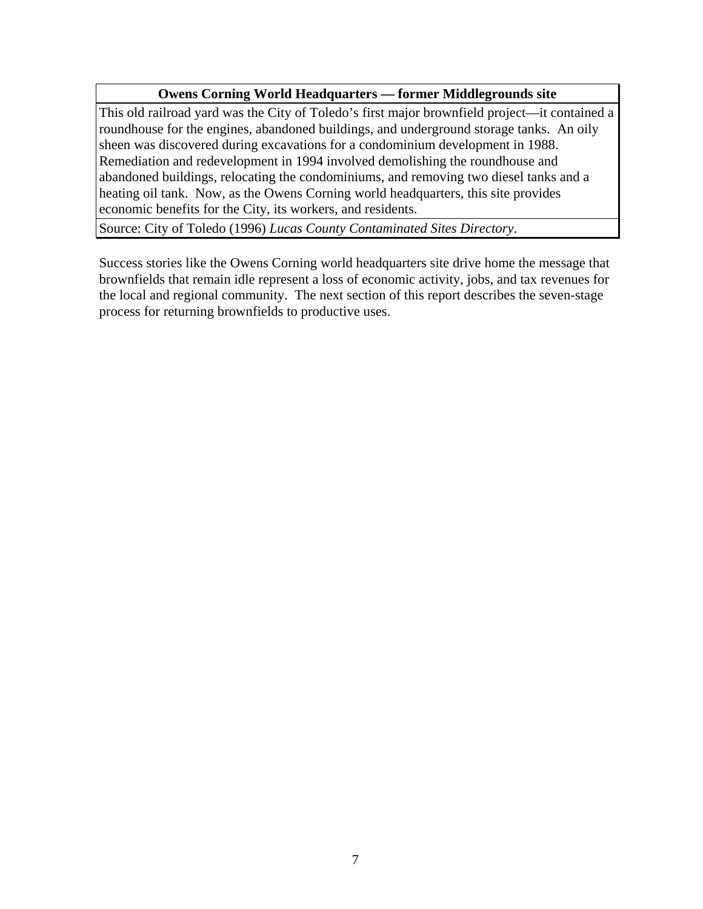| Owens Corning World Headquarters — former Middlegrounds site |
|---|
| This old railroad yard was the City of Toledo's first major brownfield project—it contained a roundhouse for the engines, abandoned buildings, and underground storage tanks. An oily sheen was discovered during excavations for a condominium development in 1988. Remediation and redevelopment in 1994 involved demolishing the roundhouse and abandoned buildings, relocating the condominiums, and removing two diesel tanks and a heating oil tank. Now, as the Owens Corning world headquarters, this site provides economic benefits for the City, its workers, and residents. |
| Source: City of Toledo (1996) *Lucas County Contaminated Sites Directory*. |

Success stories like the Owens Corning world headquarters site drive home the message that brownfields that remain idle represent a loss of economic activity, jobs, and tax revenues for the local and regional community. The next section of this report describes the seven-stage process for returning brownfields to productive uses.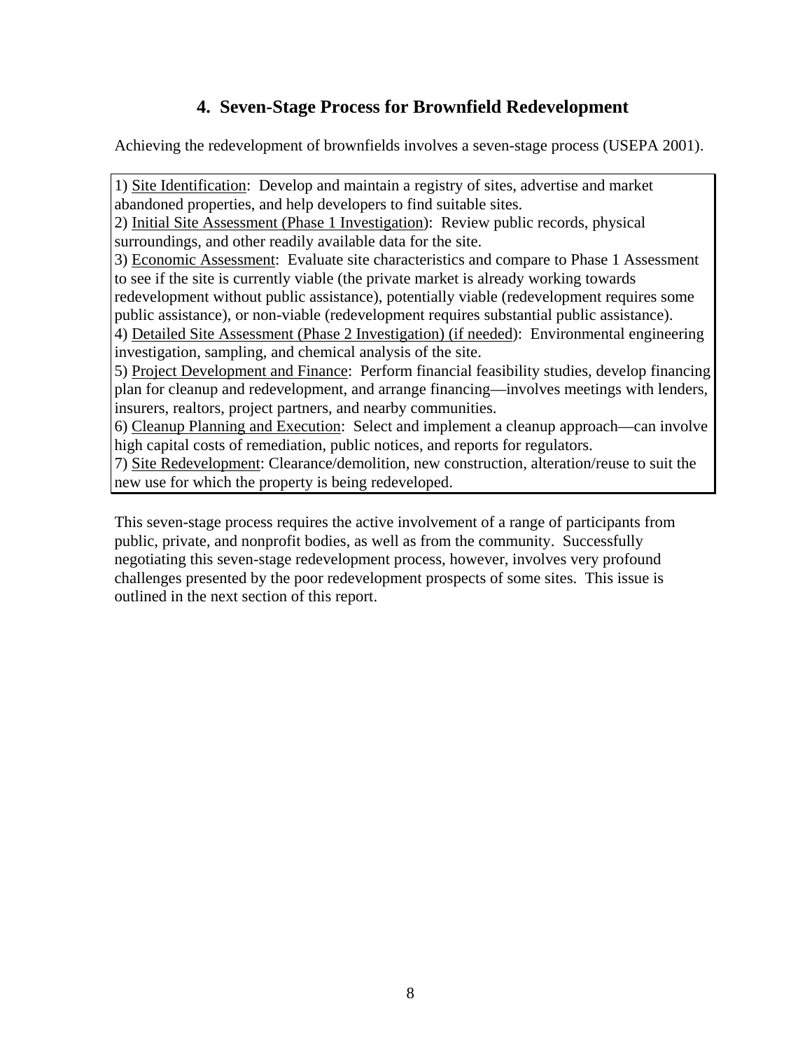## 4. Seven-Stage Process for Brownfield Redevelopment

Achieving the redevelopment of brownfields involves a seven-stage process (USEPA 2001).

1) Site Identification: Develop and maintain a registry of sites, advertise and market abandoned properties, and help developers to find suitable sites.
2) Initial Site Assessment (Phase 1 Investigation): Review public records, physical surroundings, and other readily available data for the site.
3) Economic Assessment: Evaluate site characteristics and compare to Phase 1 Assessment to see if the site is currently viable (the private market is already working towards redevelopment without public assistance), potentially viable (redevelopment requires some public assistance), or non-viable (redevelopment requires substantial public assistance).
4) Detailed Site Assessment (Phase 2 Investigation) (if needed): Environmental engineering investigation, sampling, and chemical analysis of the site.
5) Project Development and Finance: Perform financial feasibility studies, develop financing plan for cleanup and redevelopment, and arrange financing—involves meetings with lenders, insurers, realtors, project partners, and nearby communities.
6) Cleanup Planning and Execution: Select and implement a cleanup approach—can involve high capital costs of remediation, public notices, and reports for regulators.
7) Site Redevelopment: Clearance/demolition, new construction, alteration/reuse to suit the new use for which the property is being redeveloped.

This seven-stage process requires the active involvement of a range of participants from public, private, and nonprofit bodies, as well as from the community. Successfully negotiating this seven-stage redevelopment process, however, involves very profound challenges presented by the poor redevelopment prospects of some sites. This issue is outlined in the next section of this report.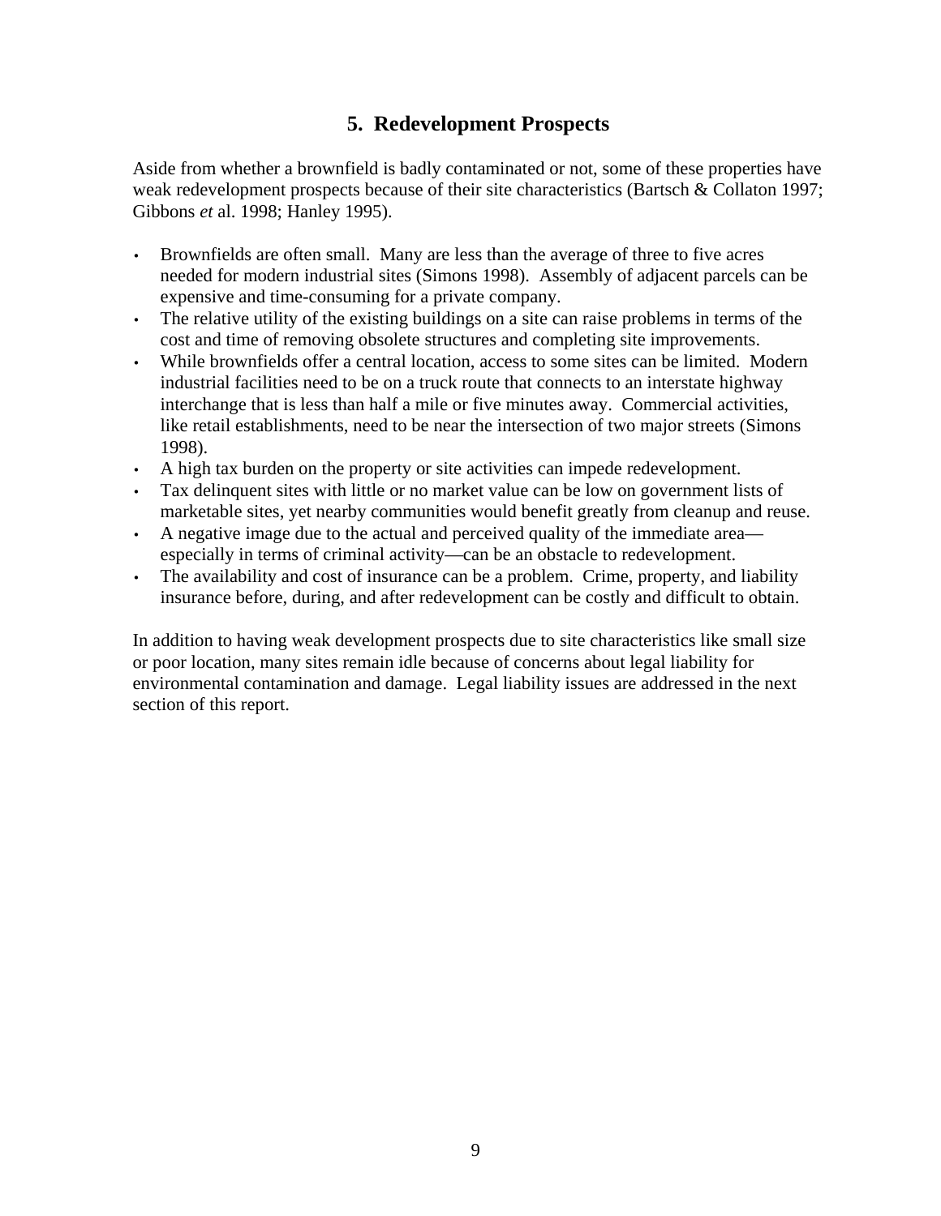## 5. Redevelopment Prospects

Aside from whether a brownfield is badly contaminated or not, some of these properties have weak redevelopment prospects because of their site characteristics (Bartsch & Collaton 1997; Gibbons *et* al. 1998; Hanley 1995).

- Brownfields are often small. Many are less than the average of three to five acres needed for modern industrial sites (Simons 1998). Assembly of adjacent parcels can be expensive and time-consuming for a private company.
- The relative utility of the existing buildings on a site can raise problems in terms of the cost and time of removing obsolete structures and completing site improvements.
- While brownfields offer a central location, access to some sites can be limited. Modern industrial facilities need to be on a truck route that connects to an interstate highway interchange that is less than half a mile or five minutes away. Commercial activities, like retail establishments, need to be near the intersection of two major streets (Simons 1998).
- A high tax burden on the property or site activities can impede redevelopment.
- Tax delinquent sites with little or no market value can be low on government lists of marketable sites, yet nearby communities would benefit greatly from cleanup and reuse.
- A negative image due to the actual and perceived quality of the immediate area—especially in terms of criminal activity—can be an obstacle to redevelopment.
- The availability and cost of insurance can be a problem. Crime, property, and liability insurance before, during, and after redevelopment can be costly and difficult to obtain.

In addition to having weak development prospects due to site characteristics like small size or poor location, many sites remain idle because of concerns about legal liability for environmental contamination and damage. Legal liability issues are addressed in the next section of this report.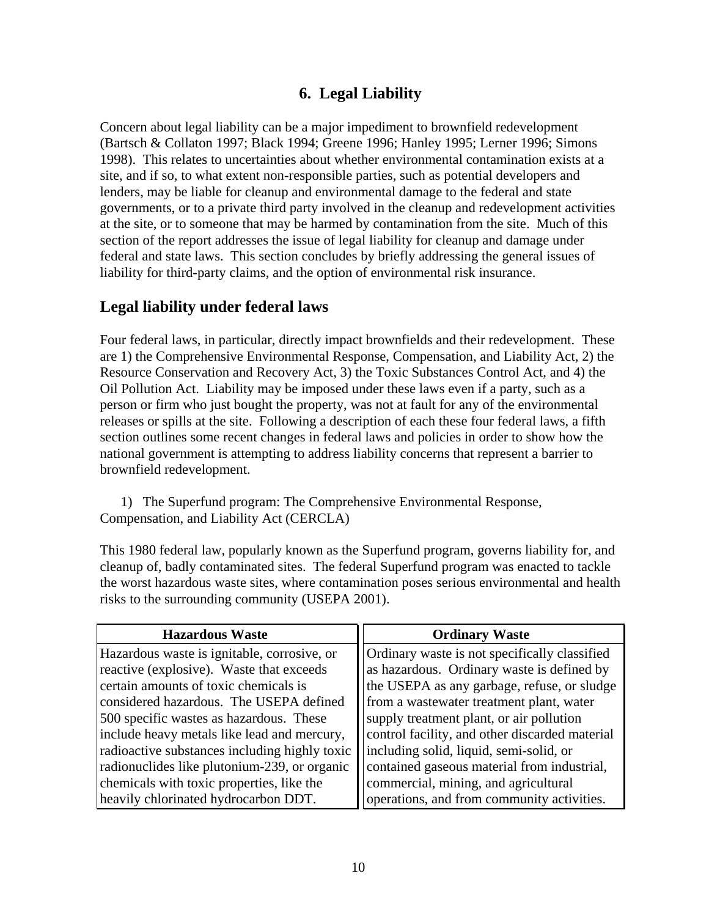# 6. Legal Liability

Concern about legal liability can be a major impediment to brownfield redevelopment (Bartsch & Collaton 1997; Black 1994; Greene 1996; Hanley 1995; Lerner 1996; Simons 1998). This relates to uncertainties about whether environmental contamination exists at a site, and if so, to what extent non-responsible parties, such as potential developers and lenders, may be liable for cleanup and environmental damage to the federal and state governments, or to a private third party involved in the cleanup and redevelopment activities at the site, or to someone that may be harmed by contamination from the site. Much of this section of the report addresses the issue of legal liability for cleanup and damage under federal and state laws. This section concludes by briefly addressing the general issues of liability for third-party claims, and the option of environmental risk insurance.

## Legal liability under federal laws

Four federal laws, in particular, directly impact brownfields and their redevelopment. These are 1) the Comprehensive Environmental Response, Compensation, and Liability Act, 2) the Resource Conservation and Recovery Act, 3) the Toxic Substances Control Act, and 4) the Oil Pollution Act. Liability may be imposed under these laws even if a party, such as a person or firm who just bought the property, was not at fault for any of the environmental releases or spills at the site. Following a description of each these four federal laws, a fifth section outlines some recent changes in federal laws and policies in order to show how the national government is attempting to address liability concerns that represent a barrier to brownfield redevelopment.

1) The Superfund program: The Comprehensive Environmental Response, Compensation, and Liability Act (CERCLA)

This 1980 federal law, popularly known as the Superfund program, governs liability for, and cleanup of, badly contaminated sites. The federal Superfund program was enacted to tackle the worst hazardous waste sites, where contamination poses serious environmental and health risks to the surrounding community (USEPA 2001).

| Hazardous Waste | Ordinary Waste |
|---|---|
| Hazardous waste is ignitable, corrosive, or reactive (explosive). Waste that exceeds certain amounts of toxic chemicals is considered hazardous. The USEPA defined 500 specific wastes as hazardous. These include heavy metals like lead and mercury, radioactive substances including highly toxic radionuclides like plutonium-239, or organic chemicals with toxic properties, like the heavily chlorinated hydrocarbon DDT. | Ordinary waste is not specifically classified as hazardous. Ordinary waste is defined by the USEPA as any garbage, refuse, or sludge from a wastewater treatment plant, water supply treatment plant, or air pollution control facility, and other discarded material including solid, liquid, semi-solid, or contained gaseous material from industrial, commercial, mining, and agricultural operations, and from community activities. |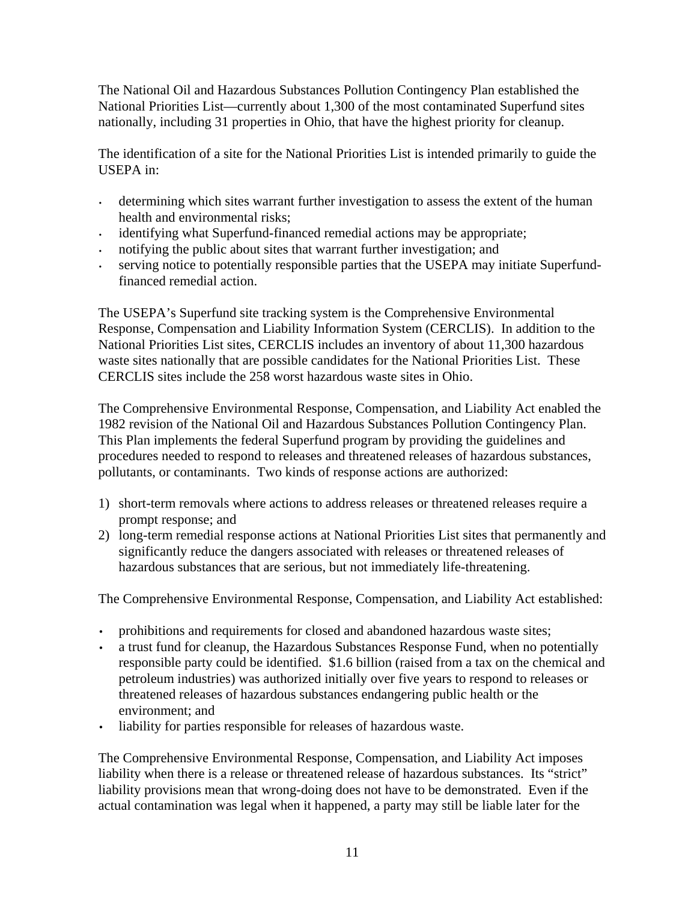The National Oil and Hazardous Substances Pollution Contingency Plan established the National Priorities List—currently about 1,300 of the most contaminated Superfund sites nationally, including 31 properties in Ohio, that have the highest priority for cleanup.

The identification of a site for the National Priorities List is intended primarily to guide the USEPA in:

- determining which sites warrant further investigation to assess the extent of the human health and environmental risks;
- identifying what Superfund-financed remedial actions may be appropriate;
- notifying the public about sites that warrant further investigation; and
- serving notice to potentially responsible parties that the USEPA may initiate Superfund-financed remedial action.

The USEPA's Superfund site tracking system is the Comprehensive Environmental Response, Compensation and Liability Information System (CERCLIS). In addition to the National Priorities List sites, CERCLIS includes an inventory of about 11,300 hazardous waste sites nationally that are possible candidates for the National Priorities List. These CERCLIS sites include the 258 worst hazardous waste sites in Ohio.

The Comprehensive Environmental Response, Compensation, and Liability Act enabled the 1982 revision of the National Oil and Hazardous Substances Pollution Contingency Plan. This Plan implements the federal Superfund program by providing the guidelines and procedures needed to respond to releases and threatened releases of hazardous substances, pollutants, or contaminants. Two kinds of response actions are authorized:

1) short-term removals where actions to address releases or threatened releases require a prompt response; and
2) long-term remedial response actions at National Priorities List sites that permanently and significantly reduce the dangers associated with releases or threatened releases of hazardous substances that are serious, but not immediately life-threatening.

The Comprehensive Environmental Response, Compensation, and Liability Act established:

- prohibitions and requirements for closed and abandoned hazardous waste sites;
- a trust fund for cleanup, the Hazardous Substances Response Fund, when no potentially responsible party could be identified. $1.6 billion (raised from a tax on the chemical and petroleum industries) was authorized initially over five years to respond to releases or threatened releases of hazardous substances endangering public health or the environment; and
- liability for parties responsible for releases of hazardous waste.

The Comprehensive Environmental Response, Compensation, and Liability Act imposes liability when there is a release or threatened release of hazardous substances. Its "strict" liability provisions mean that wrong-doing does not have to be demonstrated. Even if the actual contamination was legal when it happened, a party may still be liable later for the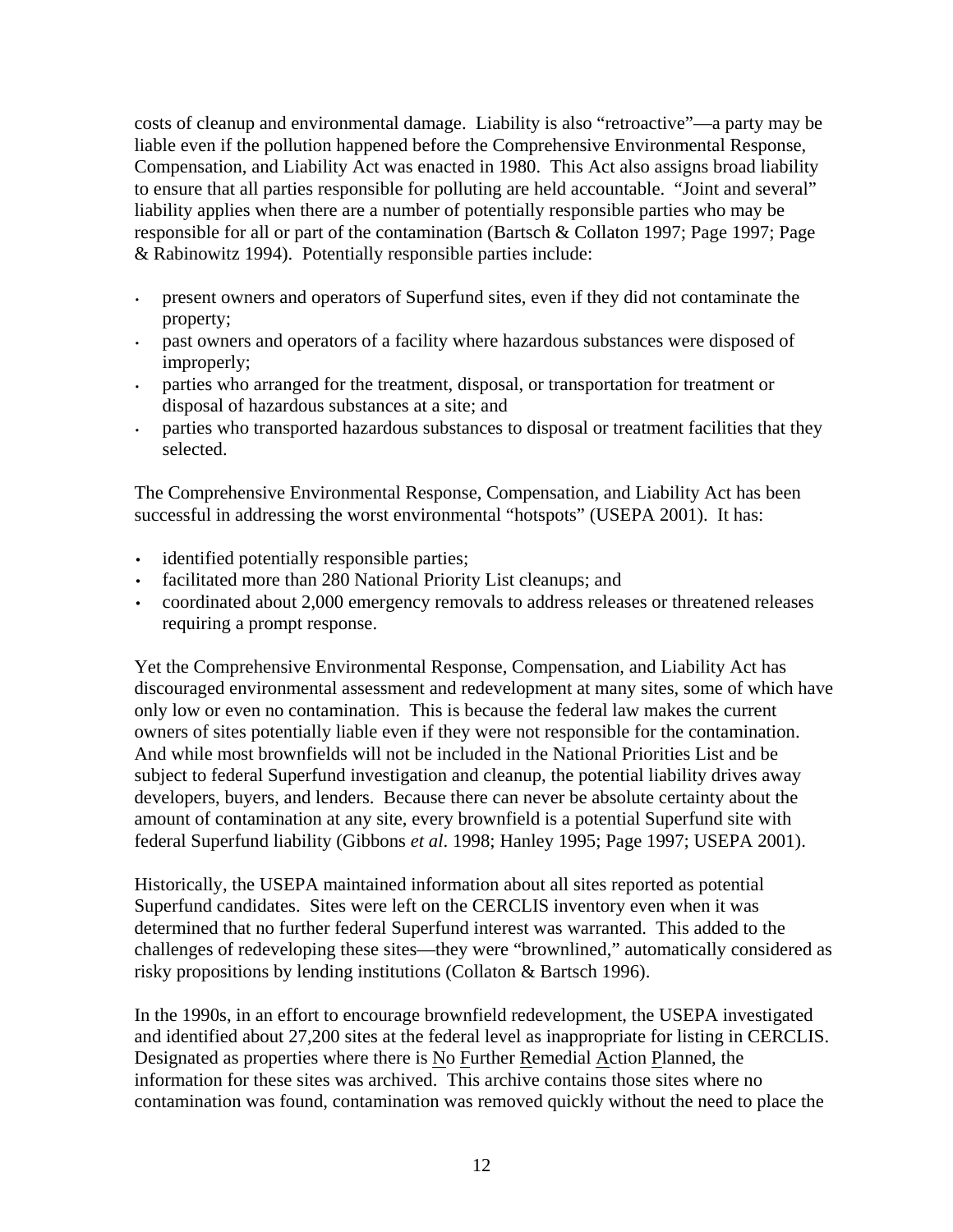costs of cleanup and environmental damage. Liability is also "retroactive"—a party may be liable even if the pollution happened before the Comprehensive Environmental Response, Compensation, and Liability Act was enacted in 1980. This Act also assigns broad liability to ensure that all parties responsible for polluting are held accountable. "Joint and several" liability applies when there are a number of potentially responsible parties who may be responsible for all or part of the contamination (Bartsch & Collaton 1997; Page 1997; Page & Rabinowitz 1994). Potentially responsible parties include:

- present owners and operators of Superfund sites, even if they did not contaminate the property;
- past owners and operators of a facility where hazardous substances were disposed of improperly;
- parties who arranged for the treatment, disposal, or transportation for treatment or disposal of hazardous substances at a site; and
- parties who transported hazardous substances to disposal or treatment facilities that they selected.

The Comprehensive Environmental Response, Compensation, and Liability Act has been successful in addressing the worst environmental "hotspots" (USEPA 2001). It has:

- identified potentially responsible parties;
- facilitated more than 280 National Priority List cleanups; and
- coordinated about 2,000 emergency removals to address releases or threatened releases requiring a prompt response.

Yet the Comprehensive Environmental Response, Compensation, and Liability Act has discouraged environmental assessment and redevelopment at many sites, some of which have only low or even no contamination. This is because the federal law makes the current owners of sites potentially liable even if they were not responsible for the contamination. And while most brownfields will not be included in the National Priorities List and be subject to federal Superfund investigation and cleanup, the potential liability drives away developers, buyers, and lenders. Because there can never be absolute certainty about the amount of contamination at any site, every brownfield is a potential Superfund site with federal Superfund liability (Gibbons *et al*. 1998; Hanley 1995; Page 1997; USEPA 2001).

Historically, the USEPA maintained information about all sites reported as potential Superfund candidates. Sites were left on the CERCLIS inventory even when it was determined that no further federal Superfund interest was warranted. This added to the challenges of redeveloping these sites—they were "brownlined," automatically considered as risky propositions by lending institutions (Collaton & Bartsch 1996).

In the 1990s, in an effort to encourage brownfield redevelopment, the USEPA investigated and identified about 27,200 sites at the federal level as inappropriate for listing in CERCLIS. Designated as properties where there is No Further Remedial Action Planned, the information for these sites was archived. This archive contains those sites where no contamination was found, contamination was removed quickly without the need to place the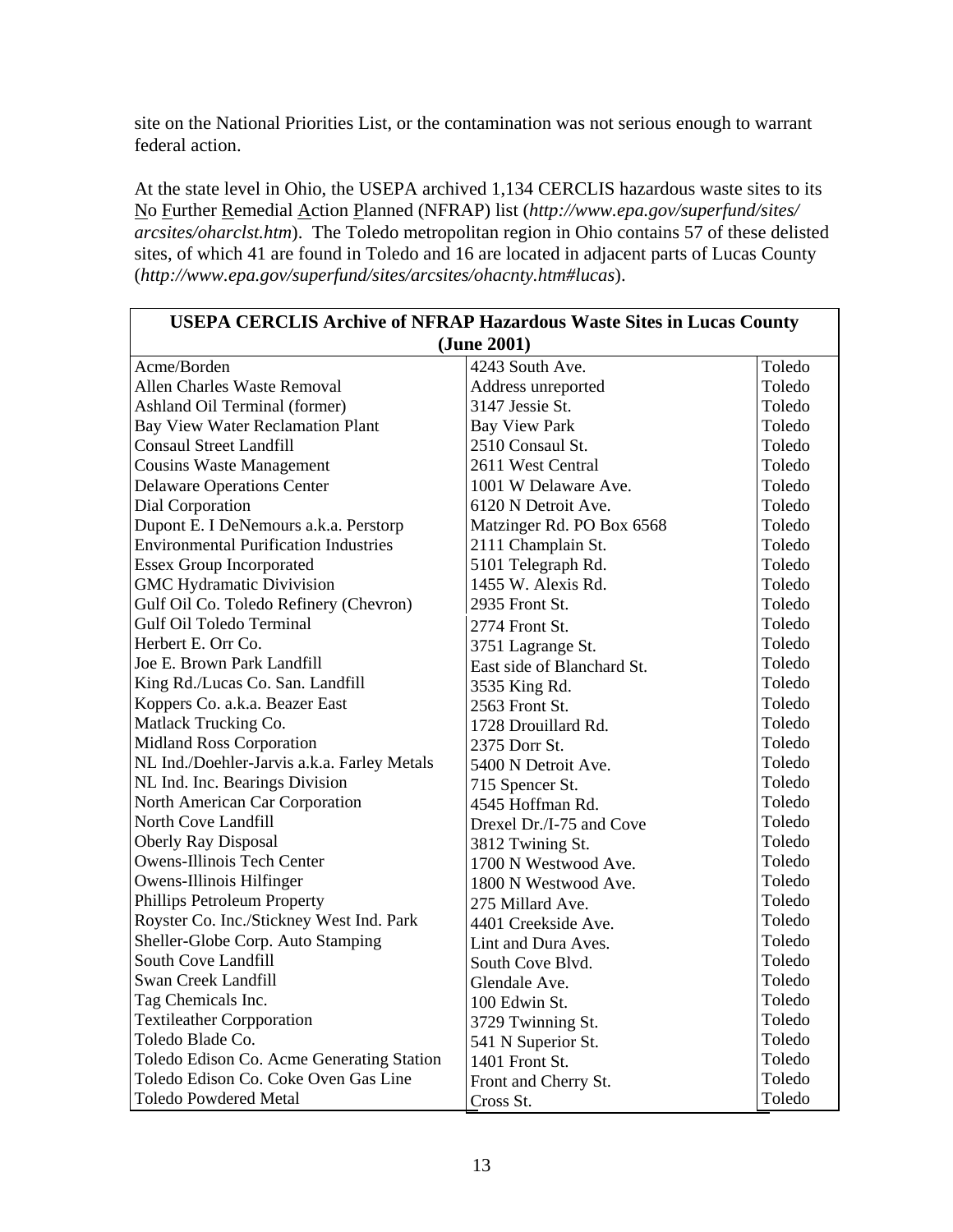site on the National Priorities List, or the contamination was not serious enough to warrant federal action.

At the state level in Ohio, the USEPA archived 1,134 CERCLIS hazardous waste sites to its No Further Remedial Action Planned (NFRAP) list (*http://www.epa.gov/superfund/sites/arcsites/oharclst.htm*). The Toledo metropolitan region in Ohio contains 57 of these delisted sites, of which 41 are found in Toledo and 16 are located in adjacent parts of Lucas County (*http://www.epa.gov/superfund/sites/arcsites/ohacnty.htm#lucas*).

| **USEPA CERCLIS Archive of NFRAP Hazardous Waste Sites in Lucas County (June 2001)** | | |
|---|---|---|
| Acme/Borden | 4243 South Ave. | Toledo |
| Allen Charles Waste Removal | Address unreported | Toledo |
| Ashland Oil Terminal (former) | 3147 Jessie St. | Toledo |
| Bay View Water Reclamation Plant | Bay View Park | Toledo |
| Consaul Street Landfill | 2510 Consaul St. | Toledo |
| Cousins Waste Management | 2611 West Central | Toledo |
| Delaware Operations Center | 1001 W Delaware Ave. | Toledo |
| Dial Corporation | 6120 N Detroit Ave. | Toledo |
| Dupont E. I DeNemours a.k.a. Perstorp | Matzinger Rd. PO Box 6568 | Toledo |
| Environmental Purification Industries | 2111 Champlain St. | Toledo |
| Essex Group Incorporated | 5101 Telegraph Rd. | Toledo |
| GMC Hydramatic Divivision | 1455 W. Alexis Rd. | Toledo |
| Gulf Oil Co. Toledo Refinery (Chevron) | 2935 Front St. | Toledo |
| Gulf Oil Toledo Terminal | 2774 Front St. | Toledo |
| Herbert E. Orr Co. | 3751 Lagrange St. | Toledo |
| Joe E. Brown Park Landfill | East side of Blanchard St. | Toledo |
| King Rd./Lucas Co. San. Landfill | 3535 King Rd. | Toledo |
| Koppers Co. a.k.a. Beazer East | 2563 Front St. | Toledo |
| Matlack Trucking Co. | 1728 Drouillard Rd. | Toledo |
| Midland Ross Corporation | 2375 Dorr St. | Toledo |
| NL Ind./Doehler-Jarvis a.k.a. Farley Metals | 5400 N Detroit Ave. | Toledo |
| NL Ind. Inc. Bearings Division | 715 Spencer St. | Toledo |
| North American Car Corporation | 4545 Hoffman Rd. | Toledo |
| North Cove Landfill | Drexel Dr./I-75 and Cove | Toledo |
| Oberly Ray Disposal | 3812 Twining St. | Toledo |
| Owens-Illinois Tech Center | 1700 N Westwood Ave. | Toledo |
| Owens-Illinois Hilfinger | 1800 N Westwood Ave. | Toledo |
| Phillips Petroleum Property | 275 Millard Ave. | Toledo |
| Royster Co. Inc./Stickney West Ind. Park | 4401 Creekside Ave. | Toledo |
| Sheller-Globe Corp. Auto Stamping | Lint and Dura Aves. | Toledo |
| South Cove Landfill | South Cove Blvd. | Toledo |
| Swan Creek Landfill | Glendale Ave. | Toledo |
| Tag Chemicals Inc. | 100 Edwin St. | Toledo |
| Textileather Corpporation | 3729 Twinning St. | Toledo |
| Toledo Blade Co. | 541 N Superior St. | Toledo |
| Toledo Edison Co. Acme Generating Station | 1401 Front St. | Toledo |
| Toledo Edison Co. Coke Oven Gas Line | Front and Cherry St. | Toledo |
| Toledo Powdered Metal | Cross St. | Toledo |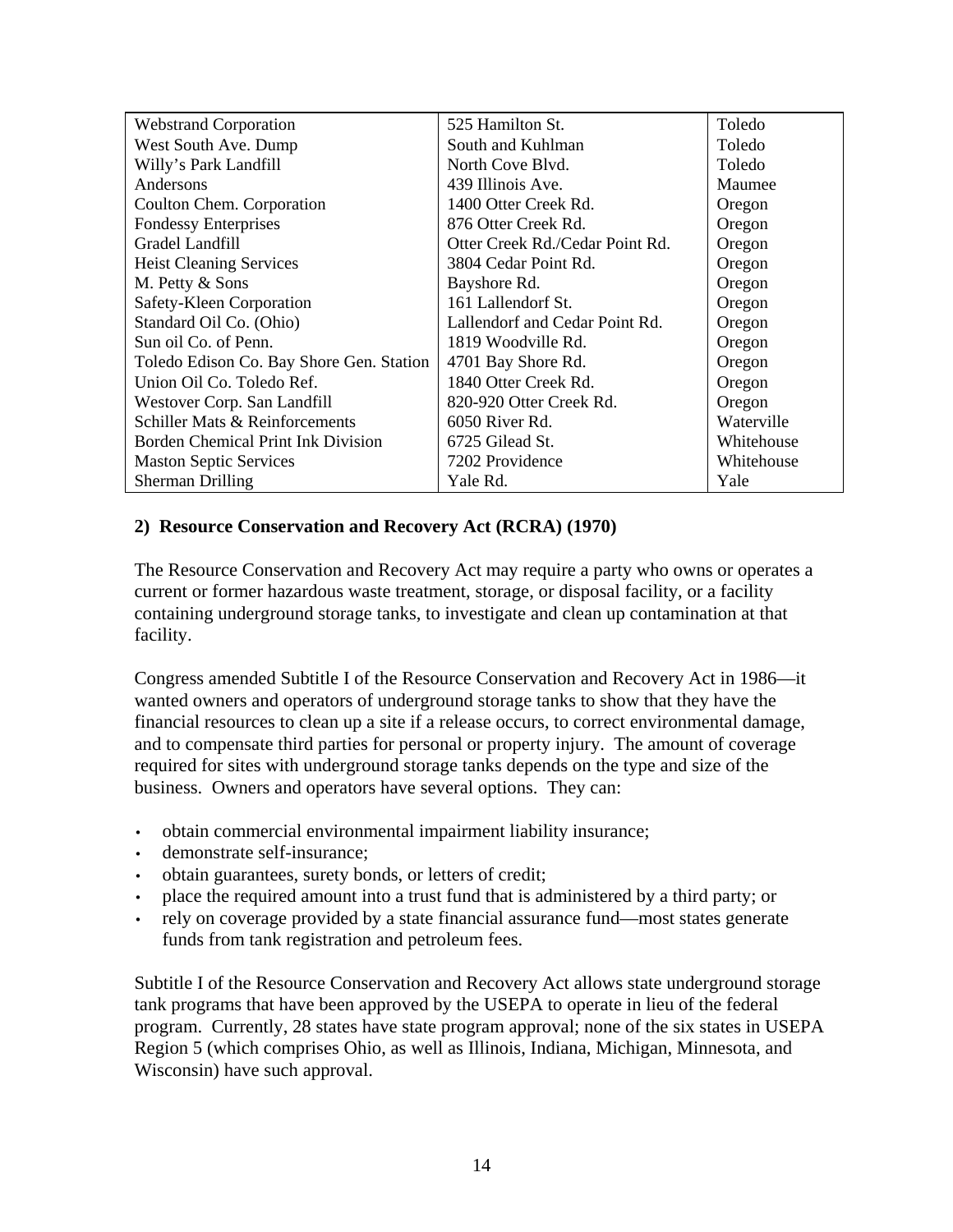| | | |
|---|---|---|
| Webstrand Corporation | 525 Hamilton St. | Toledo |
| West South Ave. Dump | South and Kuhlman | Toledo |
| Willy's Park Landfill | North Cove Blvd. | Toledo |
| Andersons | 439 Illinois Ave. | Maumee |
| Coulton Chem. Corporation | 1400 Otter Creek Rd. | Oregon |
| Fondessy Enterprises | 876 Otter Creek Rd. | Oregon |
| Gradel Landfill | Otter Creek Rd./Cedar Point Rd. | Oregon |
| Heist Cleaning Services | 3804 Cedar Point Rd. | Oregon |
| M. Petty & Sons | Bayshore Rd. | Oregon |
| Safety-Kleen Corporation | 161 Lallendorf St. | Oregon |
| Standard Oil Co. (Ohio) | Lallendorf and Cedar Point Rd. | Oregon |
| Sun oil Co. of Penn. | 1819 Woodville Rd. | Oregon |
| Toledo Edison Co. Bay Shore Gen. Station | 4701 Bay Shore Rd. | Oregon |
| Union Oil Co. Toledo Ref. | 1840 Otter Creek Rd. | Oregon |
| Westover Corp. San Landfill | 820-920 Otter Creek Rd. | Oregon |
| Schiller Mats & Reinforcements | 6050 River Rd. | Waterville |
| Borden Chemical Print Ink Division | 6725 Gilead St. | Whitehouse |
| Maston Septic Services | 7202 Providence | Whitehouse |
| Sherman Drilling | Yale Rd. | Yale |

**2) Resource Conservation and Recovery Act (RCRA) (1970)**

The Resource Conservation and Recovery Act may require a party who owns or operates a current or former hazardous waste treatment, storage, or disposal facility, or a facility containing underground storage tanks, to investigate and clean up contamination at that facility.

Congress amended Subtitle I of the Resource Conservation and Recovery Act in 1986—it wanted owners and operators of underground storage tanks to show that they have the financial resources to clean up a site if a release occurs, to correct environmental damage, and to compensate third parties for personal or property injury. The amount of coverage required for sites with underground storage tanks depends on the type and size of the business. Owners and operators have several options. They can:

- obtain commercial environmental impairment liability insurance;
- demonstrate self-insurance;
- obtain guarantees, surety bonds, or letters of credit;
- place the required amount into a trust fund that is administered by a third party; or
- rely on coverage provided by a state financial assurance fund—most states generate funds from tank registration and petroleum fees.

Subtitle I of the Resource Conservation and Recovery Act allows state underground storage tank programs that have been approved by the USEPA to operate in lieu of the federal program. Currently, 28 states have state program approval; none of the six states in USEPA Region 5 (which comprises Ohio, as well as Illinois, Indiana, Michigan, Minnesota, and Wisconsin) have such approval.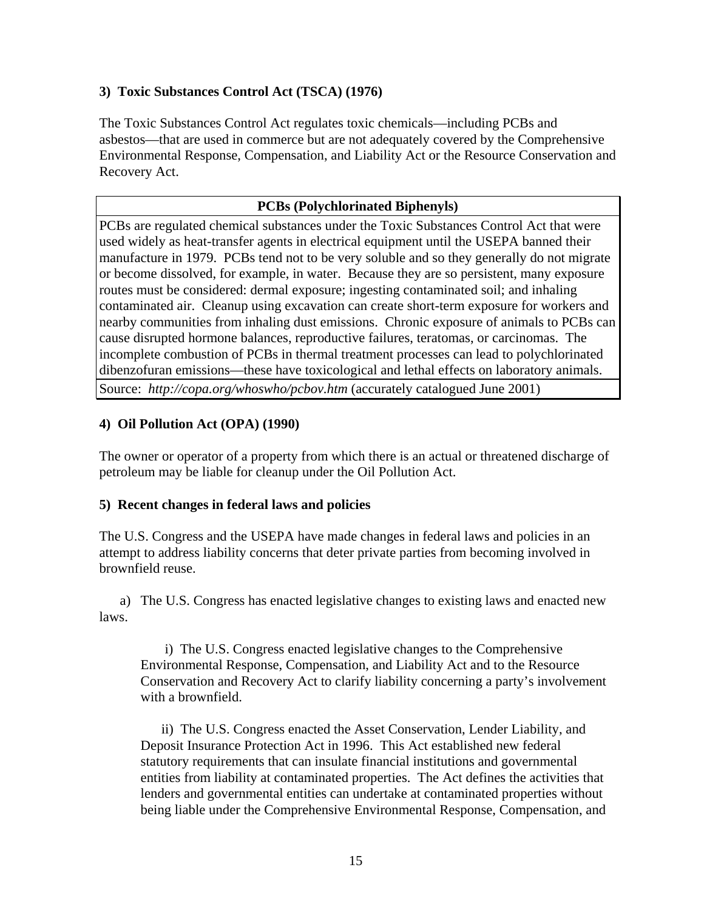### 3) Toxic Substances Control Act (TSCA) (1976)

The Toxic Substances Control Act regulates toxic chemicals—including PCBs and asbestos—that are used in commerce but are not adequately covered by the Comprehensive Environmental Response, Compensation, and Liability Act or the Resource Conservation and Recovery Act.

| **PCBs (Polychlorinated Biphenyls)** |
|---|
| PCBs are regulated chemical substances under the Toxic Substances Control Act that were used widely as heat-transfer agents in electrical equipment until the USEPA banned their manufacture in 1979. PCBs tend not to be very soluble and so they generally do not migrate or become dissolved, for example, in water. Because they are so persistent, many exposure routes must be considered: dermal exposure; ingesting contaminated soil; and inhaling contaminated air. Cleanup using excavation can create short-term exposure for workers and nearby communities from inhaling dust emissions. Chronic exposure of animals to PCBs can cause disrupted hormone balances, reproductive failures, teratomas, or carcinomas. The incomplete combustion of PCBs in thermal treatment processes can lead to polychlorinated dibenzofuran emissions—these have toxicological and lethal effects on laboratory animals. |
| Source: *http://copa.org/whoswho/pcbov.htm* (accurately catalogued June 2001) |

### 4) Oil Pollution Act (OPA) (1990)

The owner or operator of a property from which there is an actual or threatened discharge of petroleum may be liable for cleanup under the Oil Pollution Act.

### 5) Recent changes in federal laws and policies

The U.S. Congress and the USEPA have made changes in federal laws and policies in an attempt to address liability concerns that deter private parties from becoming involved in brownfield reuse.

a) The U.S. Congress has enacted legislative changes to existing laws and enacted new laws.

i) The U.S. Congress enacted legislative changes to the Comprehensive Environmental Response, Compensation, and Liability Act and to the Resource Conservation and Recovery Act to clarify liability concerning a party's involvement with a brownfield.

ii) The U.S. Congress enacted the Asset Conservation, Lender Liability, and Deposit Insurance Protection Act in 1996. This Act established new federal statutory requirements that can insulate financial institutions and governmental entities from liability at contaminated properties. The Act defines the activities that lenders and governmental entities can undertake at contaminated properties without being liable under the Comprehensive Environmental Response, Compensation, and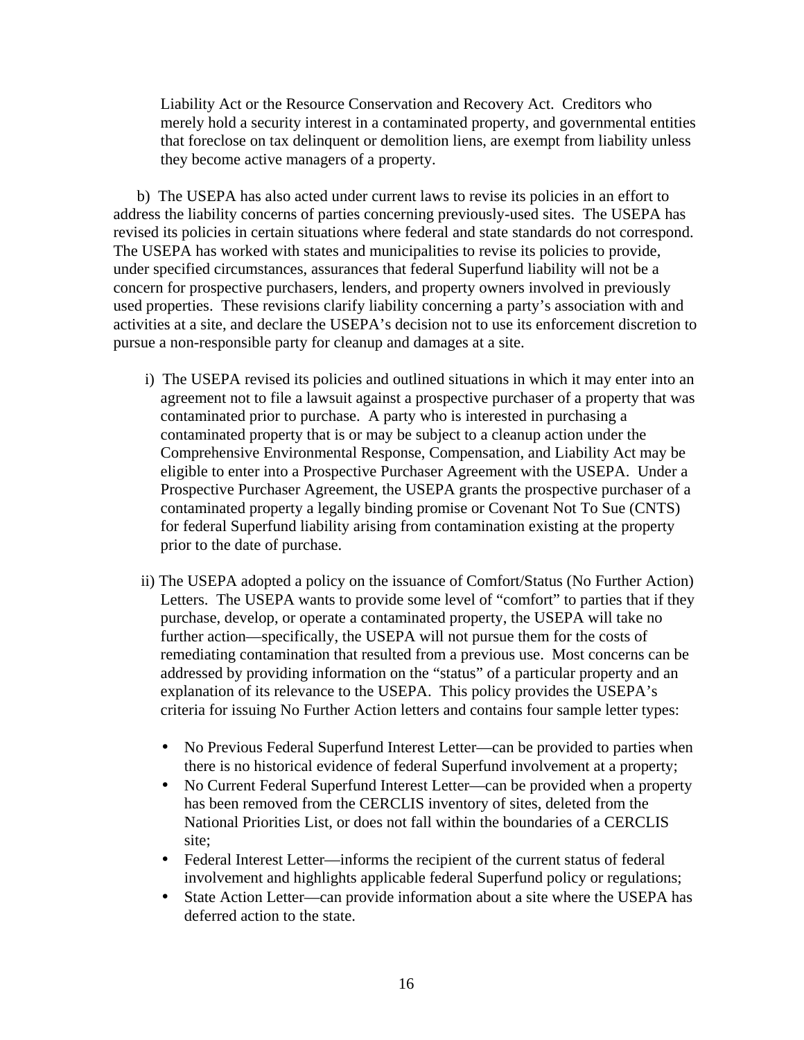Liability Act or the Resource Conservation and Recovery Act. Creditors who merely hold a security interest in a contaminated property, and governmental entities that foreclose on tax delinquent or demolition liens, are exempt from liability unless they become active managers of a property.

b) The USEPA has also acted under current laws to revise its policies in an effort to address the liability concerns of parties concerning previously-used sites. The USEPA has revised its policies in certain situations where federal and state standards do not correspond. The USEPA has worked with states and municipalities to revise its policies to provide, under specified circumstances, assurances that federal Superfund liability will not be a concern for prospective purchasers, lenders, and property owners involved in previously used properties. These revisions clarify liability concerning a party's association with and activities at a site, and declare the USEPA's decision not to use its enforcement discretion to pursue a non-responsible party for cleanup and damages at a site.

i) The USEPA revised its policies and outlined situations in which it may enter into an agreement not to file a lawsuit against a prospective purchaser of a property that was contaminated prior to purchase. A party who is interested in purchasing a contaminated property that is or may be subject to a cleanup action under the Comprehensive Environmental Response, Compensation, and Liability Act may be eligible to enter into a Prospective Purchaser Agreement with the USEPA. Under a Prospective Purchaser Agreement, the USEPA grants the prospective purchaser of a contaminated property a legally binding promise or Covenant Not To Sue (CNTS) for federal Superfund liability arising from contamination existing at the property prior to the date of purchase.

ii) The USEPA adopted a policy on the issuance of Comfort/Status (No Further Action) Letters. The USEPA wants to provide some level of "comfort" to parties that if they purchase, develop, or operate a contaminated property, the USEPA will take no further action—specifically, the USEPA will not pursue them for the costs of remediating contamination that resulted from a previous use. Most concerns can be addressed by providing information on the "status" of a particular property and an explanation of its relevance to the USEPA. This policy provides the USEPA's criteria for issuing No Further Action letters and contains four sample letter types:

- No Previous Federal Superfund Interest Letter—can be provided to parties when there is no historical evidence of federal Superfund involvement at a property;
- No Current Federal Superfund Interest Letter—can be provided when a property has been removed from the CERCLIS inventory of sites, deleted from the National Priorities List, or does not fall within the boundaries of a CERCLIS site;
- Federal Interest Letter—informs the recipient of the current status of federal involvement and highlights applicable federal Superfund policy or regulations;
- State Action Letter—can provide information about a site where the USEPA has deferred action to the state.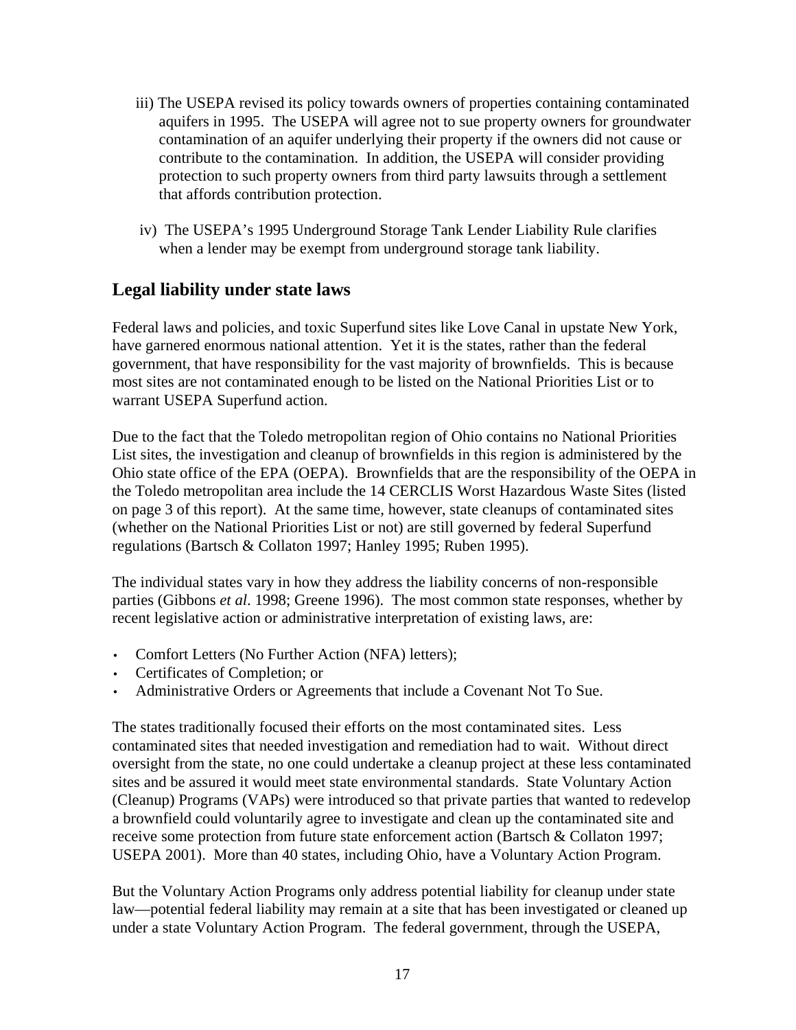iii) The USEPA revised its policy towards owners of properties containing contaminated aquifers in 1995. The USEPA will agree not to sue property owners for groundwater contamination of an aquifer underlying their property if the owners did not cause or contribute to the contamination. In addition, the USEPA will consider providing protection to such property owners from third party lawsuits through a settlement that affords contribution protection.

iv) The USEPA's 1995 Underground Storage Tank Lender Liability Rule clarifies when a lender may be exempt from underground storage tank liability.

## Legal liability under state laws

Federal laws and policies, and toxic Superfund sites like Love Canal in upstate New York, have garnered enormous national attention. Yet it is the states, rather than the federal government, that have responsibility for the vast majority of brownfields. This is because most sites are not contaminated enough to be listed on the National Priorities List or to warrant USEPA Superfund action.

Due to the fact that the Toledo metropolitan region of Ohio contains no National Priorities List sites, the investigation and cleanup of brownfields in this region is administered by the Ohio state office of the EPA (OEPA). Brownfields that are the responsibility of the OEPA in the Toledo metropolitan area include the 14 CERCLIS Worst Hazardous Waste Sites (listed on page 3 of this report). At the same time, however, state cleanups of contaminated sites (whether on the National Priorities List or not) are still governed by federal Superfund regulations (Bartsch & Collaton 1997; Hanley 1995; Ruben 1995).

The individual states vary in how they address the liability concerns of non-responsible parties (Gibbons *et al*. 1998; Greene 1996). The most common state responses, whether by recent legislative action or administrative interpretation of existing laws, are:

- Comfort Letters (No Further Action (NFA) letters);
- Certificates of Completion; or
- Administrative Orders or Agreements that include a Covenant Not To Sue.

The states traditionally focused their efforts on the most contaminated sites. Less contaminated sites that needed investigation and remediation had to wait. Without direct oversight from the state, no one could undertake a cleanup project at these less contaminated sites and be assured it would meet state environmental standards. State Voluntary Action (Cleanup) Programs (VAPs) were introduced so that private parties that wanted to redevelop a brownfield could voluntarily agree to investigate and clean up the contaminated site and receive some protection from future state enforcement action (Bartsch & Collaton 1997; USEPA 2001). More than 40 states, including Ohio, have a Voluntary Action Program.

But the Voluntary Action Programs only address potential liability for cleanup under state law—potential federal liability may remain at a site that has been investigated or cleaned up under a state Voluntary Action Program. The federal government, through the USEPA,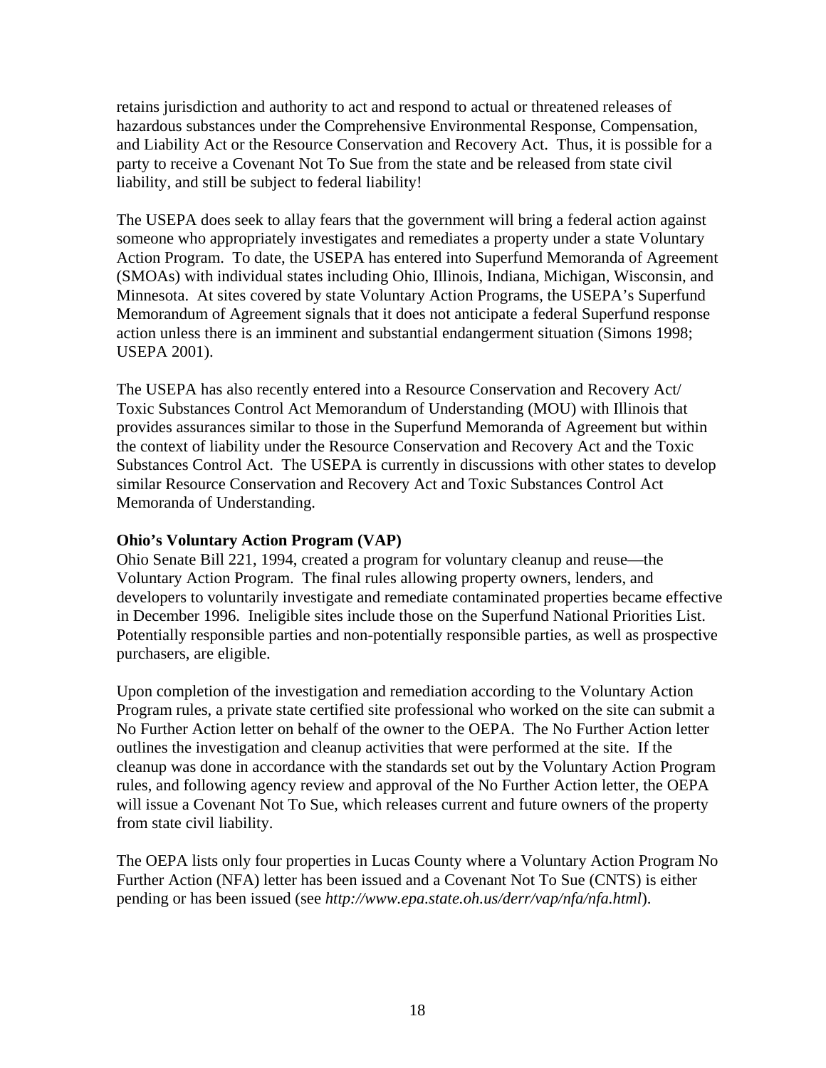retains jurisdiction and authority to act and respond to actual or threatened releases of hazardous substances under the Comprehensive Environmental Response, Compensation, and Liability Act or the Resource Conservation and Recovery Act. Thus, it is possible for a party to receive a Covenant Not To Sue from the state and be released from state civil liability, and still be subject to federal liability!

The USEPA does seek to allay fears that the government will bring a federal action against someone who appropriately investigates and remediates a property under a state Voluntary Action Program. To date, the USEPA has entered into Superfund Memoranda of Agreement (SMOAs) with individual states including Ohio, Illinois, Indiana, Michigan, Wisconsin, and Minnesota. At sites covered by state Voluntary Action Programs, the USEPA's Superfund Memorandum of Agreement signals that it does not anticipate a federal Superfund response action unless there is an imminent and substantial endangerment situation (Simons 1998; USEPA 2001).

The USEPA has also recently entered into a Resource Conservation and Recovery Act/ Toxic Substances Control Act Memorandum of Understanding (MOU) with Illinois that provides assurances similar to those in the Superfund Memoranda of Agreement but within the context of liability under the Resource Conservation and Recovery Act and the Toxic Substances Control Act. The USEPA is currently in discussions with other states to develop similar Resource Conservation and Recovery Act and Toxic Substances Control Act Memoranda of Understanding.

**Ohio's Voluntary Action Program (VAP)**

Ohio Senate Bill 221, 1994, created a program for voluntary cleanup and reuse—the Voluntary Action Program. The final rules allowing property owners, lenders, and developers to voluntarily investigate and remediate contaminated properties became effective in December 1996. Ineligible sites include those on the Superfund National Priorities List. Potentially responsible parties and non-potentially responsible parties, as well as prospective purchasers, are eligible.

Upon completion of the investigation and remediation according to the Voluntary Action Program rules, a private state certified site professional who worked on the site can submit a No Further Action letter on behalf of the owner to the OEPA. The No Further Action letter outlines the investigation and cleanup activities that were performed at the site. If the cleanup was done in accordance with the standards set out by the Voluntary Action Program rules, and following agency review and approval of the No Further Action letter, the OEPA will issue a Covenant Not To Sue, which releases current and future owners of the property from state civil liability.

The OEPA lists only four properties in Lucas County where a Voluntary Action Program No Further Action (NFA) letter has been issued and a Covenant Not To Sue (CNTS) is either pending or has been issued (see *http://www.epa.state.oh.us/derr/vap/nfa/nfa.html*).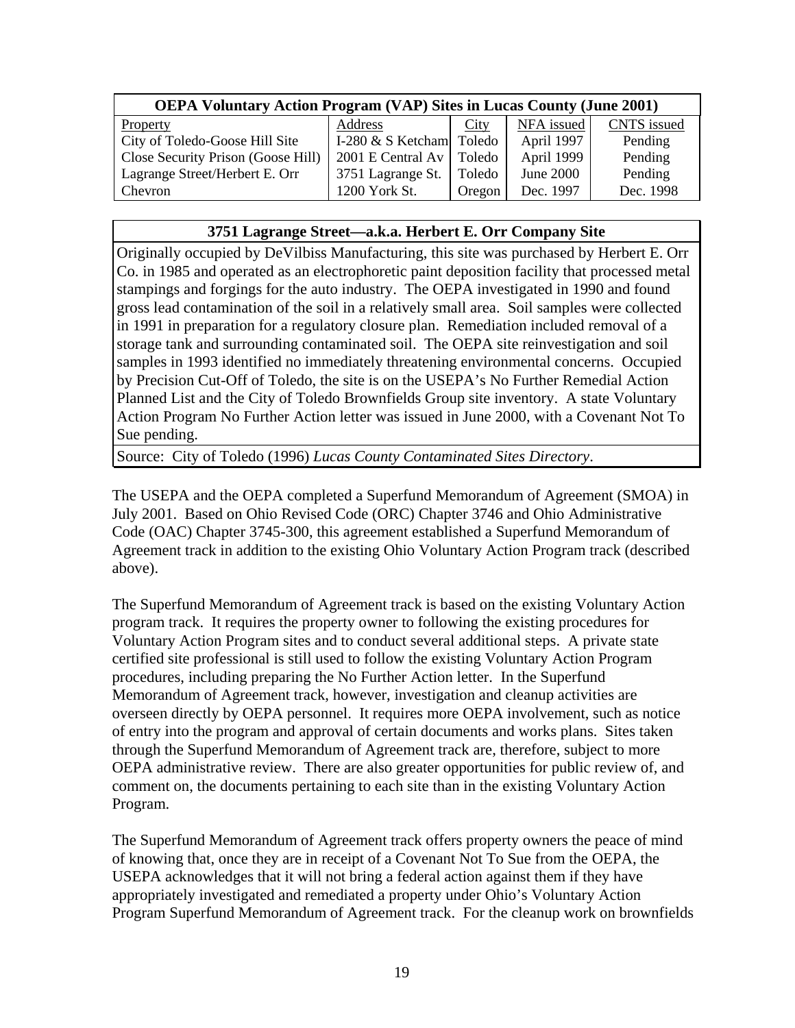| OEPA Voluntary Action Program (VAP) Sites in Lucas County (June 2001) | | | | |
|---|---|---|---|---|
| Property | Address | City | NFA issued | CNTS issued |
| City of Toledo-Goose Hill Site | I-280 & S Ketcham | Toledo | April 1997 | Pending |
| Close Security Prison (Goose Hill) | 2001 E Central Av | Toledo | April 1999 | Pending |
| Lagrange Street/Herbert E. Orr | 3751 Lagrange St. | Toledo | June 2000 | Pending |
| Chevron | 1200 York St. | Oregon | Dec. 1997 | Dec. 1998 |

| 3751 Lagrange Street—a.k.a. Herbert E. Orr Company Site |
|---|
| Originally occupied by DeVilbiss Manufacturing, this site was purchased by Herbert E. Orr Co. in 1985 and operated as an electrophoretic paint deposition facility that processed metal stampings and forgings for the auto industry. The OEPA investigated in 1990 and found gross lead contamination of the soil in a relatively small area. Soil samples were collected in 1991 in preparation for a regulatory closure plan. Remediation included removal of a storage tank and surrounding contaminated soil. The OEPA site reinvestigation and soil samples in 1993 identified no immediately threatening environmental concerns. Occupied by Precision Cut-Off of Toledo, the site is on the USEPA's No Further Remedial Action Planned List and the City of Toledo Brownfields Group site inventory. A state Voluntary Action Program No Further Action letter was issued in June 2000, with a Covenant Not To Sue pending. |
| Source: City of Toledo (1996) *Lucas County Contaminated Sites Directory*. |

The USEPA and the OEPA completed a Superfund Memorandum of Agreement (SMOA) in July 2001. Based on Ohio Revised Code (ORC) Chapter 3746 and Ohio Administrative Code (OAC) Chapter 3745-300, this agreement established a Superfund Memorandum of Agreement track in addition to the existing Ohio Voluntary Action Program track (described above).

The Superfund Memorandum of Agreement track is based on the existing Voluntary Action program track. It requires the property owner to following the existing procedures for Voluntary Action Program sites and to conduct several additional steps. A private state certified site professional is still used to follow the existing Voluntary Action Program procedures, including preparing the No Further Action letter. In the Superfund Memorandum of Agreement track, however, investigation and cleanup activities are overseen directly by OEPA personnel. It requires more OEPA involvement, such as notice of entry into the program and approval of certain documents and works plans. Sites taken through the Superfund Memorandum of Agreement track are, therefore, subject to more OEPA administrative review. There are also greater opportunities for public review of, and comment on, the documents pertaining to each site than in the existing Voluntary Action Program.

The Superfund Memorandum of Agreement track offers property owners the peace of mind of knowing that, once they are in receipt of a Covenant Not To Sue from the OEPA, the USEPA acknowledges that it will not bring a federal action against them if they have appropriately investigated and remediated a property under Ohio's Voluntary Action Program Superfund Memorandum of Agreement track. For the cleanup work on brownfields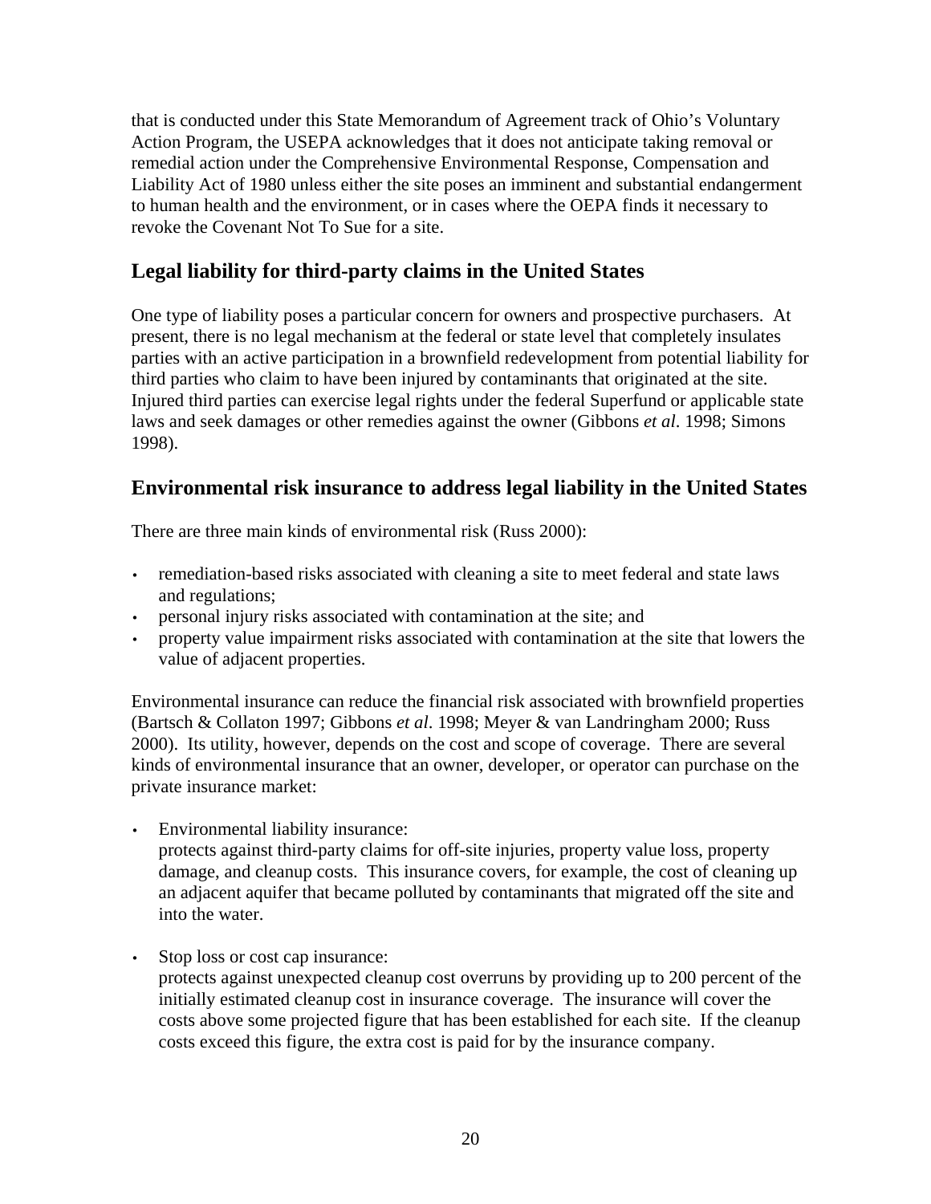that is conducted under this State Memorandum of Agreement track of Ohio's Voluntary Action Program, the USEPA acknowledges that it does not anticipate taking removal or remedial action under the Comprehensive Environmental Response, Compensation and Liability Act of 1980 unless either the site poses an imminent and substantial endangerment to human health and the environment, or in cases where the OEPA finds it necessary to revoke the Covenant Not To Sue for a site.

## Legal liability for third-party claims in the United States

One type of liability poses a particular concern for owners and prospective purchasers. At present, there is no legal mechanism at the federal or state level that completely insulates parties with an active participation in a brownfield redevelopment from potential liability for third parties who claim to have been injured by contaminants that originated at the site. Injured third parties can exercise legal rights under the federal Superfund or applicable state laws and seek damages or other remedies against the owner (Gibbons *et al*. 1998; Simons 1998).

## Environmental risk insurance to address legal liability in the United States

There are three main kinds of environmental risk (Russ 2000):

- remediation-based risks associated with cleaning a site to meet federal and state laws and regulations;
- personal injury risks associated with contamination at the site; and
- property value impairment risks associated with contamination at the site that lowers the value of adjacent properties.

Environmental insurance can reduce the financial risk associated with brownfield properties (Bartsch & Collaton 1997; Gibbons *et al*. 1998; Meyer & van Landringham 2000; Russ 2000). Its utility, however, depends on the cost and scope of coverage. There are several kinds of environmental insurance that an owner, developer, or operator can purchase on the private insurance market:

- Environmental liability insurance:
  protects against third-party claims for off-site injuries, property value loss, property damage, and cleanup costs. This insurance covers, for example, the cost of cleaning up an adjacent aquifer that became polluted by contaminants that migrated off the site and into the water.

- Stop loss or cost cap insurance:
  protects against unexpected cleanup cost overruns by providing up to 200 percent of the initially estimated cleanup cost in insurance coverage. The insurance will cover the costs above some projected figure that has been established for each site. If the cleanup costs exceed this figure, the extra cost is paid for by the insurance company.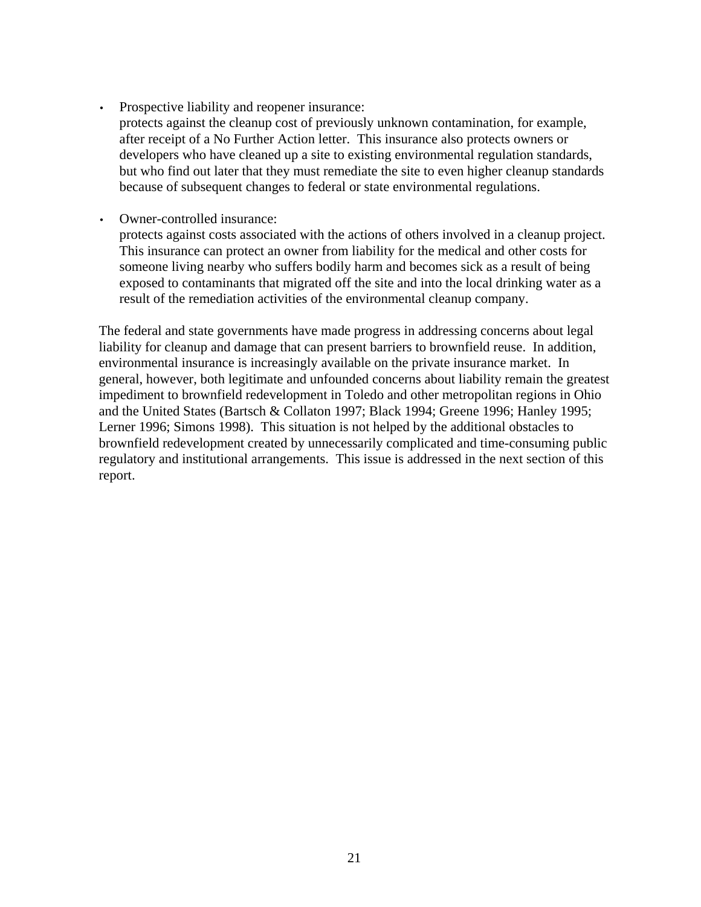- Prospective liability and reopener insurance:
  protects against the cleanup cost of previously unknown contamination, for example, after receipt of a No Further Action letter. This insurance also protects owners or developers who have cleaned up a site to existing environmental regulation standards, but who find out later that they must remediate the site to even higher cleanup standards because of subsequent changes to federal or state environmental regulations.

- Owner-controlled insurance:
  protects against costs associated with the actions of others involved in a cleanup project. This insurance can protect an owner from liability for the medical and other costs for someone living nearby who suffers bodily harm and becomes sick as a result of being exposed to contaminants that migrated off the site and into the local drinking water as a result of the remediation activities of the environmental cleanup company.

The federal and state governments have made progress in addressing concerns about legal liability for cleanup and damage that can present barriers to brownfield reuse. In addition, environmental insurance is increasingly available on the private insurance market. In general, however, both legitimate and unfounded concerns about liability remain the greatest impediment to brownfield redevelopment in Toledo and other metropolitan regions in Ohio and the United States (Bartsch & Collaton 1997; Black 1994; Greene 1996; Hanley 1995; Lerner 1996; Simons 1998). This situation is not helped by the additional obstacles to brownfield redevelopment created by unnecessarily complicated and time-consuming public regulatory and institutional arrangements. This issue is addressed in the next section of this report.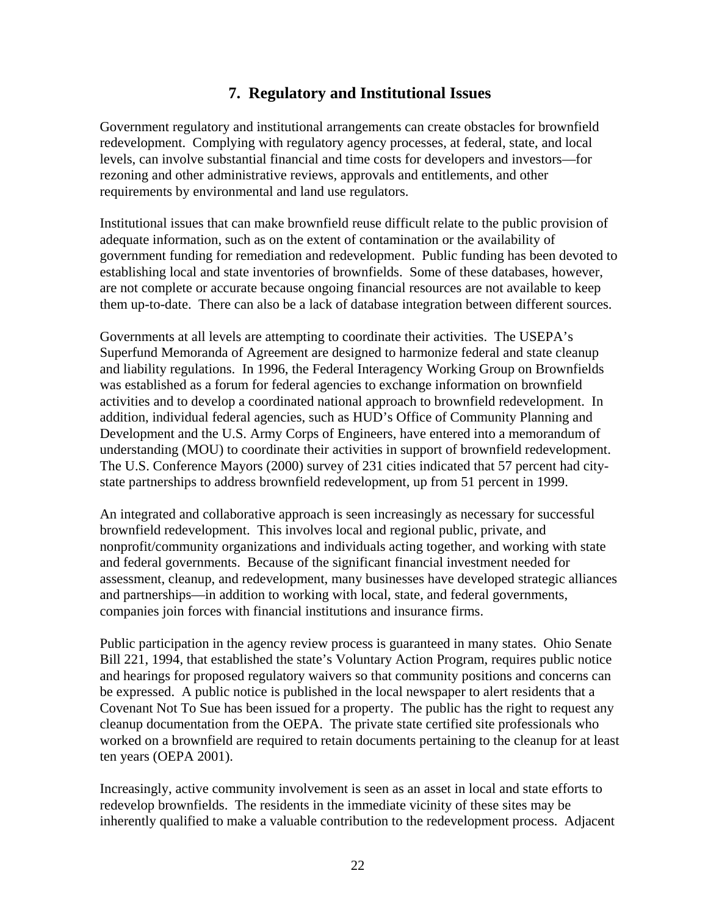# 7. Regulatory and Institutional Issues

Government regulatory and institutional arrangements can create obstacles for brownfield redevelopment. Complying with regulatory agency processes, at federal, state, and local levels, can involve substantial financial and time costs for developers and investors—for rezoning and other administrative reviews, approvals and entitlements, and other requirements by environmental and land use regulators.

Institutional issues that can make brownfield reuse difficult relate to the public provision of adequate information, such as on the extent of contamination or the availability of government funding for remediation and redevelopment. Public funding has been devoted to establishing local and state inventories of brownfields. Some of these databases, however, are not complete or accurate because ongoing financial resources are not available to keep them up-to-date. There can also be a lack of database integration between different sources.

Governments at all levels are attempting to coordinate their activities. The USEPA's Superfund Memoranda of Agreement are designed to harmonize federal and state cleanup and liability regulations. In 1996, the Federal Interagency Working Group on Brownfields was established as a forum for federal agencies to exchange information on brownfield activities and to develop a coordinated national approach to brownfield redevelopment. In addition, individual federal agencies, such as HUD's Office of Community Planning and Development and the U.S. Army Corps of Engineers, have entered into a memorandum of understanding (MOU) to coordinate their activities in support of brownfield redevelopment. The U.S. Conference Mayors (2000) survey of 231 cities indicated that 57 percent had city-state partnerships to address brownfield redevelopment, up from 51 percent in 1999.

An integrated and collaborative approach is seen increasingly as necessary for successful brownfield redevelopment. This involves local and regional public, private, and nonprofit/community organizations and individuals acting together, and working with state and federal governments. Because of the significant financial investment needed for assessment, cleanup, and redevelopment, many businesses have developed strategic alliances and partnerships—in addition to working with local, state, and federal governments, companies join forces with financial institutions and insurance firms.

Public participation in the agency review process is guaranteed in many states. Ohio Senate Bill 221, 1994, that established the state's Voluntary Action Program, requires public notice and hearings for proposed regulatory waivers so that community positions and concerns can be expressed. A public notice is published in the local newspaper to alert residents that a Covenant Not To Sue has been issued for a property. The public has the right to request any cleanup documentation from the OEPA. The private state certified site professionals who worked on a brownfield are required to retain documents pertaining to the cleanup for at least ten years (OEPA 2001).

Increasingly, active community involvement is seen as an asset in local and state efforts to redevelop brownfields. The residents in the immediate vicinity of these sites may be inherently qualified to make a valuable contribution to the redevelopment process. Adjacent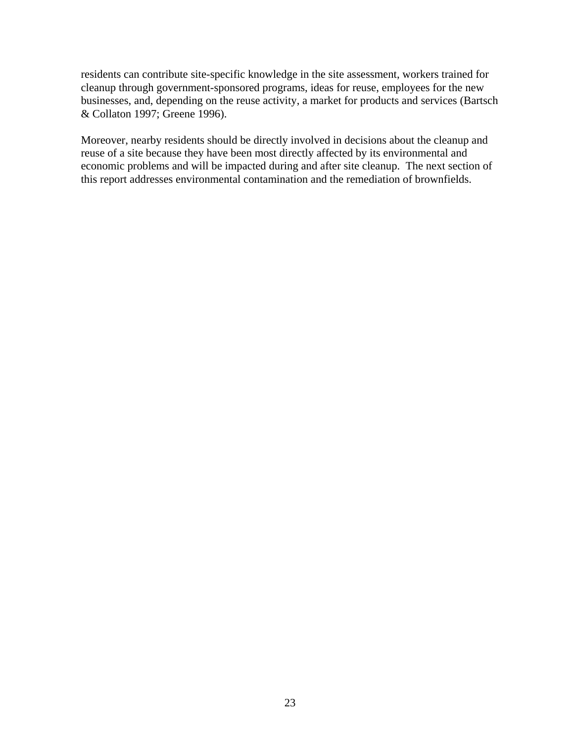residents can contribute site-specific knowledge in the site assessment, workers trained for cleanup through government-sponsored programs, ideas for reuse, employees for the new businesses, and, depending on the reuse activity, a market for products and services (Bartsch & Collaton 1997; Greene 1996).

Moreover, nearby residents should be directly involved in decisions about the cleanup and reuse of a site because they have been most directly affected by its environmental and economic problems and will be impacted during and after site cleanup. The next section of this report addresses environmental contamination and the remediation of brownfields.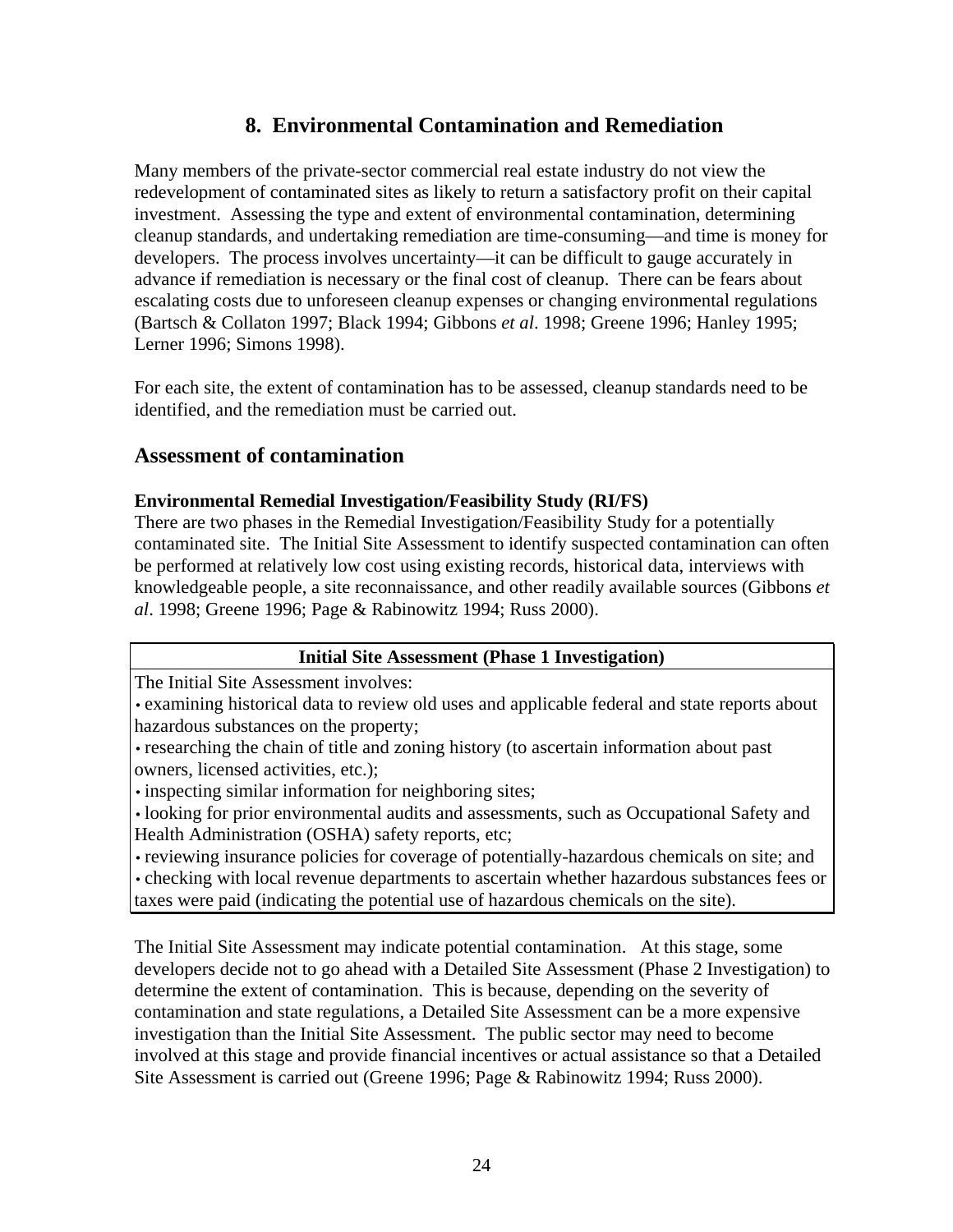## 8. Environmental Contamination and Remediation

Many members of the private-sector commercial real estate industry do not view the redevelopment of contaminated sites as likely to return a satisfactory profit on their capital investment. Assessing the type and extent of environmental contamination, determining cleanup standards, and undertaking remediation are time-consuming—and time is money for developers. The process involves uncertainty—it can be difficult to gauge accurately in advance if remediation is necessary or the final cost of cleanup. There can be fears about escalating costs due to unforeseen cleanup expenses or changing environmental regulations (Bartsch & Collaton 1997; Black 1994; Gibbons *et al*. 1998; Greene 1996; Hanley 1995; Lerner 1996; Simons 1998).

For each site, the extent of contamination has to be assessed, cleanup standards need to be identified, and the remediation must be carried out.

### Assessment of contamination

**Environmental Remedial Investigation/Feasibility Study (RI/FS)**

There are two phases in the Remedial Investigation/Feasibility Study for a potentially contaminated site. The Initial Site Assessment to identify suspected contamination can often be performed at relatively low cost using existing records, historical data, interviews with knowledgeable people, a site reconnaissance, and other readily available sources (Gibbons *et al*. 1998; Greene 1996; Page & Rabinowitz 1994; Russ 2000).

| **Initial Site Assessment (Phase 1 Investigation)** |
| --- |
| The Initial Site Assessment involves:<br>• examining historical data to review old uses and applicable federal and state reports about hazardous substances on the property;<br>• researching the chain of title and zoning history (to ascertain information about past owners, licensed activities, etc.);<br>• inspecting similar information for neighboring sites;<br>• looking for prior environmental audits and assessments, such as Occupational Safety and Health Administration (OSHA) safety reports, etc;<br>• reviewing insurance policies for coverage of potentially-hazardous chemicals on site; and<br>• checking with local revenue departments to ascertain whether hazardous substances fees or taxes were paid (indicating the potential use of hazardous chemicals on the site). |

The Initial Site Assessment may indicate potential contamination. At this stage, some developers decide not to go ahead with a Detailed Site Assessment (Phase 2 Investigation) to determine the extent of contamination. This is because, depending on the severity of contamination and state regulations, a Detailed Site Assessment can be a more expensive investigation than the Initial Site Assessment. The public sector may need to become involved at this stage and provide financial incentives or actual assistance so that a Detailed Site Assessment is carried out (Greene 1996; Page & Rabinowitz 1994; Russ 2000).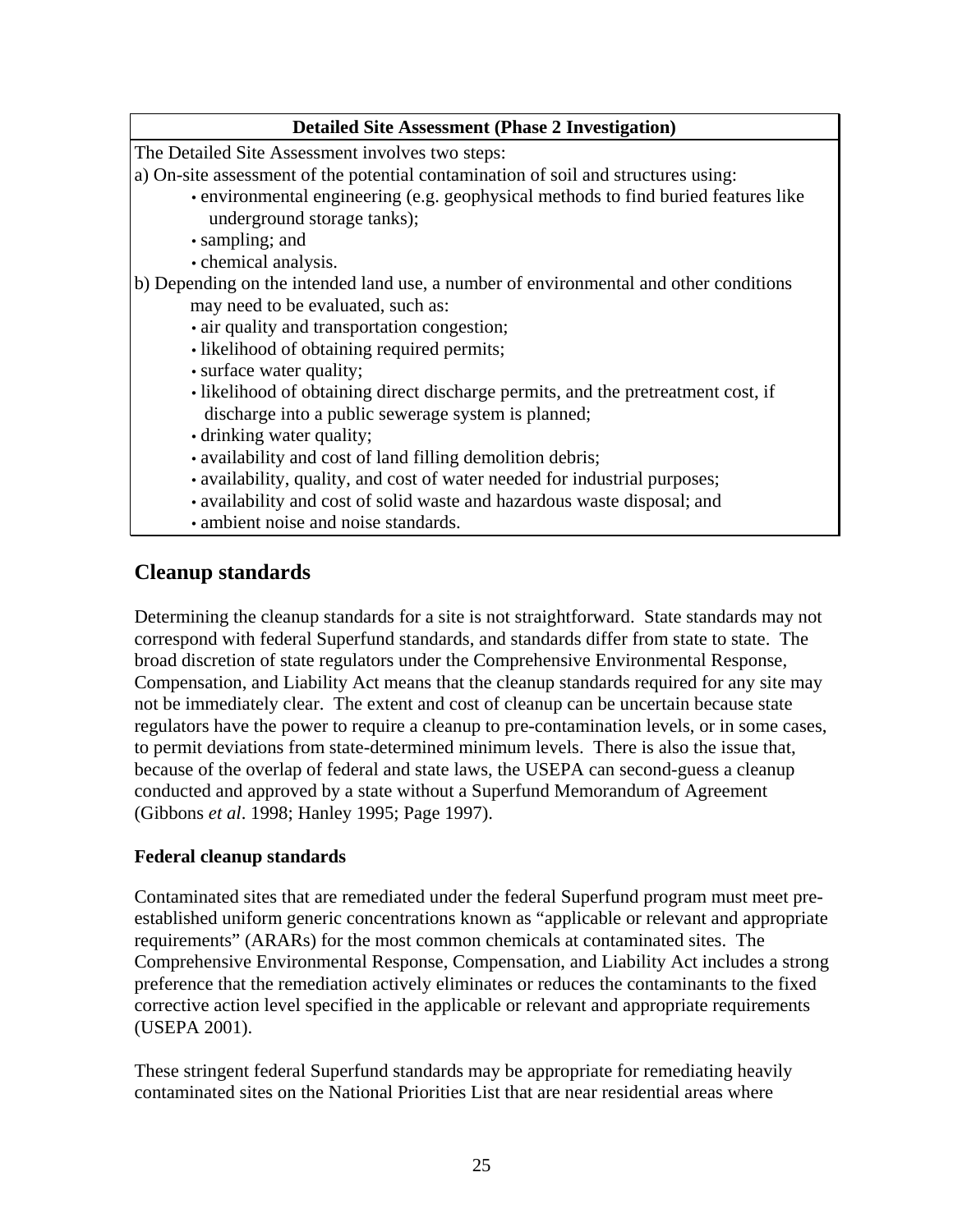| Detailed Site Assessment (Phase 2 Investigation) |
|---|
| The Detailed Site Assessment involves two steps:<br>a) On-site assessment of the potential contamination of soil and structures using:<br>• environmental engineering (e.g. geophysical methods to find buried features like underground storage tanks);<br>• sampling; and<br>• chemical analysis.<br>b) Depending on the intended land use, a number of environmental and other conditions may need to be evaluated, such as:<br>• air quality and transportation congestion;<br>• likelihood of obtaining required permits;<br>• surface water quality;<br>• likelihood of obtaining direct discharge permits, and the pretreatment cost, if discharge into a public sewerage system is planned;<br>• drinking water quality;<br>• availability and cost of land filling demolition debris;<br>• availability, quality, and cost of water needed for industrial purposes;<br>• availability and cost of solid waste and hazardous waste disposal; and<br>• ambient noise and noise standards. |

## Cleanup standards

Determining the cleanup standards for a site is not straightforward. State standards may not correspond with federal Superfund standards, and standards differ from state to state. The broad discretion of state regulators under the Comprehensive Environmental Response, Compensation, and Liability Act means that the cleanup standards required for any site may not be immediately clear. The extent and cost of cleanup can be uncertain because state regulators have the power to require a cleanup to pre-contamination levels, or in some cases, to permit deviations from state-determined minimum levels. There is also the issue that, because of the overlap of federal and state laws, the USEPA can second-guess a cleanup conducted and approved by a state without a Superfund Memorandum of Agreement (Gibbons *et al*. 1998; Hanley 1995; Page 1997).

### Federal cleanup standards

Contaminated sites that are remediated under the federal Superfund program must meet pre-established uniform generic concentrations known as "applicable or relevant and appropriate requirements" (ARARs) for the most common chemicals at contaminated sites. The Comprehensive Environmental Response, Compensation, and Liability Act includes a strong preference that the remediation actively eliminates or reduces the contaminants to the fixed corrective action level specified in the applicable or relevant and appropriate requirements (USEPA 2001).

These stringent federal Superfund standards may be appropriate for remediating heavily contaminated sites on the National Priorities List that are near residential areas where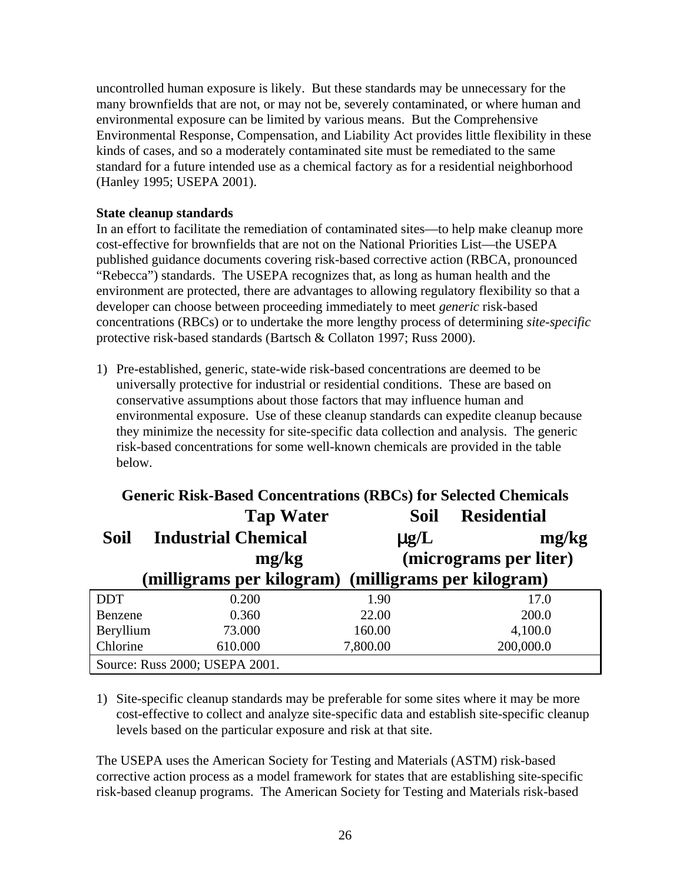uncontrolled human exposure is likely. But these standards may be unnecessary for the many brownfields that are not, or may not be, severely contaminated, or where human and environmental exposure can be limited by various means. But the Comprehensive Environmental Response, Compensation, and Liability Act provides little flexibility in these kinds of cases, and so a moderately contaminated site must be remediated to the same standard for a future intended use as a chemical factory as for a residential neighborhood (Hanley 1995; USEPA 2001).

**State cleanup standards**

In an effort to facilitate the remediation of contaminated sites—to help make cleanup more cost-effective for brownfields that are not on the National Priorities List—the USEPA published guidance documents covering risk-based corrective action (RBCA, pronounced "Rebecca") standards. The USEPA recognizes that, as long as human health and the environment are protected, there are advantages to allowing regulatory flexibility so that a developer can choose between proceeding immediately to meet *generic* risk-based concentrations (RBCs) or to undertake the more lengthy process of determining *site-specific* protective risk-based standards (Bartsch & Collaton 1997; Russ 2000).

1) Pre-established, generic, state-wide risk-based concentrations are deemed to be universally protective for industrial or residential conditions. These are based on conservative assumptions about those factors that may influence human and environmental exposure. Use of these cleanup standards can expedite cleanup because they minimize the necessity for site-specific data collection and analysis. The generic risk-based concentrations for some well-known chemicals are provided in the table below.

**Generic Risk-Based Concentrations (RBCs) for Selected Chemicals**

| Chemical | Tap Water µg/L (micrograms per liter) | Soil Residential mg/kg (milligrams per kilogram) | Soil Industrial mg/kg (milligrams per kilogram) |
|---|---|---|---|
| DDT | 0.200 | 1.90 | 17.0 |
| Benzene | 0.360 | 22.00 | 200.0 |
| Beryllium | 73.000 | 160.00 | 4,100.0 |
| Chlorine | 610.000 | 7,800.00 | 200,000.0 |

Source: Russ 2000; USEPA 2001.

1) Site-specific cleanup standards may be preferable for some sites where it may be more cost-effective to collect and analyze site-specific data and establish site-specific cleanup levels based on the particular exposure and risk at that site.

The USEPA uses the American Society for Testing and Materials (ASTM) risk-based corrective action process as a model framework for states that are establishing site-specific risk-based cleanup programs. The American Society for Testing and Materials risk-based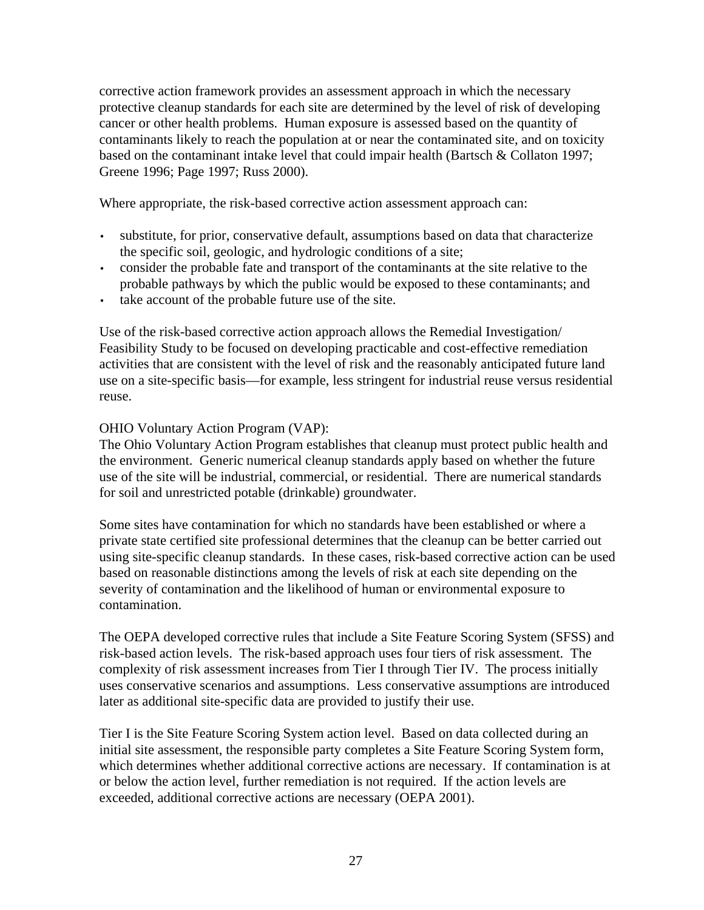corrective action framework provides an assessment approach in which the necessary protective cleanup standards for each site are determined by the level of risk of developing cancer or other health problems. Human exposure is assessed based on the quantity of contaminants likely to reach the population at or near the contaminated site, and on toxicity based on the contaminant intake level that could impair health (Bartsch & Collaton 1997; Greene 1996; Page 1997; Russ 2000).

Where appropriate, the risk-based corrective action assessment approach can:

- substitute, for prior, conservative default, assumptions based on data that characterize the specific soil, geologic, and hydrologic conditions of a site;
- consider the probable fate and transport of the contaminants at the site relative to the probable pathways by which the public would be exposed to these contaminants; and
- take account of the probable future use of the site.

Use of the risk-based corrective action approach allows the Remedial Investigation/ Feasibility Study to be focused on developing practicable and cost-effective remediation activities that are consistent with the level of risk and the reasonably anticipated future land use on a site-specific basis—for example, less stringent for industrial reuse versus residential reuse.

OHIO Voluntary Action Program (VAP):
The Ohio Voluntary Action Program establishes that cleanup must protect public health and the environment. Generic numerical cleanup standards apply based on whether the future use of the site will be industrial, commercial, or residential. There are numerical standards for soil and unrestricted potable (drinkable) groundwater.

Some sites have contamination for which no standards have been established or where a private state certified site professional determines that the cleanup can be better carried out using site-specific cleanup standards. In these cases, risk-based corrective action can be used based on reasonable distinctions among the levels of risk at each site depending on the severity of contamination and the likelihood of human or environmental exposure to contamination.

The OEPA developed corrective rules that include a Site Feature Scoring System (SFSS) and risk-based action levels. The risk-based approach uses four tiers of risk assessment. The complexity of risk assessment increases from Tier I through Tier IV. The process initially uses conservative scenarios and assumptions. Less conservative assumptions are introduced later as additional site-specific data are provided to justify their use.

Tier I is the Site Feature Scoring System action level. Based on data collected during an initial site assessment, the responsible party completes a Site Feature Scoring System form, which determines whether additional corrective actions are necessary. If contamination is at or below the action level, further remediation is not required. If the action levels are exceeded, additional corrective actions are necessary (OEPA 2001).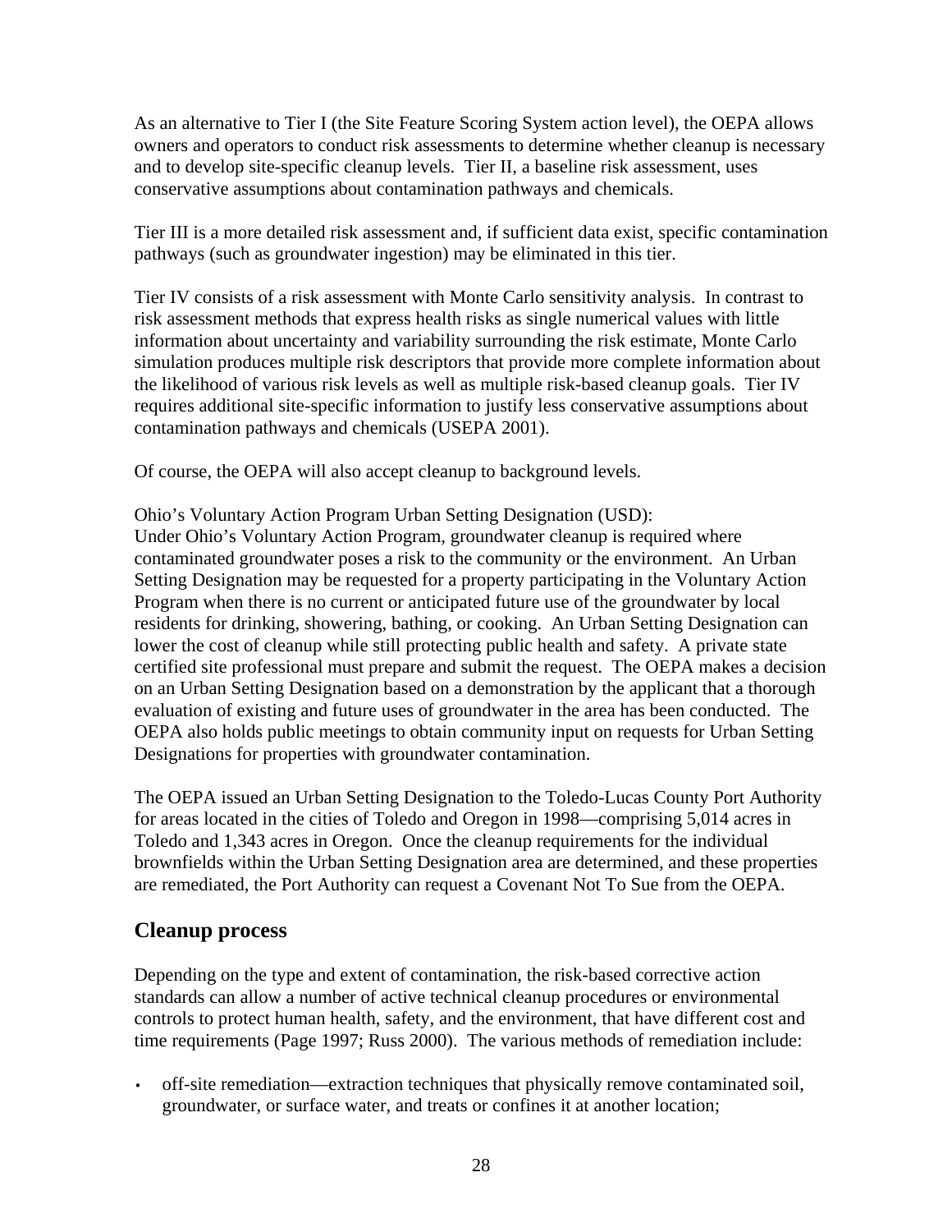As an alternative to Tier I (the Site Feature Scoring System action level), the OEPA allows owners and operators to conduct risk assessments to determine whether cleanup is necessary and to develop site-specific cleanup levels. Tier II, a baseline risk assessment, uses conservative assumptions about contamination pathways and chemicals.

Tier III is a more detailed risk assessment and, if sufficient data exist, specific contamination pathways (such as groundwater ingestion) may be eliminated in this tier.

Tier IV consists of a risk assessment with Monte Carlo sensitivity analysis. In contrast to risk assessment methods that express health risks as single numerical values with little information about uncertainty and variability surrounding the risk estimate, Monte Carlo simulation produces multiple risk descriptors that provide more complete information about the likelihood of various risk levels as well as multiple risk-based cleanup goals. Tier IV requires additional site-specific information to justify less conservative assumptions about contamination pathways and chemicals (USEPA 2001).

Of course, the OEPA will also accept cleanup to background levels.

Ohio's Voluntary Action Program Urban Setting Designation (USD):
Under Ohio's Voluntary Action Program, groundwater cleanup is required where contaminated groundwater poses a risk to the community or the environment. An Urban Setting Designation may be requested for a property participating in the Voluntary Action Program when there is no current or anticipated future use of the groundwater by local residents for drinking, showering, bathing, or cooking. An Urban Setting Designation can lower the cost of cleanup while still protecting public health and safety. A private state certified site professional must prepare and submit the request. The OEPA makes a decision on an Urban Setting Designation based on a demonstration by the applicant that a thorough evaluation of existing and future uses of groundwater in the area has been conducted. The OEPA also holds public meetings to obtain community input on requests for Urban Setting Designations for properties with groundwater contamination.

The OEPA issued an Urban Setting Designation to the Toledo-Lucas County Port Authority for areas located in the cities of Toledo and Oregon in 1998—comprising 5,014 acres in Toledo and 1,343 acres in Oregon. Once the cleanup requirements for the individual brownfields within the Urban Setting Designation area are determined, and these properties are remediated, the Port Authority can request a Covenant Not To Sue from the OEPA.

## Cleanup process

Depending on the type and extent of contamination, the risk-based corrective action standards can allow a number of active technical cleanup procedures or environmental controls to protect human health, safety, and the environment, that have different cost and time requirements (Page 1997; Russ 2000). The various methods of remediation include:

- off-site remediation—extraction techniques that physically remove contaminated soil, groundwater, or surface water, and treats or confines it at another location;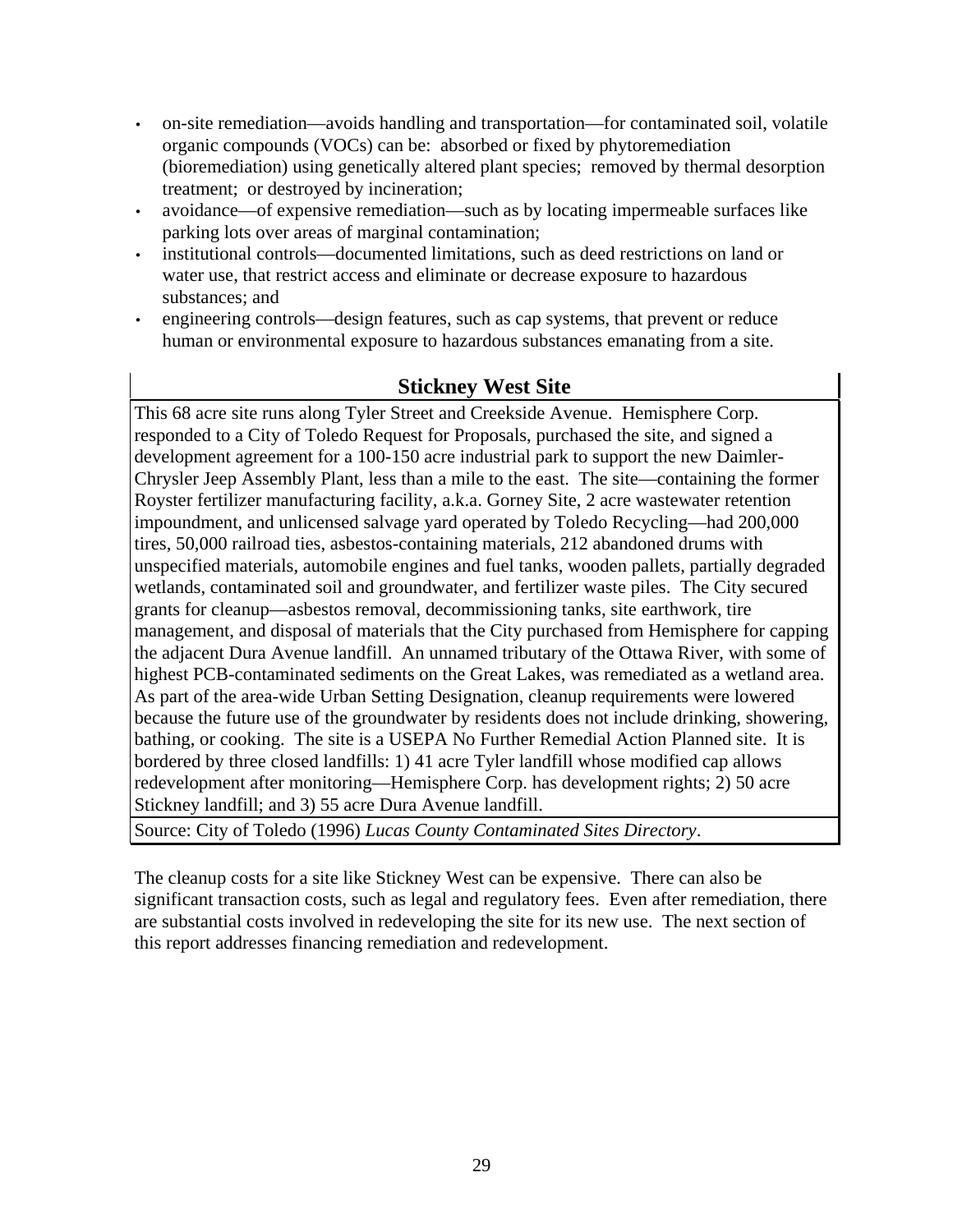- on-site remediation—avoids handling and transportation—for contaminated soil, volatile organic compounds (VOCs) can be: absorbed or fixed by phytoremediation (bioremediation) using genetically altered plant species; removed by thermal desorption treatment; or destroyed by incineration;
- avoidance—of expensive remediation—such as by locating impermeable surfaces like parking lots over areas of marginal contamination;
- institutional controls—documented limitations, such as deed restrictions on land or water use, that restrict access and eliminate or decrease exposure to hazardous substances; and
- engineering controls—design features, such as cap systems, that prevent or reduce human or environmental exposure to hazardous substances emanating from a site.

### Stickney West Site

This 68 acre site runs along Tyler Street and Creekside Avenue. Hemisphere Corp. responded to a City of Toledo Request for Proposals, purchased the site, and signed a development agreement for a 100-150 acre industrial park to support the new Daimler-Chrysler Jeep Assembly Plant, less than a mile to the east. The site—containing the former Royster fertilizer manufacturing facility, a.k.a. Gorney Site, 2 acre wastewater retention impoundment, and unlicensed salvage yard operated by Toledo Recycling—had 200,000 tires, 50,000 railroad ties, asbestos-containing materials, 212 abandoned drums with unspecified materials, automobile engines and fuel tanks, wooden pallets, partially degraded wetlands, contaminated soil and groundwater, and fertilizer waste piles. The City secured grants for cleanup—asbestos removal, decommissioning tanks, site earthwork, tire management, and disposal of materials that the City purchased from Hemisphere for capping the adjacent Dura Avenue landfill. An unnamed tributary of the Ottawa River, with some of highest PCB-contaminated sediments on the Great Lakes, was remediated as a wetland area. As part of the area-wide Urban Setting Designation, cleanup requirements were lowered because the future use of the groundwater by residents does not include drinking, showering, bathing, or cooking. The site is a USEPA No Further Remedial Action Planned site. It is bordered by three closed landfills: 1) 41 acre Tyler landfill whose modified cap allows redevelopment after monitoring—Hemisphere Corp. has development rights; 2) 50 acre Stickney landfill; and 3) 55 acre Dura Avenue landfill.

Source: City of Toledo (1996) *Lucas County Contaminated Sites Directory*.

The cleanup costs for a site like Stickney West can be expensive. There can also be significant transaction costs, such as legal and regulatory fees. Even after remediation, there are substantial costs involved in redeveloping the site for its new use. The next section of this report addresses financing remediation and redevelopment.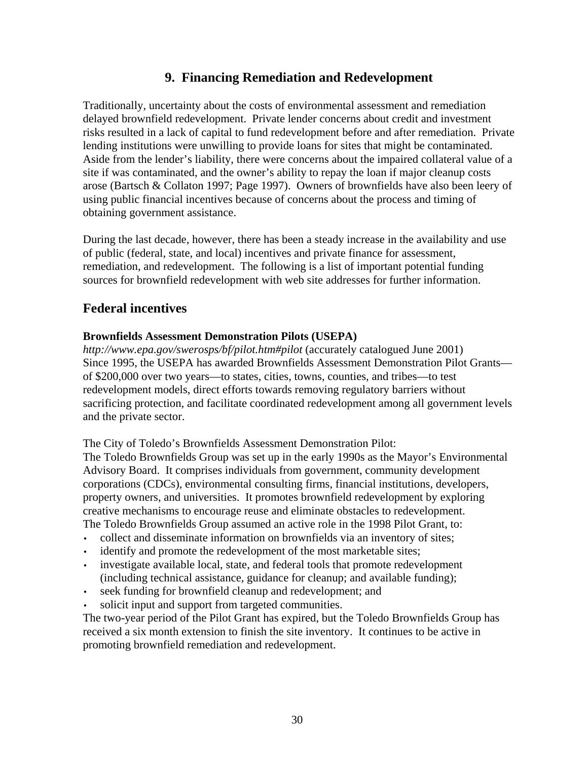## 9. Financing Remediation and Redevelopment

Traditionally, uncertainty about the costs of environmental assessment and remediation delayed brownfield redevelopment. Private lender concerns about credit and investment risks resulted in a lack of capital to fund redevelopment before and after remediation. Private lending institutions were unwilling to provide loans for sites that might be contaminated. Aside from the lender's liability, there were concerns about the impaired collateral value of a site if was contaminated, and the owner's ability to repay the loan if major cleanup costs arose (Bartsch & Collaton 1997; Page 1997). Owners of brownfields have also been leery of using public financial incentives because of concerns about the process and timing of obtaining government assistance.

During the last decade, however, there has been a steady increase in the availability and use of public (federal, state, and local) incentives and private finance for assessment, remediation, and redevelopment. The following is a list of important potential funding sources for brownfield redevelopment with web site addresses for further information.

### Federal incentives

**Brownfields Assessment Demonstration Pilots (USEPA)**
*http://www.epa.gov/swerosps/bf/pilot.htm#pilot* (accurately catalogued June 2001)
Since 1995, the USEPA has awarded Brownfields Assessment Demonstration Pilot Grants—of $200,000 over two years—to states, cities, towns, counties, and tribes—to test redevelopment models, direct efforts towards removing regulatory barriers without sacrificing protection, and facilitate coordinated redevelopment among all government levels and the private sector.

The City of Toledo's Brownfields Assessment Demonstration Pilot:
The Toledo Brownfields Group was set up in the early 1990s as the Mayor's Environmental Advisory Board. It comprises individuals from government, community development corporations (CDCs), environmental consulting firms, financial institutions, developers, property owners, and universities. It promotes brownfield redevelopment by exploring creative mechanisms to encourage reuse and eliminate obstacles to redevelopment.
The Toledo Brownfields Group assumed an active role in the 1998 Pilot Grant, to:

- collect and disseminate information on brownfields via an inventory of sites;
- identify and promote the redevelopment of the most marketable sites;
- investigate available local, state, and federal tools that promote redevelopment (including technical assistance, guidance for cleanup; and available funding);
- seek funding for brownfield cleanup and redevelopment; and
- solicit input and support from targeted communities.

The two-year period of the Pilot Grant has expired, but the Toledo Brownfields Group has received a six month extension to finish the site inventory. It continues to be active in promoting brownfield remediation and redevelopment.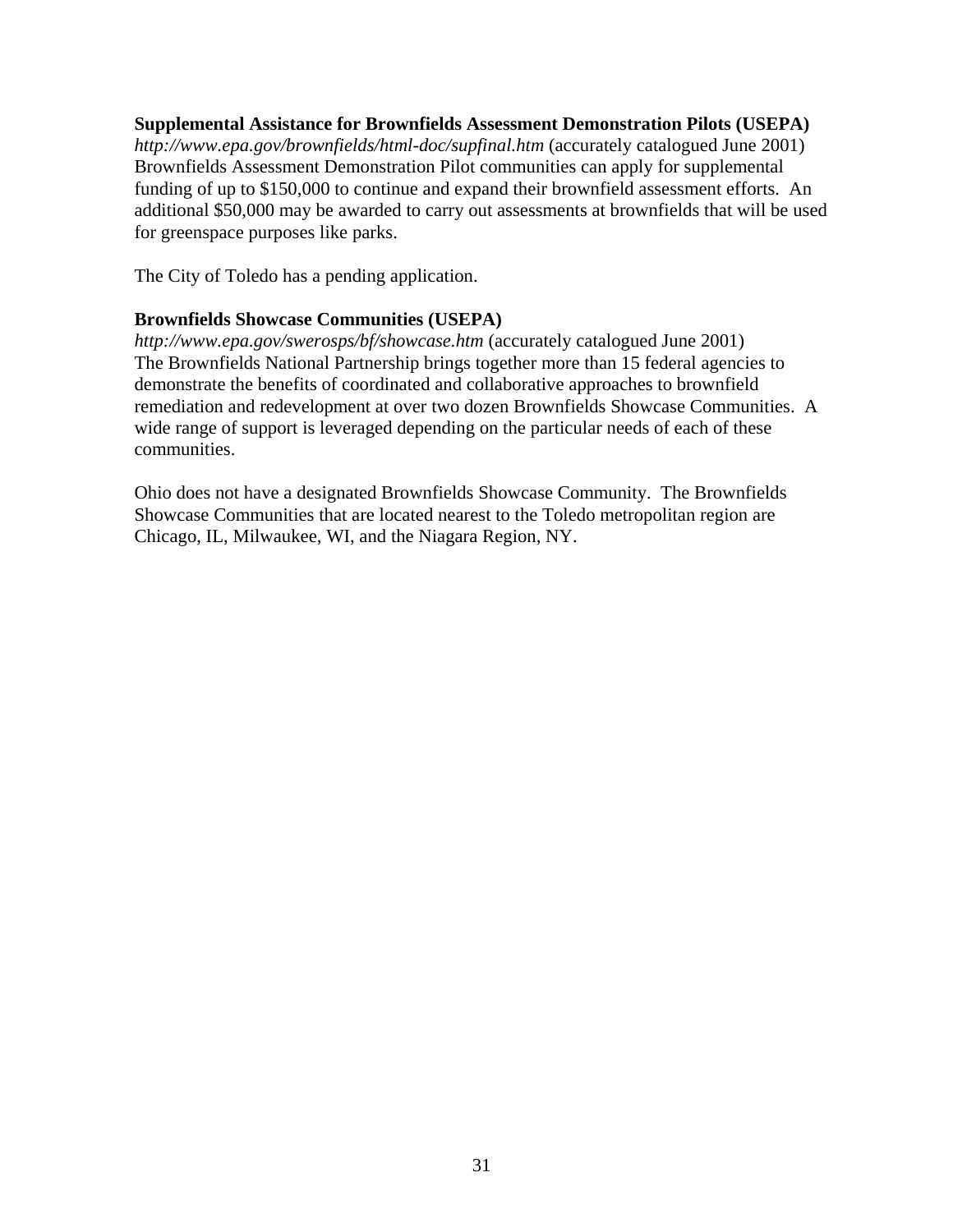**Supplemental Assistance for Brownfields Assessment Demonstration Pilots (USEPA)**
*http://www.epa.gov/brownfields/html-doc/supfinal.htm* (accurately catalogued June 2001)
Brownfields Assessment Demonstration Pilot communities can apply for supplemental funding of up to $150,000 to continue and expand their brownfield assessment efforts. An additional $50,000 may be awarded to carry out assessments at brownfields that will be used for greenspace purposes like parks.

The City of Toledo has a pending application.

**Brownfields Showcase Communities (USEPA)**
*http://www.epa.gov/swerosps/bf/showcase.htm* (accurately catalogued June 2001)
The Brownfields National Partnership brings together more than 15 federal agencies to demonstrate the benefits of coordinated and collaborative approaches to brownfield remediation and redevelopment at over two dozen Brownfields Showcase Communities. A wide range of support is leveraged depending on the particular needs of each of these communities.

Ohio does not have a designated Brownfields Showcase Community. The Brownfields Showcase Communities that are located nearest to the Toledo metropolitan region are Chicago, IL, Milwaukee, WI, and the Niagara Region, NY.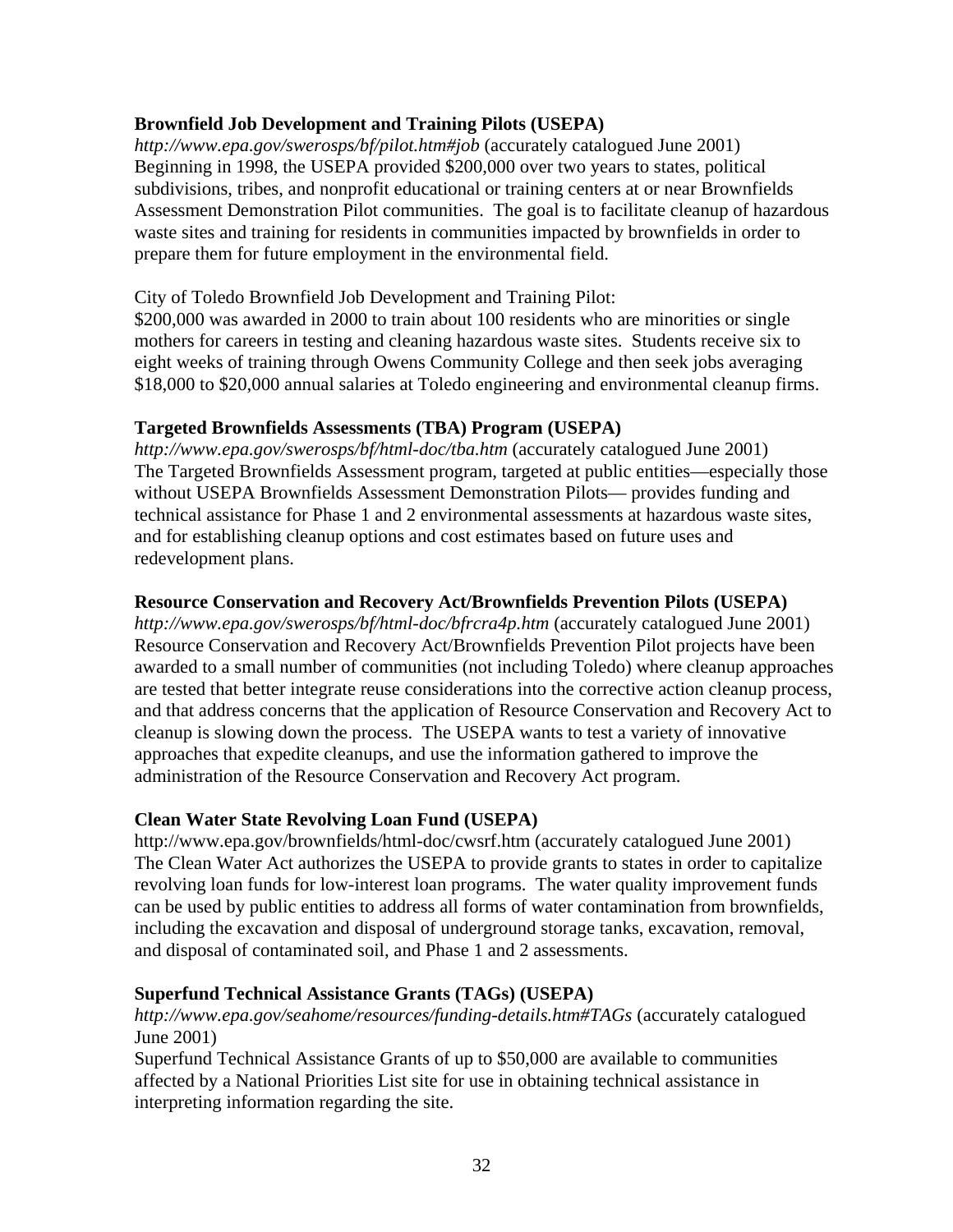**Brownfield Job Development and Training Pilots (USEPA)**
*http://www.epa.gov/swerosps/bf/pilot.htm#job* (accurately catalogued June 2001)
Beginning in 1998, the USEPA provided $200,000 over two years to states, political subdivisions, tribes, and nonprofit educational or training centers at or near Brownfields Assessment Demonstration Pilot communities. The goal is to facilitate cleanup of hazardous waste sites and training for residents in communities impacted by brownfields in order to prepare them for future employment in the environmental field.

City of Toledo Brownfield Job Development and Training Pilot:
$200,000 was awarded in 2000 to train about 100 residents who are minorities or single mothers for careers in testing and cleaning hazardous waste sites. Students receive six to eight weeks of training through Owens Community College and then seek jobs averaging $18,000 to $20,000 annual salaries at Toledo engineering and environmental cleanup firms.

**Targeted Brownfields Assessments (TBA) Program (USEPA)**
*http://www.epa.gov/swerosps/bf/html-doc/tba.htm* (accurately catalogued June 2001)
The Targeted Brownfields Assessment program, targeted at public entities—especially those without USEPA Brownfields Assessment Demonstration Pilots— provides funding and technical assistance for Phase 1 and 2 environmental assessments at hazardous waste sites, and for establishing cleanup options and cost estimates based on future uses and redevelopment plans.

**Resource Conservation and Recovery Act/Brownfields Prevention Pilots (USEPA)**
*http://www.epa.gov/swerosps/bf/html-doc/bfrcra4p.htm* (accurately catalogued June 2001)
Resource Conservation and Recovery Act/Brownfields Prevention Pilot projects have been awarded to a small number of communities (not including Toledo) where cleanup approaches are tested that better integrate reuse considerations into the corrective action cleanup process, and that address concerns that the application of Resource Conservation and Recovery Act to cleanup is slowing down the process. The USEPA wants to test a variety of innovative approaches that expedite cleanups, and use the information gathered to improve the administration of the Resource Conservation and Recovery Act program.

**Clean Water State Revolving Loan Fund (USEPA)**
http://www.epa.gov/brownfields/html-doc/cwsrf.htm (accurately catalogued June 2001)
The Clean Water Act authorizes the USEPA to provide grants to states in order to capitalize revolving loan funds for low-interest loan programs. The water quality improvement funds can be used by public entities to address all forms of water contamination from brownfields, including the excavation and disposal of underground storage tanks, excavation, removal, and disposal of contaminated soil, and Phase 1 and 2 assessments.

**Superfund Technical Assistance Grants (TAGs) (USEPA)**
*http://www.epa.gov/seahome/resources/funding-details.htm#TAGs* (accurately catalogued June 2001)
Superfund Technical Assistance Grants of up to $50,000 are available to communities affected by a National Priorities List site for use in obtaining technical assistance in interpreting information regarding the site.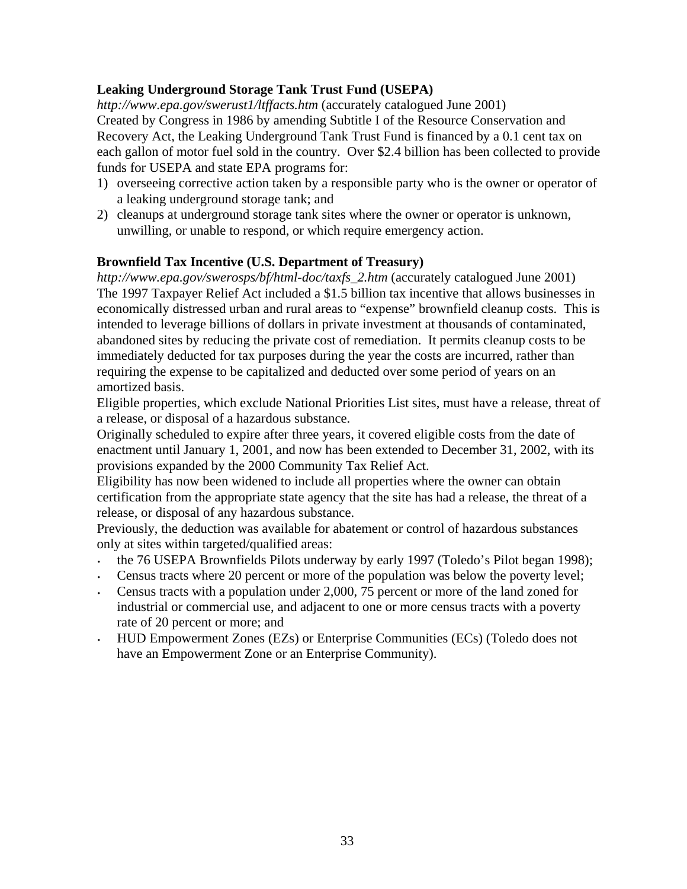**Leaking Underground Storage Tank Trust Fund (USEPA)**

*http://www.epa.gov/swerust1/ltffacts.htm* (accurately catalogued June 2001)

Created by Congress in 1986 by amending Subtitle I of the Resource Conservation and Recovery Act, the Leaking Underground Tank Trust Fund is financed by a 0.1 cent tax on each gallon of motor fuel sold in the country. Over $2.4 billion has been collected to provide funds for USEPA and state EPA programs for:

1) overseeing corrective action taken by a responsible party who is the owner or operator of a leaking underground storage tank; and
2) cleanups at underground storage tank sites where the owner or operator is unknown, unwilling, or unable to respond, or which require emergency action.

**Brownfield Tax Incentive (U.S. Department of Treasury)**

*http://www.epa.gov/swerosps/bf/html-doc/taxfs_2.htm* (accurately catalogued June 2001)

The 1997 Taxpayer Relief Act included a $1.5 billion tax incentive that allows businesses in economically distressed urban and rural areas to "expense" brownfield cleanup costs. This is intended to leverage billions of dollars in private investment at thousands of contaminated, abandoned sites by reducing the private cost of remediation. It permits cleanup costs to be immediately deducted for tax purposes during the year the costs are incurred, rather than requiring the expense to be capitalized and deducted over some period of years on an amortized basis.

Eligible properties, which exclude National Priorities List sites, must have a release, threat of a release, or disposal of a hazardous substance.

Originally scheduled to expire after three years, it covered eligible costs from the date of enactment until January 1, 2001, and now has been extended to December 31, 2002, with its provisions expanded by the 2000 Community Tax Relief Act.

Eligibility has now been widened to include all properties where the owner can obtain certification from the appropriate state agency that the site has had a release, the threat of a release, or disposal of any hazardous substance.

Previously, the deduction was available for abatement or control of hazardous substances only at sites within targeted/qualified areas:

- the 76 USEPA Brownfields Pilots underway by early 1997 (Toledo's Pilot began 1998);
- Census tracts where 20 percent or more of the population was below the poverty level;
- Census tracts with a population under 2,000, 75 percent or more of the land zoned for industrial or commercial use, and adjacent to one or more census tracts with a poverty rate of 20 percent or more; and
- HUD Empowerment Zones (EZs) or Enterprise Communities (ECs) (Toledo does not have an Empowerment Zone or an Enterprise Community).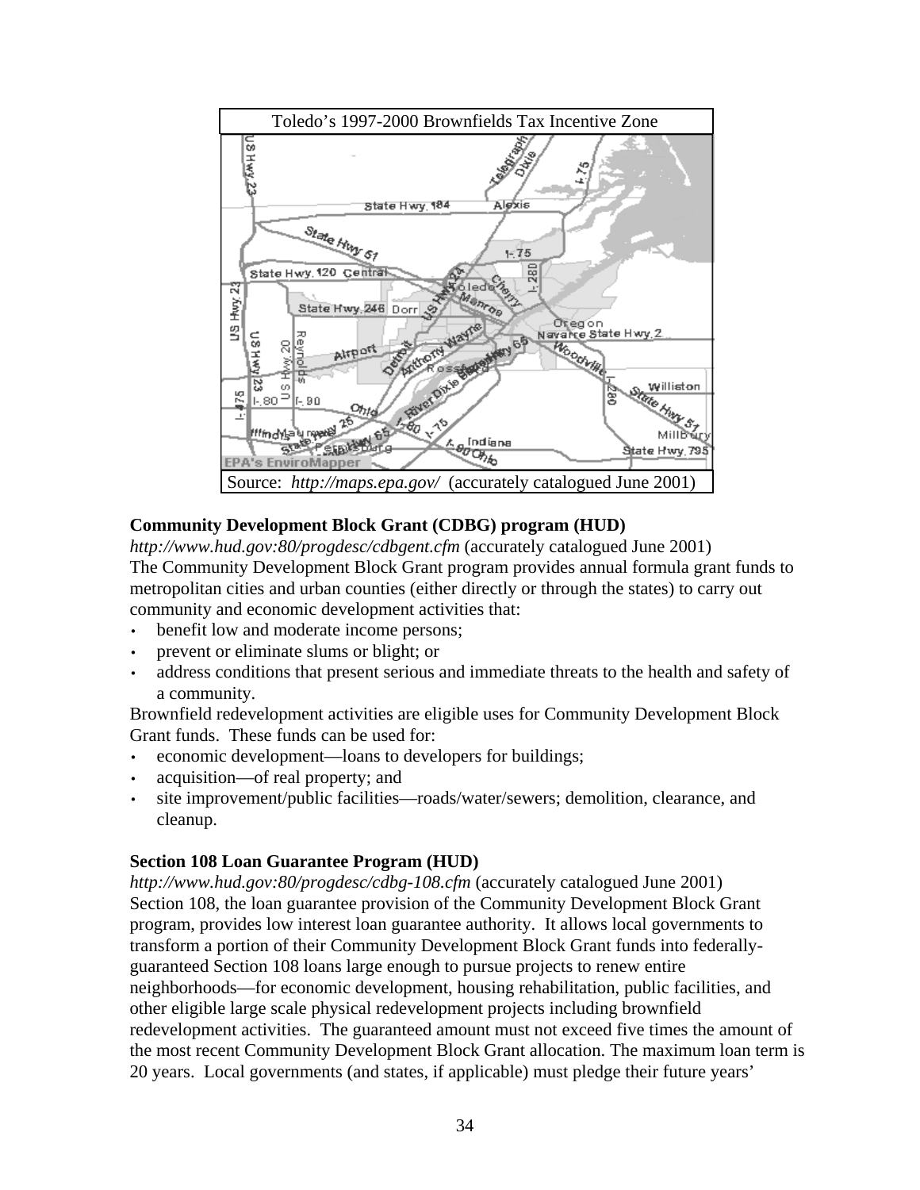Toledo's 1997-2000 Brownfields Tax Incentive Zone

Source: *http://maps.epa.gov/* (accurately catalogued June 2001)

**Community Development Block Grant (CDBG) program (HUD)**

*http://www.hud.gov:80/progdesc/cdbgent.cfm* (accurately catalogued June 2001)

The Community Development Block Grant program provides annual formula grant funds to metropolitan cities and urban counties (either directly or through the states) to carry out community and economic development activities that:

- benefit low and moderate income persons;
- prevent or eliminate slums or blight; or
- address conditions that present serious and immediate threats to the health and safety of a community.

Brownfield redevelopment activities are eligible uses for Community Development Block Grant funds. These funds can be used for:

- economic development—loans to developers for buildings;
- acquisition—of real property; and
- site improvement/public facilities—roads/water/sewers; demolition, clearance, and cleanup.

**Section 108 Loan Guarantee Program (HUD)**

*http://www.hud.gov:80/progdesc/cdbg-108.cfm* (accurately catalogued June 2001)

Section 108, the loan guarantee provision of the Community Development Block Grant program, provides low interest loan guarantee authority. It allows local governments to transform a portion of their Community Development Block Grant funds into federally-guaranteed Section 108 loans large enough to pursue projects to renew entire neighborhoods—for economic development, housing rehabilitation, public facilities, and other eligible large scale physical redevelopment projects including brownfield redevelopment activities. The guaranteed amount must not exceed five times the amount of the most recent Community Development Block Grant allocation. The maximum loan term is 20 years. Local governments (and states, if applicable) must pledge their future years'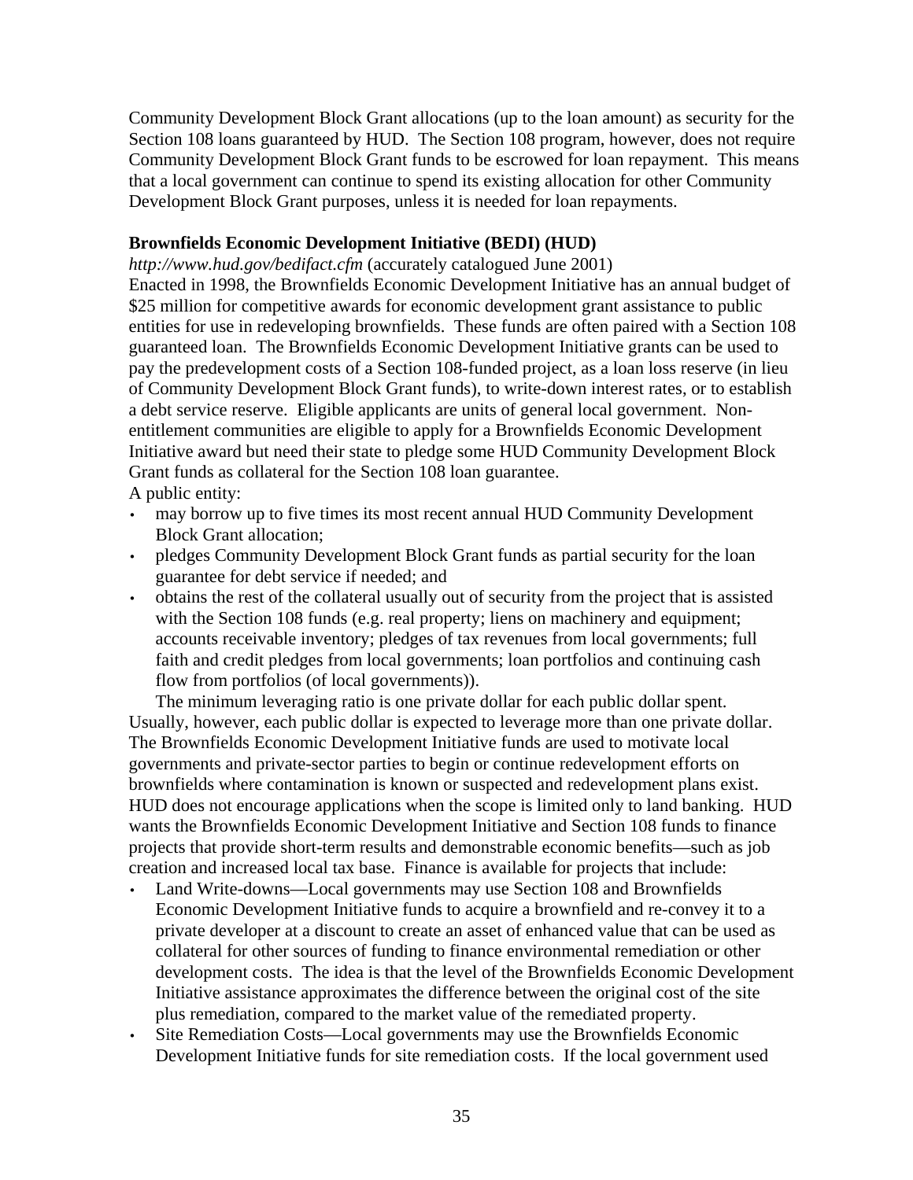Community Development Block Grant allocations (up to the loan amount) as security for the Section 108 loans guaranteed by HUD. The Section 108 program, however, does not require Community Development Block Grant funds to be escrowed for loan repayment. This means that a local government can continue to spend its existing allocation for other Community Development Block Grant purposes, unless it is needed for loan repayments.

**Brownfields Economic Development Initiative (BEDI) (HUD)**

*http://www.hud.gov/bedifact.cfm* (accurately catalogued June 2001)

Enacted in 1998, the Brownfields Economic Development Initiative has an annual budget of $25 million for competitive awards for economic development grant assistance to public entities for use in redeveloping brownfields. These funds are often paired with a Section 108 guaranteed loan. The Brownfields Economic Development Initiative grants can be used to pay the predevelopment costs of a Section 108-funded project, as a loan loss reserve (in lieu of Community Development Block Grant funds), to write-down interest rates, or to establish a debt service reserve. Eligible applicants are units of general local government. Non-entitlement communities are eligible to apply for a Brownfields Economic Development Initiative award but need their state to pledge some HUD Community Development Block Grant funds as collateral for the Section 108 loan guarantee.

A public entity:

- may borrow up to five times its most recent annual HUD Community Development Block Grant allocation;
- pledges Community Development Block Grant funds as partial security for the loan guarantee for debt service if needed; and
- obtains the rest of the collateral usually out of security from the project that is assisted with the Section 108 funds (e.g. real property; liens on machinery and equipment; accounts receivable inventory; pledges of tax revenues from local governments; full faith and credit pledges from local governments; loan portfolios and continuing cash flow from portfolios (of local governments)).

The minimum leveraging ratio is one private dollar for each public dollar spent. Usually, however, each public dollar is expected to leverage more than one private dollar. The Brownfields Economic Development Initiative funds are used to motivate local governments and private-sector parties to begin or continue redevelopment efforts on brownfields where contamination is known or suspected and redevelopment plans exist. HUD does not encourage applications when the scope is limited only to land banking. HUD wants the Brownfields Economic Development Initiative and Section 108 funds to finance projects that provide short-term results and demonstrable economic benefits—such as job creation and increased local tax base. Finance is available for projects that include:

- Land Write-downs—Local governments may use Section 108 and Brownfields Economic Development Initiative funds to acquire a brownfield and re-convey it to a private developer at a discount to create an asset of enhanced value that can be used as collateral for other sources of funding to finance environmental remediation or other development costs. The idea is that the level of the Brownfields Economic Development Initiative assistance approximates the difference between the original cost of the site plus remediation, compared to the market value of the remediated property.
- Site Remediation Costs—Local governments may use the Brownfields Economic Development Initiative funds for site remediation costs. If the local government used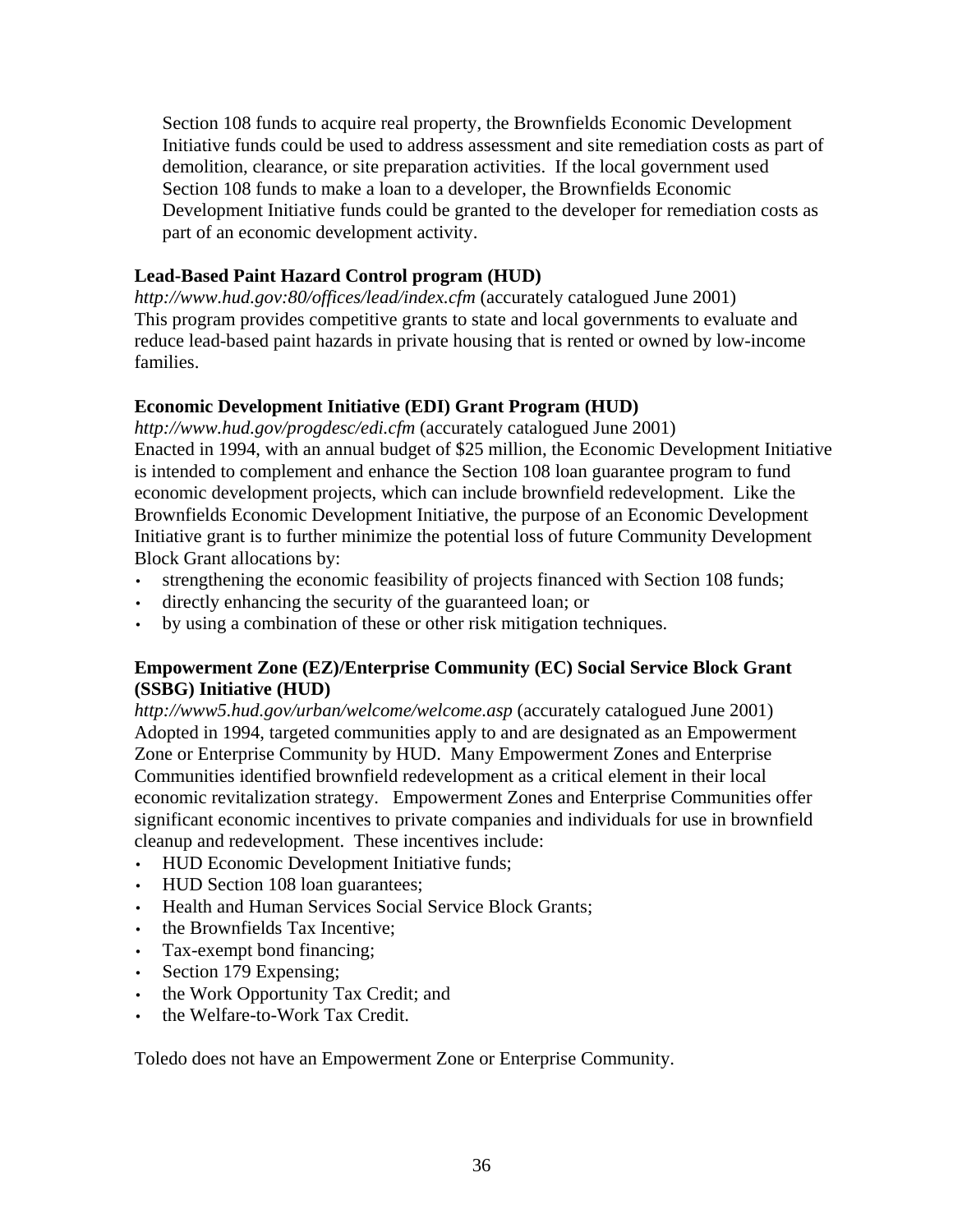Section 108 funds to acquire real property, the Brownfields Economic Development Initiative funds could be used to address assessment and site remediation costs as part of demolition, clearance, or site preparation activities. If the local government used Section 108 funds to make a loan to a developer, the Brownfields Economic Development Initiative funds could be granted to the developer for remediation costs as part of an economic development activity.

**Lead-Based Paint Hazard Control program (HUD)**
*http://www.hud.gov:80/offices/lead/index.cfm* (accurately catalogued June 2001)
This program provides competitive grants to state and local governments to evaluate and reduce lead-based paint hazards in private housing that is rented or owned by low-income families.

**Economic Development Initiative (EDI) Grant Program (HUD)**
*http://www.hud.gov/progdesc/edi.cfm* (accurately catalogued June 2001)
Enacted in 1994, with an annual budget of $25 million, the Economic Development Initiative is intended to complement and enhance the Section 108 loan guarantee program to fund economic development projects, which can include brownfield redevelopment. Like the Brownfields Economic Development Initiative, the purpose of an Economic Development Initiative grant is to further minimize the potential loss of future Community Development Block Grant allocations by:

- strengthening the economic feasibility of projects financed with Section 108 funds;
- directly enhancing the security of the guaranteed loan; or
- by using a combination of these or other risk mitigation techniques.

**Empowerment Zone (EZ)/Enterprise Community (EC) Social Service Block Grant (SSBG) Initiative (HUD)**
*http://www5.hud.gov/urban/welcome/welcome.asp* (accurately catalogued June 2001)
Adopted in 1994, targeted communities apply to and are designated as an Empowerment Zone or Enterprise Community by HUD. Many Empowerment Zones and Enterprise Communities identified brownfield redevelopment as a critical element in their local economic revitalization strategy. Empowerment Zones and Enterprise Communities offer significant economic incentives to private companies and individuals for use in brownfield cleanup and redevelopment. These incentives include:

- HUD Economic Development Initiative funds;
- HUD Section 108 loan guarantees;
- Health and Human Services Social Service Block Grants;
- the Brownfields Tax Incentive;
- Tax-exempt bond financing;
- Section 179 Expensing;
- the Work Opportunity Tax Credit; and
- the Welfare-to-Work Tax Credit.

Toledo does not have an Empowerment Zone or Enterprise Community.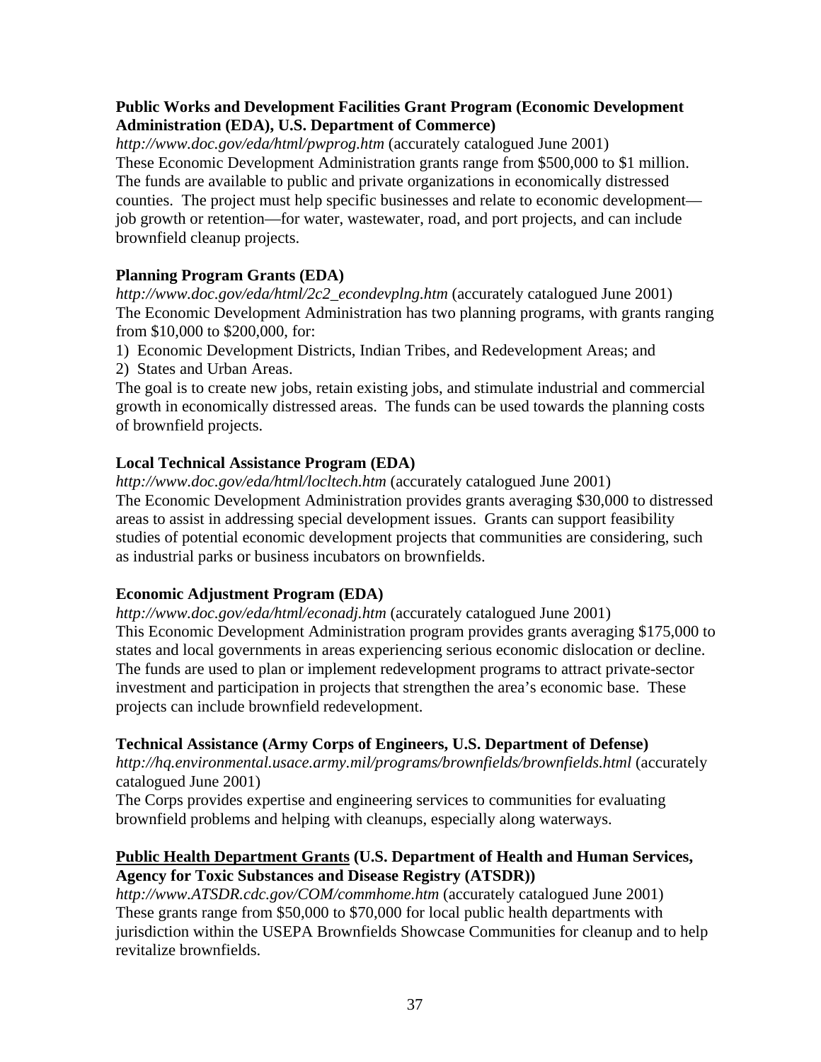**Public Works and Development Facilities Grant Program (Economic Development Administration (EDA), U.S. Department of Commerce)**
*http://www.doc.gov/eda/html/pwprog.htm* (accurately catalogued June 2001)
These Economic Development Administration grants range from $500,000 to $1 million. The funds are available to public and private organizations in economically distressed counties. The project must help specific businesses and relate to economic development—job growth or retention—for water, wastewater, road, and port projects, and can include brownfield cleanup projects.

**Planning Program Grants (EDA)**
*http://www.doc.gov/eda/html/2c2_econdevplng.htm* (accurately catalogued June 2001)
The Economic Development Administration has two planning programs, with grants ranging from $10,000 to $200,000, for:

1) Economic Development Districts, Indian Tribes, and Redevelopment Areas; and
2) States and Urban Areas.

The goal is to create new jobs, retain existing jobs, and stimulate industrial and commercial growth in economically distressed areas. The funds can be used towards the planning costs of brownfield projects.

**Local Technical Assistance Program (EDA)**
*http://www.doc.gov/eda/html/locltech.htm* (accurately catalogued June 2001)
The Economic Development Administration provides grants averaging $30,000 to distressed areas to assist in addressing special development issues. Grants can support feasibility studies of potential economic development projects that communities are considering, such as industrial parks or business incubators on brownfields.

**Economic Adjustment Program (EDA)**
*http://www.doc.gov/eda/html/econadj.htm* (accurately catalogued June 2001)
This Economic Development Administration program provides grants averaging $175,000 to states and local governments in areas experiencing serious economic dislocation or decline. The funds are used to plan or implement redevelopment programs to attract private-sector investment and participation in projects that strengthen the area's economic base. These projects can include brownfield redevelopment.

**Technical Assistance (Army Corps of Engineers, U.S. Department of Defense)**
*http://hq.environmental.usace.army.mil/programs/brownfields/brownfields.html* (accurately catalogued June 2001)
The Corps provides expertise and engineering services to communities for evaluating brownfield problems and helping with cleanups, especially along waterways.

**<u>Public Health Department Grants</u> (U.S. Department of Health and Human Services, Agency for Toxic Substances and Disease Registry (ATSDR))**
*http://www.ATSDR.cdc.gov/COM/commhome.htm* (accurately catalogued June 2001)
These grants range from $50,000 to $70,000 for local public health departments with jurisdiction within the USEPA Brownfields Showcase Communities for cleanup and to help revitalize brownfields.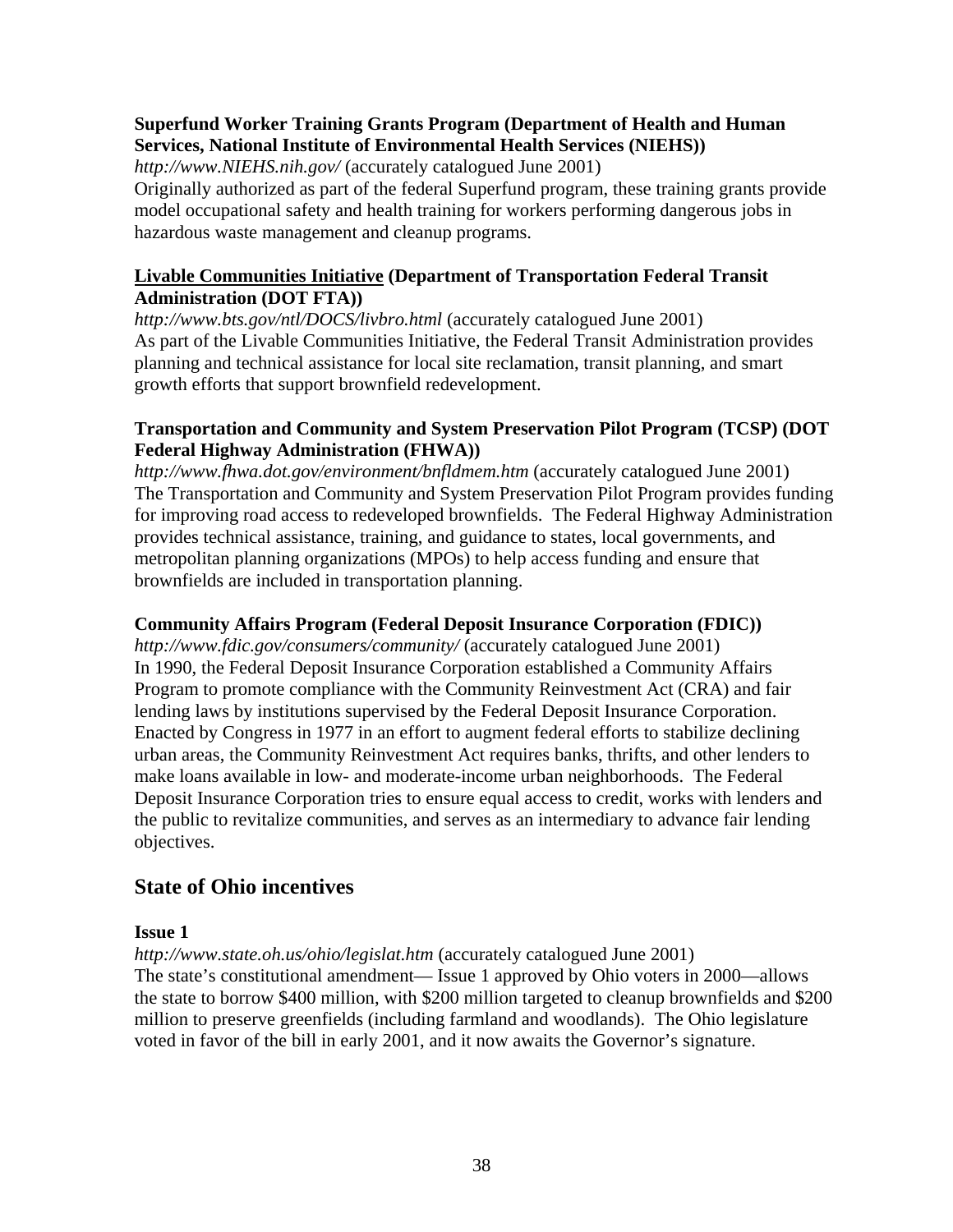**Superfund Worker Training Grants Program (Department of Health and Human Services, National Institute of Environmental Health Services (NIEHS))**

*http://www.NIEHS.nih.gov/* (accurately catalogued June 2001)
Originally authorized as part of the federal Superfund program, these training grants provide model occupational safety and health training for workers performing dangerous jobs in hazardous waste management and cleanup programs.

**Livable Communities Initiative (Department of Transportation Federal Transit Administration (DOT FTA))**

*http://www.bts.gov/ntl/DOCS/livbro.html* (accurately catalogued June 2001)
As part of the Livable Communities Initiative, the Federal Transit Administration provides planning and technical assistance for local site reclamation, transit planning, and smart growth efforts that support brownfield redevelopment.

**Transportation and Community and System Preservation Pilot Program (TCSP) (DOT Federal Highway Administration (FHWA))**

*http://www.fhwa.dot.gov/environment/bnfldmem.htm* (accurately catalogued June 2001)
The Transportation and Community and System Preservation Pilot Program provides funding for improving road access to redeveloped brownfields. The Federal Highway Administration provides technical assistance, training, and guidance to states, local governments, and metropolitan planning organizations (MPOs) to help access funding and ensure that brownfields are included in transportation planning.

**Community Affairs Program (Federal Deposit Insurance Corporation (FDIC))**

*http://www.fdic.gov/consumers/community/* (accurately catalogued June 2001)
In 1990, the Federal Deposit Insurance Corporation established a Community Affairs Program to promote compliance with the Community Reinvestment Act (CRA) and fair lending laws by institutions supervised by the Federal Deposit Insurance Corporation. Enacted by Congress in 1977 in an effort to augment federal efforts to stabilize declining urban areas, the Community Reinvestment Act requires banks, thrifts, and other lenders to make loans available in low- and moderate-income urban neighborhoods. The Federal Deposit Insurance Corporation tries to ensure equal access to credit, works with lenders and the public to revitalize communities, and serves as an intermediary to advance fair lending objectives.

## State of Ohio incentives

**Issue 1**

*http://www.state.oh.us/ohio/legislat.htm* (accurately catalogued June 2001)
The state's constitutional amendment— Issue 1 approved by Ohio voters in 2000—allows the state to borrow $400 million, with $200 million targeted to cleanup brownfields and $200 million to preserve greenfields (including farmland and woodlands). The Ohio legislature voted in favor of the bill in early 2001, and it now awaits the Governor's signature.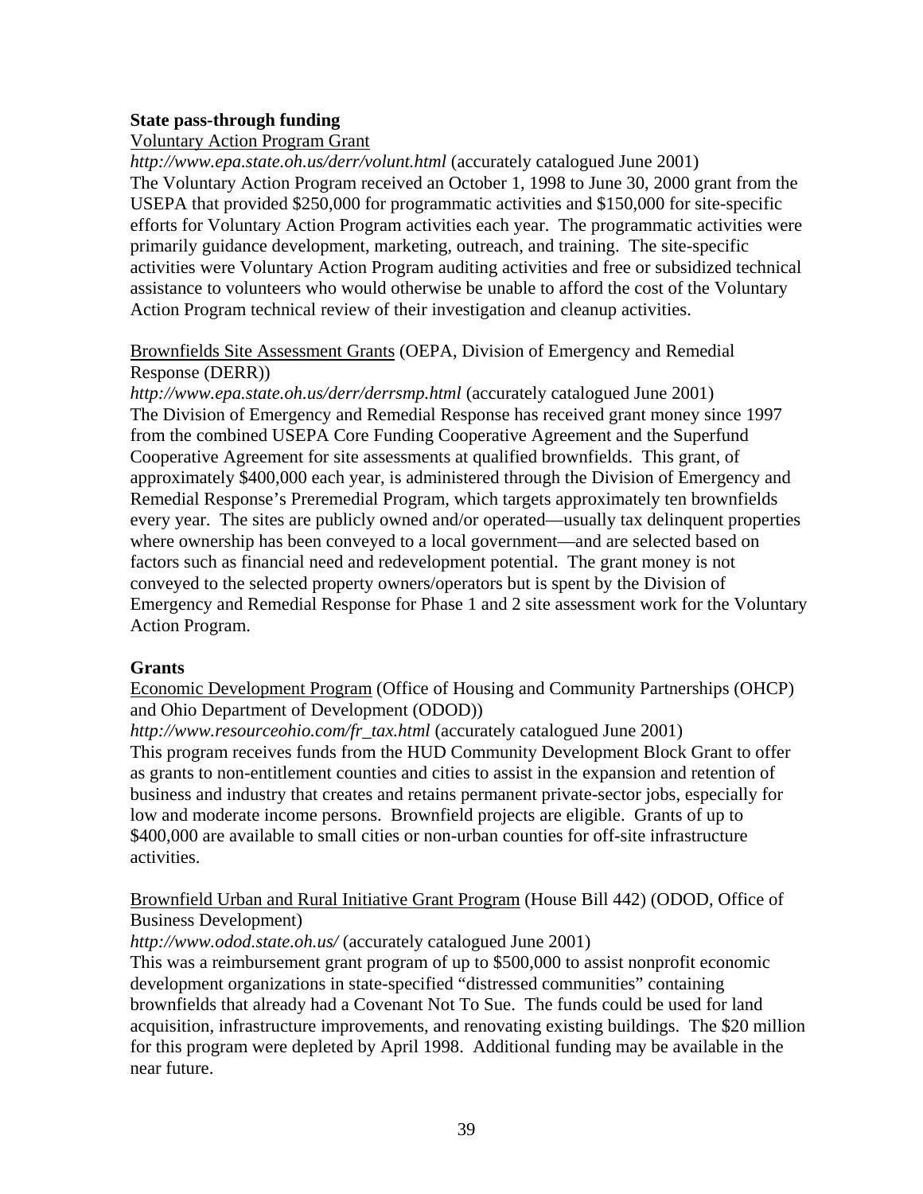**State pass-through funding**

Voluntary Action Program Grant

*http://www.epa.state.oh.us/derr/volunt.html* (accurately catalogued June 2001)
The Voluntary Action Program received an October 1, 1998 to June 30, 2000 grant from the USEPA that provided $250,000 for programmatic activities and $150,000 for site-specific efforts for Voluntary Action Program activities each year. The programmatic activities were primarily guidance development, marketing, outreach, and training. The site-specific activities were Voluntary Action Program auditing activities and free or subsidized technical assistance to volunteers who would otherwise be unable to afford the cost of the Voluntary Action Program technical review of their investigation and cleanup activities.

Brownfields Site Assessment Grants (OEPA, Division of Emergency and Remedial Response (DERR))

*http://www.epa.state.oh.us/derr/derrsmp.html* (accurately catalogued June 2001)
The Division of Emergency and Remedial Response has received grant money since 1997 from the combined USEPA Core Funding Cooperative Agreement and the Superfund Cooperative Agreement for site assessments at qualified brownfields. This grant, of approximately $400,000 each year, is administered through the Division of Emergency and Remedial Response's Preremedial Program, which targets approximately ten brownfields every year. The sites are publicly owned and/or operated—usually tax delinquent properties where ownership has been conveyed to a local government—and are selected based on factors such as financial need and redevelopment potential. The grant money is not conveyed to the selected property owners/operators but is spent by the Division of Emergency and Remedial Response for Phase 1 and 2 site assessment work for the Voluntary Action Program.

**Grants**

Economic Development Program (Office of Housing and Community Partnerships (OHCP) and Ohio Department of Development (ODOD))

*http://www.resourceohio.com/fr_tax.html* (accurately catalogued June 2001)
This program receives funds from the HUD Community Development Block Grant to offer as grants to non-entitlement counties and cities to assist in the expansion and retention of business and industry that creates and retains permanent private-sector jobs, especially for low and moderate income persons. Brownfield projects are eligible. Grants of up to $400,000 are available to small cities or non-urban counties for off-site infrastructure activities.

Brownfield Urban and Rural Initiative Grant Program (House Bill 442) (ODOD, Office of Business Development)

*http://www.odod.state.oh.us/* (accurately catalogued June 2001)
This was a reimbursement grant program of up to $500,000 to assist nonprofit economic development organizations in state-specified "distressed communities" containing brownfields that already had a Covenant Not To Sue. The funds could be used for land acquisition, infrastructure improvements, and renovating existing buildings. The $20 million for this program were depleted by April 1998. Additional funding may be available in the near future.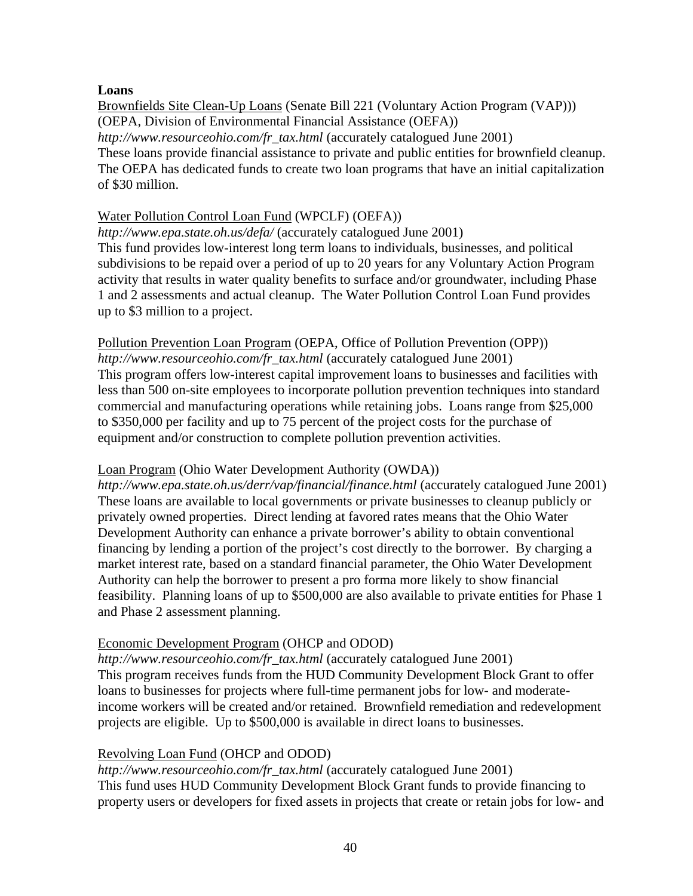**Loans**

Brownfields Site Clean-Up Loans (Senate Bill 221 (Voluntary Action Program (VAP))) (OEPA, Division of Environmental Financial Assistance (OEFA))
*http://www.resourceohio.com/fr_tax.html* (accurately catalogued June 2001)
These loans provide financial assistance to private and public entities for brownfield cleanup. The OEPA has dedicated funds to create two loan programs that have an initial capitalization of $30 million.

Water Pollution Control Loan Fund (WPCLF) (OEFA))
*http://www.epa.state.oh.us/defa/* (accurately catalogued June 2001)
This fund provides low-interest long term loans to individuals, businesses, and political subdivisions to be repaid over a period of up to 20 years for any Voluntary Action Program activity that results in water quality benefits to surface and/or groundwater, including Phase 1 and 2 assessments and actual cleanup. The Water Pollution Control Loan Fund provides up to $3 million to a project.

Pollution Prevention Loan Program (OEPA, Office of Pollution Prevention (OPP))
*http://www.resourceohio.com/fr_tax.html* (accurately catalogued June 2001)
This program offers low-interest capital improvement loans to businesses and facilities with less than 500 on-site employees to incorporate pollution prevention techniques into standard commercial and manufacturing operations while retaining jobs. Loans range from $25,000 to $350,000 per facility and up to 75 percent of the project costs for the purchase of equipment and/or construction to complete pollution prevention activities.

Loan Program (Ohio Water Development Authority (OWDA))
*http://www.epa.state.oh.us/derr/vap/financial/finance.html* (accurately catalogued June 2001)
These loans are available to local governments or private businesses to cleanup publicly or privately owned properties. Direct lending at favored rates means that the Ohio Water Development Authority can enhance a private borrower's ability to obtain conventional financing by lending a portion of the project's cost directly to the borrower. By charging a market interest rate, based on a standard financial parameter, the Ohio Water Development Authority can help the borrower to present a pro forma more likely to show financial feasibility. Planning loans of up to $500,000 are also available to private entities for Phase 1 and Phase 2 assessment planning.

Economic Development Program (OHCP and ODOD)
*http://www.resourceohio.com/fr_tax.html* (accurately catalogued June 2001)
This program receives funds from the HUD Community Development Block Grant to offer loans to businesses for projects where full-time permanent jobs for low- and moderate-income workers will be created and/or retained. Brownfield remediation and redevelopment projects are eligible. Up to $500,000 is available in direct loans to businesses.

Revolving Loan Fund (OHCP and ODOD)
*http://www.resourceohio.com/fr_tax.html* (accurately catalogued June 2001)
This fund uses HUD Community Development Block Grant funds to provide financing to property users or developers for fixed assets in projects that create or retain jobs for low- and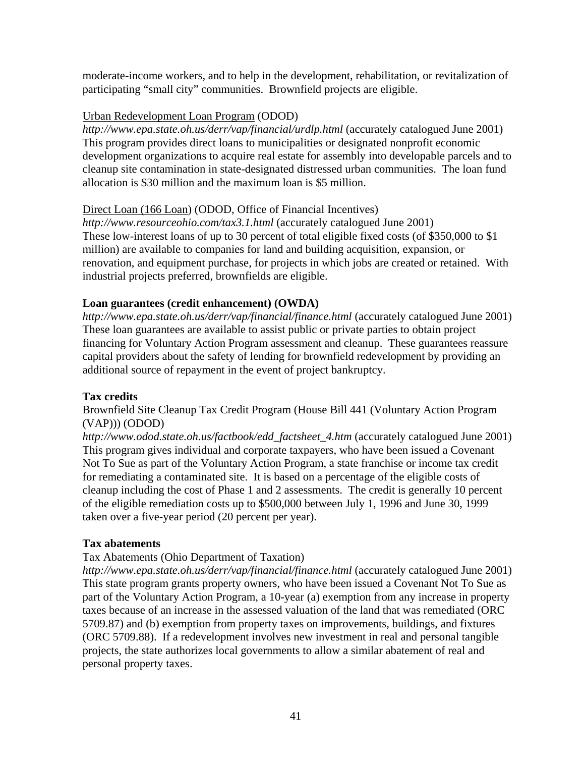moderate-income workers, and to help in the development, rehabilitation, or revitalization of participating "small city" communities. Brownfield projects are eligible.

Urban Redevelopment Loan Program (ODOD)
*http://www.epa.state.oh.us/derr/vap/financial/urdlp.html* (accurately catalogued June 2001)
This program provides direct loans to municipalities or designated nonprofit economic development organizations to acquire real estate for assembly into developable parcels and to cleanup site contamination in state-designated distressed urban communities. The loan fund allocation is $30 million and the maximum loan is $5 million.

Direct Loan (166 Loan) (ODOD, Office of Financial Incentives)
*http://www.resourceohio.com/tax3.1.html* (accurately catalogued June 2001)
These low-interest loans of up to 30 percent of total eligible fixed costs (of $350,000 to $1 million) are available to companies for land and building acquisition, expansion, or renovation, and equipment purchase, for projects in which jobs are created or retained. With industrial projects preferred, brownfields are eligible.

**Loan guarantees (credit enhancement) (OWDA)**
*http://www.epa.state.oh.us/derr/vap/financial/finance.html* (accurately catalogued June 2001)
These loan guarantees are available to assist public or private parties to obtain project financing for Voluntary Action Program assessment and cleanup. These guarantees reassure capital providers about the safety of lending for brownfield redevelopment by providing an additional source of repayment in the event of project bankruptcy.

**Tax credits**
Brownfield Site Cleanup Tax Credit Program (House Bill 441 (Voluntary Action Program (VAP))) (ODOD)
*http://www.odod.state.oh.us/factbook/edd_factsheet_4.htm* (accurately catalogued June 2001)
This program gives individual and corporate taxpayers, who have been issued a Covenant Not To Sue as part of the Voluntary Action Program, a state franchise or income tax credit for remediating a contaminated site. It is based on a percentage of the eligible costs of cleanup including the cost of Phase 1 and 2 assessments. The credit is generally 10 percent of the eligible remediation costs up to $500,000 between July 1, 1996 and June 30, 1999 taken over a five-year period (20 percent per year).

**Tax abatements**
Tax Abatements (Ohio Department of Taxation)
*http://www.epa.state.oh.us/derr/vap/financial/finance.html* (accurately catalogued June 2001)
This state program grants property owners, who have been issued a Covenant Not To Sue as part of the Voluntary Action Program, a 10-year (a) exemption from any increase in property taxes because of an increase in the assessed valuation of the land that was remediated (ORC 5709.87) and (b) exemption from property taxes on improvements, buildings, and fixtures (ORC 5709.88). If a redevelopment involves new investment in real and personal tangible projects, the state authorizes local governments to allow a similar abatement of real and personal property taxes.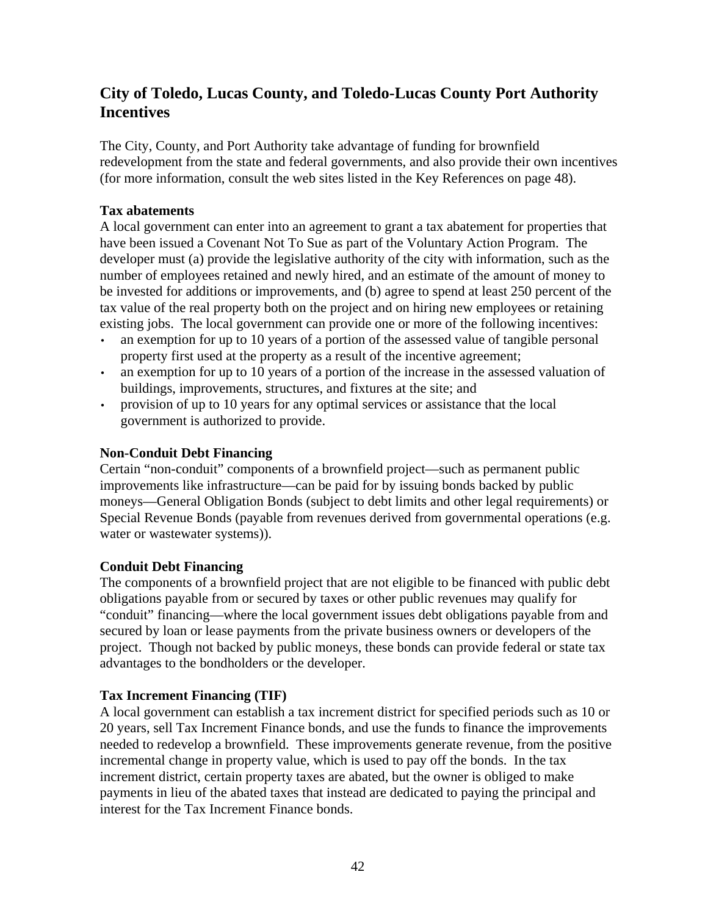## City of Toledo, Lucas County, and Toledo-Lucas County Port Authority Incentives

The City, County, and Port Authority take advantage of funding for brownfield redevelopment from the state and federal governments, and also provide their own incentives (for more information, consult the web sites listed in the Key References on page 48).

**Tax abatements**

A local government can enter into an agreement to grant a tax abatement for properties that have been issued a Covenant Not To Sue as part of the Voluntary Action Program. The developer must (a) provide the legislative authority of the city with information, such as the number of employees retained and newly hired, and an estimate of the amount of money to be invested for additions or improvements, and (b) agree to spend at least 250 percent of the tax value of the real property both on the project and on hiring new employees or retaining existing jobs. The local government can provide one or more of the following incentives:

- an exemption for up to 10 years of a portion of the assessed value of tangible personal property first used at the property as a result of the incentive agreement;
- an exemption for up to 10 years of a portion of the increase in the assessed valuation of buildings, improvements, structures, and fixtures at the site; and
- provision of up to 10 years for any optimal services or assistance that the local government is authorized to provide.

**Non-Conduit Debt Financing**

Certain "non-conduit" components of a brownfield project—such as permanent public improvements like infrastructure—can be paid for by issuing bonds backed by public moneys—General Obligation Bonds (subject to debt limits and other legal requirements) or Special Revenue Bonds (payable from revenues derived from governmental operations (e.g. water or wastewater systems)).

**Conduit Debt Financing**

The components of a brownfield project that are not eligible to be financed with public debt obligations payable from or secured by taxes or other public revenues may qualify for "conduit" financing—where the local government issues debt obligations payable from and secured by loan or lease payments from the private business owners or developers of the project. Though not backed by public moneys, these bonds can provide federal or state tax advantages to the bondholders or the developer.

**Tax Increment Financing (TIF)**

A local government can establish a tax increment district for specified periods such as 10 or 20 years, sell Tax Increment Finance bonds, and use the funds to finance the improvements needed to redevelop a brownfield. These improvements generate revenue, from the positive incremental change in property value, which is used to pay off the bonds. In the tax increment district, certain property taxes are abated, but the owner is obliged to make payments in lieu of the abated taxes that instead are dedicated to paying the principal and interest for the Tax Increment Finance bonds.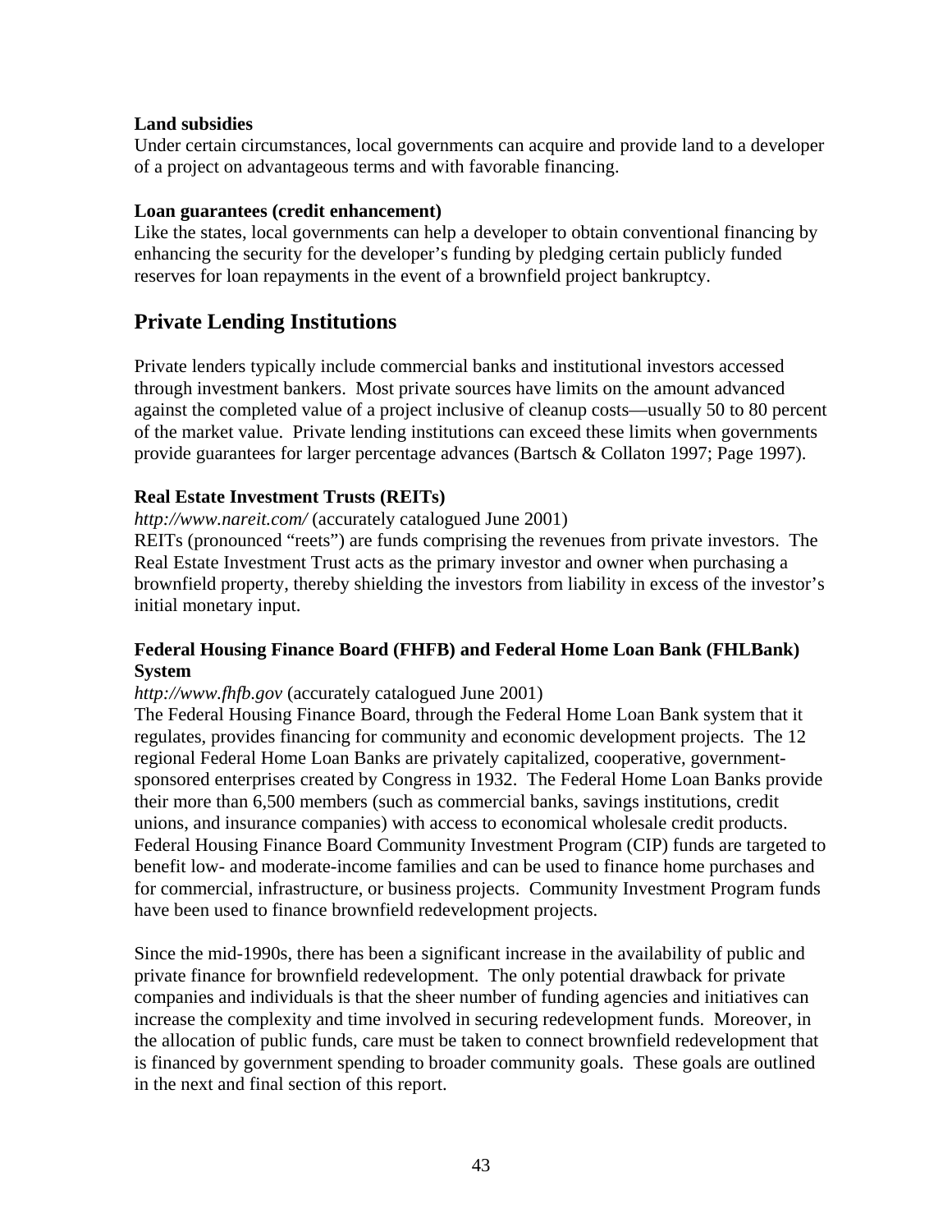**Land subsidies**

Under certain circumstances, local governments can acquire and provide land to a developer of a project on advantageous terms and with favorable financing.

**Loan guarantees (credit enhancement)**

Like the states, local governments can help a developer to obtain conventional financing by enhancing the security for the developer's funding by pledging certain publicly funded reserves for loan repayments in the event of a brownfield project bankruptcy.

## Private Lending Institutions

Private lenders typically include commercial banks and institutional investors accessed through investment bankers. Most private sources have limits on the amount advanced against the completed value of a project inclusive of cleanup costs—usually 50 to 80 percent of the market value. Private lending institutions can exceed these limits when governments provide guarantees for larger percentage advances (Bartsch & Collaton 1997; Page 1997).

**Real Estate Investment Trusts (REITs)**

*http://www.nareit.com/* (accurately catalogued June 2001)

REITs (pronounced "reets") are funds comprising the revenues from private investors. The Real Estate Investment Trust acts as the primary investor and owner when purchasing a brownfield property, thereby shielding the investors from liability in excess of the investor's initial monetary input.

**Federal Housing Finance Board (FHFB) and Federal Home Loan Bank (FHLBank) System**

*http://www.fhfb.gov* (accurately catalogued June 2001)

The Federal Housing Finance Board, through the Federal Home Loan Bank system that it regulates, provides financing for community and economic development projects. The 12 regional Federal Home Loan Banks are privately capitalized, cooperative, government-sponsored enterprises created by Congress in 1932. The Federal Home Loan Banks provide their more than 6,500 members (such as commercial banks, savings institutions, credit unions, and insurance companies) with access to economical wholesale credit products. Federal Housing Finance Board Community Investment Program (CIP) funds are targeted to benefit low- and moderate-income families and can be used to finance home purchases and for commercial, infrastructure, or business projects. Community Investment Program funds have been used to finance brownfield redevelopment projects.

Since the mid-1990s, there has been a significant increase in the availability of public and private finance for brownfield redevelopment. The only potential drawback for private companies and individuals is that the sheer number of funding agencies and initiatives can increase the complexity and time involved in securing redevelopment funds. Moreover, in the allocation of public funds, care must be taken to connect brownfield redevelopment that is financed by government spending to broader community goals. These goals are outlined in the next and final section of this report.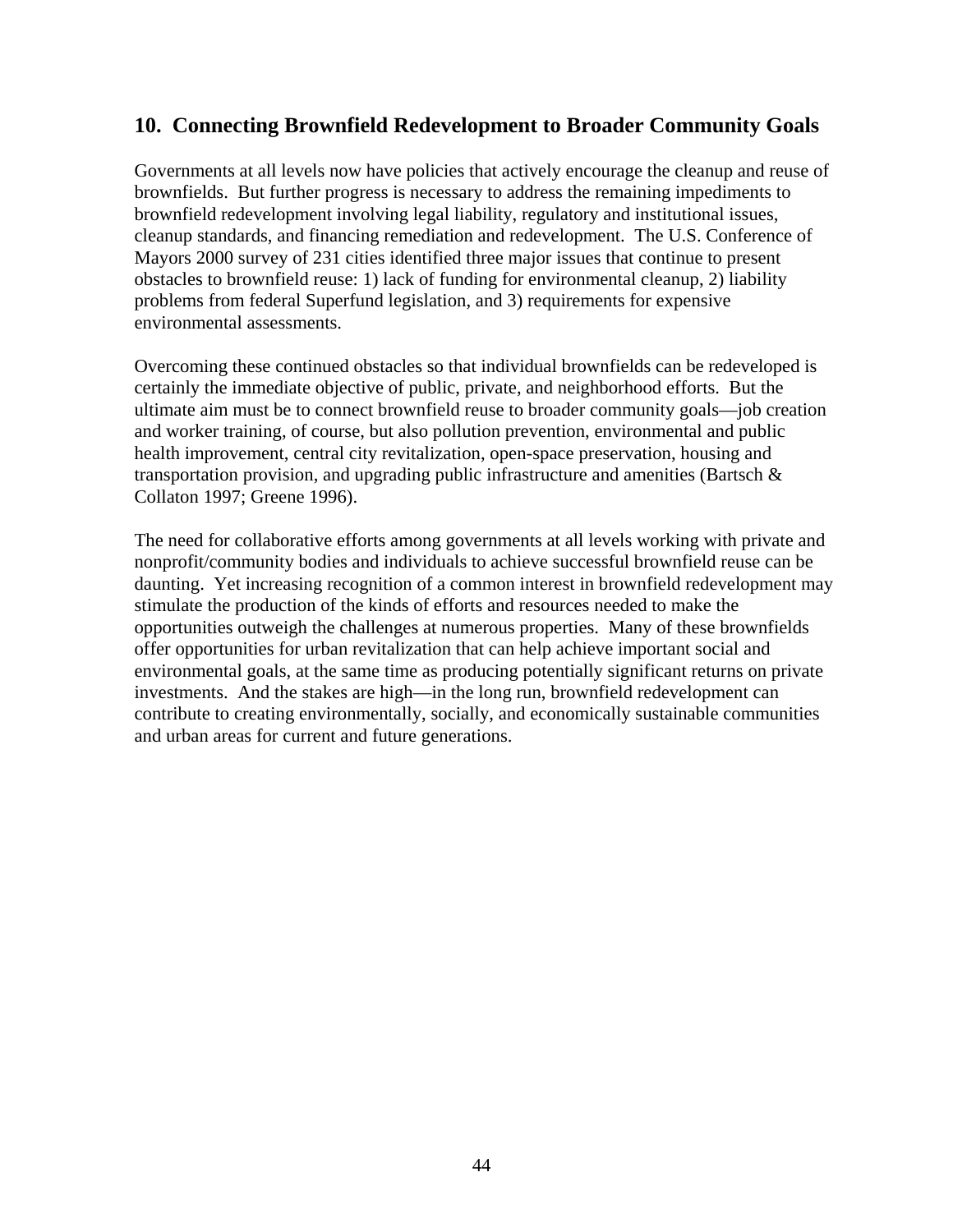## 10. Connecting Brownfield Redevelopment to Broader Community Goals

Governments at all levels now have policies that actively encourage the cleanup and reuse of brownfields. But further progress is necessary to address the remaining impediments to brownfield redevelopment involving legal liability, regulatory and institutional issues, cleanup standards, and financing remediation and redevelopment. The U.S. Conference of Mayors 2000 survey of 231 cities identified three major issues that continue to present obstacles to brownfield reuse: 1) lack of funding for environmental cleanup, 2) liability problems from federal Superfund legislation, and 3) requirements for expensive environmental assessments.

Overcoming these continued obstacles so that individual brownfields can be redeveloped is certainly the immediate objective of public, private, and neighborhood efforts. But the ultimate aim must be to connect brownfield reuse to broader community goals—job creation and worker training, of course, but also pollution prevention, environmental and public health improvement, central city revitalization, open-space preservation, housing and transportation provision, and upgrading public infrastructure and amenities (Bartsch & Collaton 1997; Greene 1996).

The need for collaborative efforts among governments at all levels working with private and nonprofit/community bodies and individuals to achieve successful brownfield reuse can be daunting. Yet increasing recognition of a common interest in brownfield redevelopment may stimulate the production of the kinds of efforts and resources needed to make the opportunities outweigh the challenges at numerous properties. Many of these brownfields offer opportunities for urban revitalization that can help achieve important social and environmental goals, at the same time as producing potentially significant returns on private investments. And the stakes are high—in the long run, brownfield redevelopment can contribute to creating environmentally, socially, and economically sustainable communities and urban areas for current and future generations.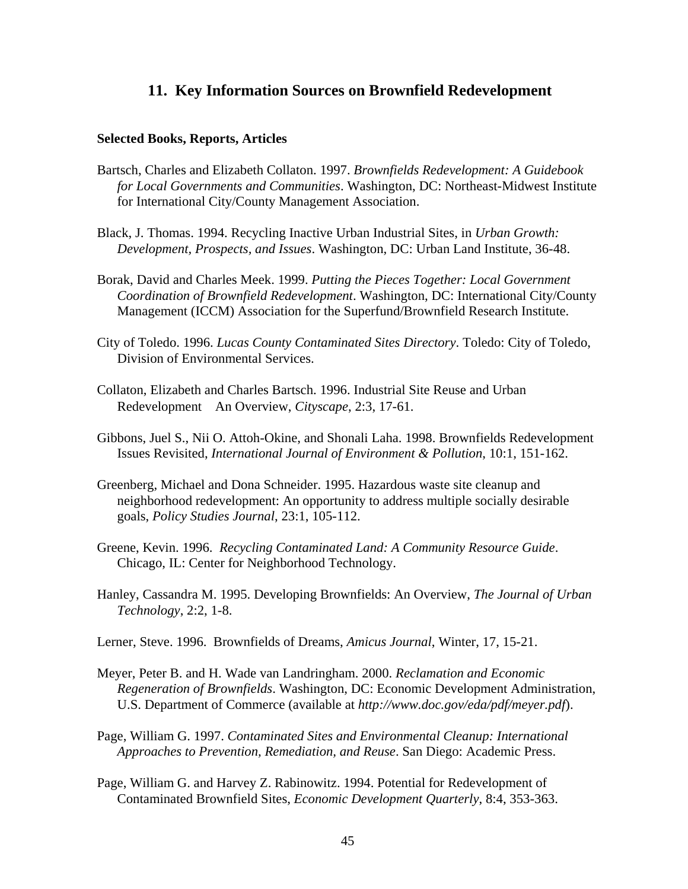## 11. Key Information Sources on Brownfield Redevelopment

**Selected Books, Reports, Articles**

Bartsch, Charles and Elizabeth Collaton. 1997. *Brownfields Redevelopment: A Guidebook for Local Governments and Communities*. Washington, DC: Northeast-Midwest Institute for International City/County Management Association.

Black, J. Thomas. 1994. Recycling Inactive Urban Industrial Sites, in *Urban Growth: Development, Prospects, and Issues*. Washington, DC: Urban Land Institute, 36-48.

Borak, David and Charles Meek. 1999. *Putting the Pieces Together: Local Government Coordination of Brownfield Redevelopment*. Washington, DC: International City/County Management (ICCM) Association for the Superfund/Brownfield Research Institute.

City of Toledo. 1996. *Lucas County Contaminated Sites Directory*. Toledo: City of Toledo, Division of Environmental Services.

Collaton, Elizabeth and Charles Bartsch. 1996. Industrial Site Reuse and Urban Redevelopment   An Overview, *Cityscape*, 2:3, 17-61.

Gibbons, Juel S., Nii O. Attoh-Okine, and Shonali Laha. 1998. Brownfields Redevelopment Issues Revisited, *International Journal of Environment & Pollution*, 10:1, 151-162.

Greenberg, Michael and Dona Schneider. 1995. Hazardous waste site cleanup and neighborhood redevelopment: An opportunity to address multiple socially desirable goals, *Policy Studies Journal*, 23:1, 105-112.

Greene, Kevin. 1996. *Recycling Contaminated Land: A Community Resource Guide*. Chicago, IL: Center for Neighborhood Technology.

Hanley, Cassandra M. 1995. Developing Brownfields: An Overview, *The Journal of Urban Technology*, 2:2, 1-8.

Lerner, Steve. 1996. Brownfields of Dreams, *Amicus Journal*, Winter, 17, 15-21.

Meyer, Peter B. and H. Wade van Landringham. 2000. *Reclamation and Economic Regeneration of Brownfields*. Washington, DC: Economic Development Administration, U.S. Department of Commerce (available at *http://www.doc.gov/eda/pdf/meyer.pdf*).

Page, William G. 1997. *Contaminated Sites and Environmental Cleanup: International Approaches to Prevention, Remediation, and Reuse*. San Diego: Academic Press.

Page, William G. and Harvey Z. Rabinowitz. 1994. Potential for Redevelopment of Contaminated Brownfield Sites, *Economic Development Quarterly*, 8:4, 353-363.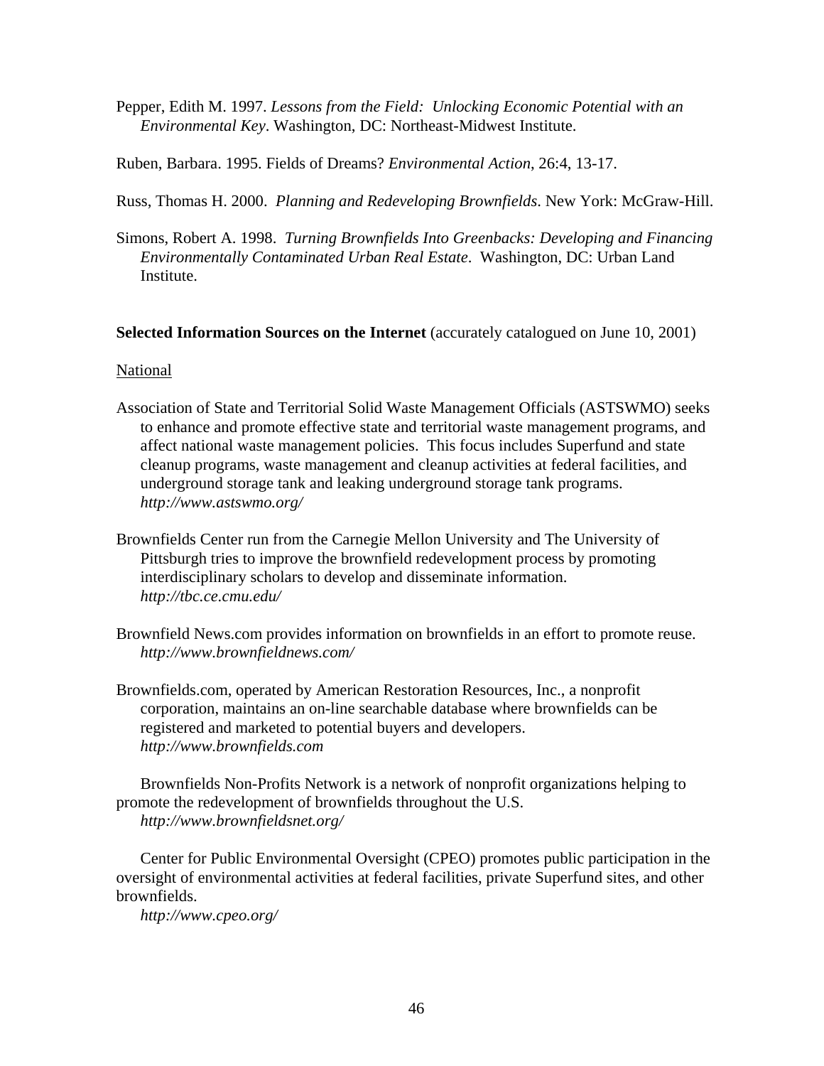Pepper, Edith M. 1997. *Lessons from the Field: Unlocking Economic Potential with an Environmental Key*. Washington, DC: Northeast-Midwest Institute.

Ruben, Barbara. 1995. Fields of Dreams? *Environmental Action*, 26:4, 13-17.

Russ, Thomas H. 2000. *Planning and Redeveloping Brownfields*. New York: McGraw-Hill.

Simons, Robert A. 1998. *Turning Brownfields Into Greenbacks: Developing and Financing Environmentally Contaminated Urban Real Estate*. Washington, DC: Urban Land Institute.

**Selected Information Sources on the Internet** (accurately catalogued on June 10, 2001)

National

Association of State and Territorial Solid Waste Management Officials (ASTSWMO) seeks to enhance and promote effective state and territorial waste management programs, and affect national waste management policies. This focus includes Superfund and state cleanup programs, waste management and cleanup activities at federal facilities, and underground storage tank and leaking underground storage tank programs.
*http://www.astswmo.org/*

Brownfields Center run from the Carnegie Mellon University and The University of Pittsburgh tries to improve the brownfield redevelopment process by promoting interdisciplinary scholars to develop and disseminate information.
*http://tbc.ce.cmu.edu/*

Brownfield News.com provides information on brownfields in an effort to promote reuse.
*http://www.brownfieldnews.com/*

Brownfields.com, operated by American Restoration Resources, Inc., a nonprofit corporation, maintains an on-line searchable database where brownfields can be registered and marketed to potential buyers and developers.
*http://www.brownfields.com*

Brownfields Non-Profits Network is a network of nonprofit organizations helping to promote the redevelopment of brownfields throughout the U.S.
*http://www.brownfieldsnet.org/*

Center for Public Environmental Oversight (CPEO) promotes public participation in the oversight of environmental activities at federal facilities, private Superfund sites, and other brownfields.
*http://www.cpeo.org/*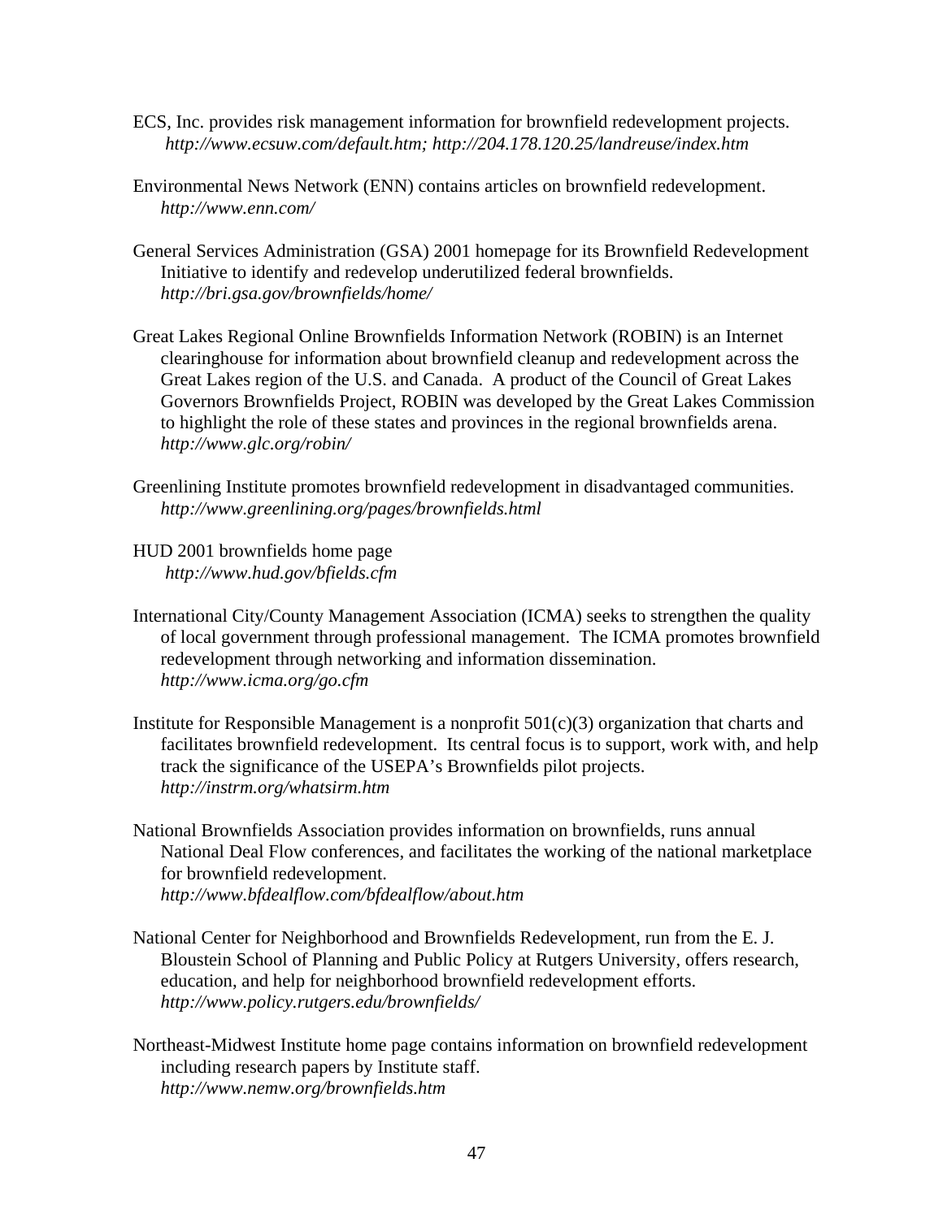ECS, Inc. provides risk management information for brownfield redevelopment projects.
*http://www.ecsuw.com/default.htm; http://204.178.120.25/landreuse/index.htm*

Environmental News Network (ENN) contains articles on brownfield redevelopment.
*http://www.enn.com/*

General Services Administration (GSA) 2001 homepage for its Brownfield Redevelopment Initiative to identify and redevelop underutilized federal brownfields.
*http://bri.gsa.gov/brownfields/home/*

Great Lakes Regional Online Brownfields Information Network (ROBIN) is an Internet clearinghouse for information about brownfield cleanup and redevelopment across the Great Lakes region of the U.S. and Canada. A product of the Council of Great Lakes Governors Brownfields Project, ROBIN was developed by the Great Lakes Commission to highlight the role of these states and provinces in the regional brownfields arena.
*http://www.glc.org/robin/*

Greenlining Institute promotes brownfield redevelopment in disadvantaged communities.
*http://www.greenlining.org/pages/brownfields.html*

HUD 2001 brownfields home page
*http://www.hud.gov/bfields.cfm*

International City/County Management Association (ICMA) seeks to strengthen the quality of local government through professional management. The ICMA promotes brownfield redevelopment through networking and information dissemination.
*http://www.icma.org/go.cfm*

Institute for Responsible Management is a nonprofit 501(c)(3) organization that charts and facilitates brownfield redevelopment. Its central focus is to support, work with, and help track the significance of the USEPA's Brownfields pilot projects.
*http://instrm.org/whatsirm.htm*

National Brownfields Association provides information on brownfields, runs annual National Deal Flow conferences, and facilitates the working of the national marketplace for brownfield redevelopment.
*http://www.bfdealflow.com/bfdealflow/about.htm*

National Center for Neighborhood and Brownfields Redevelopment, run from the E. J. Bloustein School of Planning and Public Policy at Rutgers University, offers research, education, and help for neighborhood brownfield redevelopment efforts.
*http://www.policy.rutgers.edu/brownfields/*

Northeast-Midwest Institute home page contains information on brownfield redevelopment including research papers by Institute staff.
*http://www.nemw.org/brownfields.htm*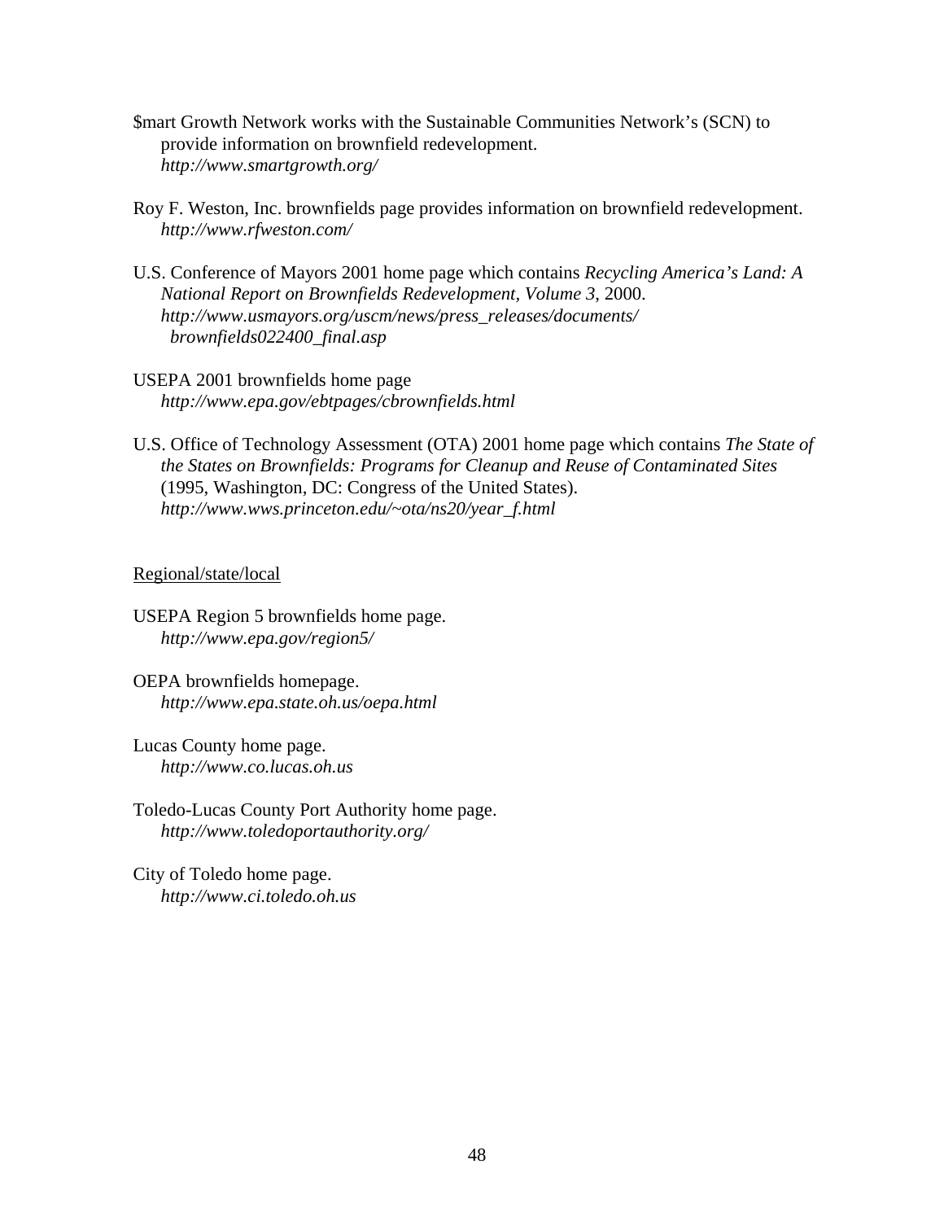$mart Growth Network works with the Sustainable Communities Network's (SCN) to provide information on brownfield redevelopment.
*http://www.smartgrowth.org/*

Roy F. Weston, Inc. brownfields page provides information on brownfield redevelopment.
*http://www.rfweston.com/*

U.S. Conference of Mayors 2001 home page which contains *Recycling America's Land: A National Report on Brownfields Redevelopment, Volume 3*, 2000.
*http://www.usmayors.org/uscm/news/press_releases/documents/ brownfields022400_final.asp*

USEPA 2001 brownfields home page
*http://www.epa.gov/ebtpages/cbrownfields.html*

U.S. Office of Technology Assessment (OTA) 2001 home page which contains *The State of the States on Brownfields: Programs for Cleanup and Reuse of Contaminated Sites* (1995, Washington, DC: Congress of the United States).
*http://www.wws.princeton.edu/~ota/ns20/year_f.html*

Regional/state/local

USEPA Region 5 brownfields home page.
*http://www.epa.gov/region5/*

OEPA brownfields homepage.
*http://www.epa.state.oh.us/oepa.html*

Lucas County home page.
*http://www.co.lucas.oh.us*

Toledo-Lucas County Port Authority home page.
*http://www.toledoportauthority.org/*

City of Toledo home page.
*http://www.ci.toledo.oh.us*